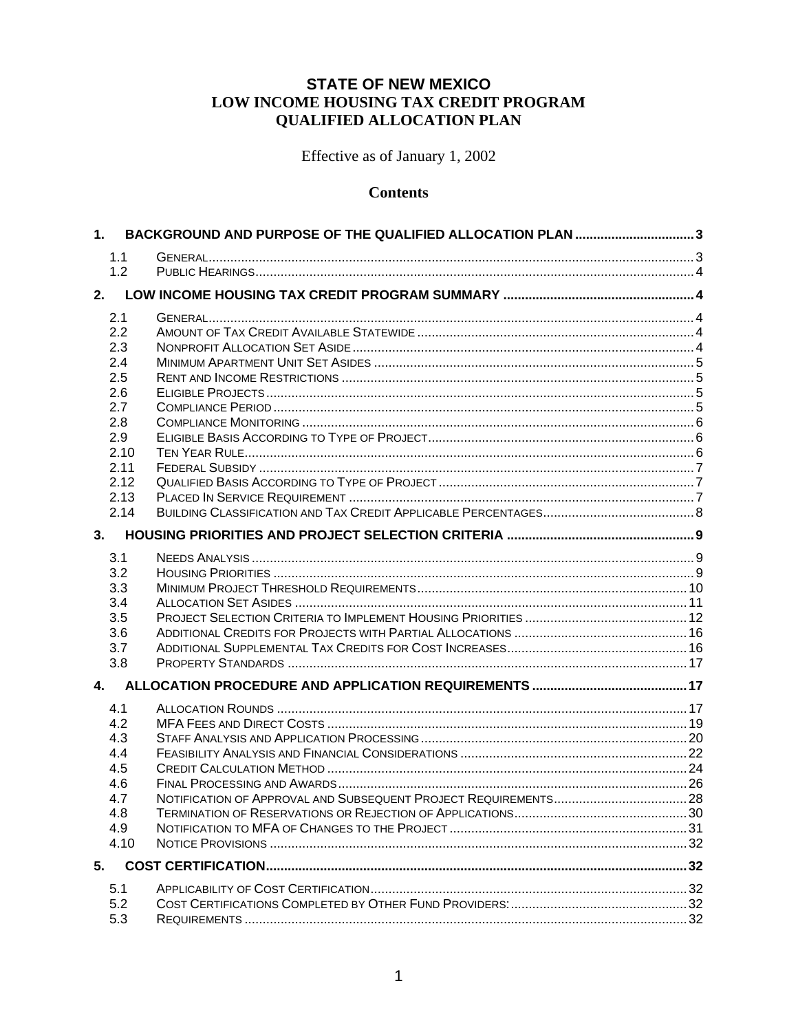# STATE OF NEW MEXICO
# LOW INCOME HOUSING TAX CREDIT PROGRAM
# QUALIFIED ALLOCATION PLAN

Effective as of January 1, 2002

## Contents

**1. BACKGROUND AND PURPOSE OF THE QUALIFIED ALLOCATION PLAN ..... 3**

- 1.1 GENERAL ..... 3
- 1.2 PUBLIC HEARINGS ..... 4

**2. LOW INCOME HOUSING TAX CREDIT PROGRAM SUMMARY ..... 4**

- 2.1 GENERAL ..... 4
- 2.2 AMOUNT OF TAX CREDIT AVAILABLE STATEWIDE ..... 4
- 2.3 NONPROFIT ALLOCATION SET ASIDE ..... 4
- 2.4 MINIMUM APARTMENT UNIT SET ASIDES ..... 5
- 2.5 RENT AND INCOME RESTRICTIONS ..... 5
- 2.6 ELIGIBLE PROJECTS ..... 5
- 2.7 COMPLIANCE PERIOD ..... 5
- 2.8 COMPLIANCE MONITORING ..... 6
- 2.9 ELIGIBLE BASIS ACCORDING TO TYPE OF PROJECT ..... 6
- 2.10 TEN YEAR RULE ..... 6
- 2.11 FEDERAL SUBSIDY ..... 7
- 2.12 QUALIFIED BASIS ACCORDING TO TYPE OF PROJECT ..... 7
- 2.13 PLACED IN SERVICE REQUIREMENT ..... 7
- 2.14 BUILDING CLASSIFICATION AND TAX CREDIT APPLICABLE PERCENTAGES ..... 8

**3. HOUSING PRIORITIES AND PROJECT SELECTION CRITERIA ..... 9**

- 3.1 NEEDS ANALYSIS ..... 9
- 3.2 HOUSING PRIORITIES ..... 9
- 3.3 MINIMUM PROJECT THRESHOLD REQUIREMENTS ..... 10
- 3.4 ALLOCATION SET ASIDES ..... 11
- 3.5 PROJECT SELECTION CRITERIA TO IMPLEMENT HOUSING PRIORITIES ..... 12
- 3.6 ADDITIONAL CREDITS FOR PROJECTS WITH PARTIAL ALLOCATIONS ..... 16
- 3.7 ADDITIONAL SUPPLEMENTAL TAX CREDITS FOR COST INCREASES ..... 16
- 3.8 PROPERTY STANDARDS ..... 17

**4. ALLOCATION PROCEDURE AND APPLICATION REQUIREMENTS ..... 17**

- 4.1 ALLOCATION ROUNDS ..... 17
- 4.2 MFA FEES AND DIRECT COSTS ..... 19
- 4.3 STAFF ANALYSIS AND APPLICATION PROCESSING ..... 20
- 4.4 FEASIBILITY ANALYSIS AND FINANCIAL CONSIDERATIONS ..... 22
- 4.5 CREDIT CALCULATION METHOD ..... 24
- 4.6 FINAL PROCESSING AND AWARDS ..... 26
- 4.7 NOTIFICATION OF APPROVAL AND SUBSEQUENT PROJECT REQUIREMENTS ..... 28
- 4.8 TERMINATION OF RESERVATIONS OR REJECTION OF APPLICATIONS ..... 30
- 4.9 NOTIFICATION TO MFA OF CHANGES TO THE PROJECT ..... 31
- 4.10 NOTICE PROVISIONS ..... 32

**5. COST CERTIFICATION ..... 32**

- 5.1 APPLICABILITY OF COST CERTIFICATION ..... 32
- 5.2 COST CERTIFICATIONS COMPLETED BY OTHER FUND PROVIDERS: ..... 32
- 5.3 REQUIREMENTS ..... 32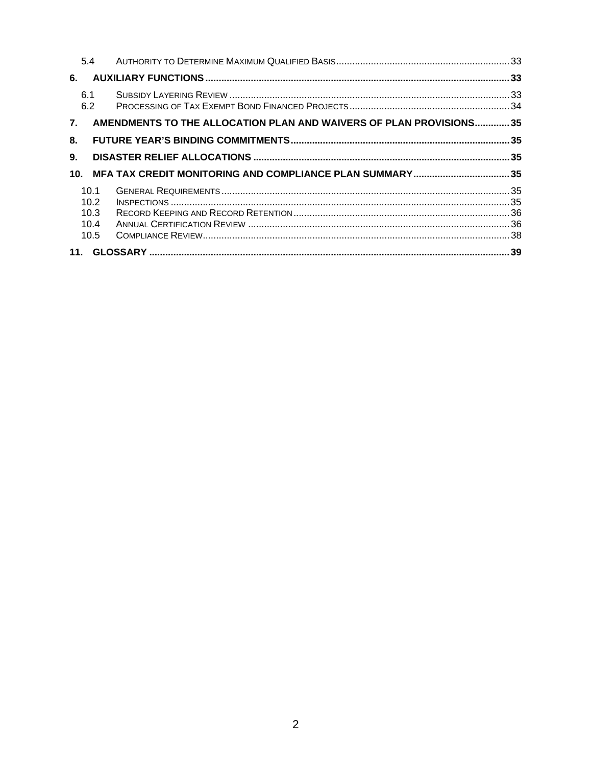5.4 Authority to Determine Maximum Qualified Basis ..... 33

**6. AUXILIARY FUNCTIONS ..... 33**

6.1 Subsidy Layering Review ..... 33
6.2 Processing of Tax Exempt Bond Financed Projects ..... 34

**7. AMENDMENTS TO THE ALLOCATION PLAN AND WAIVERS OF PLAN PROVISIONS ..... 35**

**8. FUTURE YEAR'S BINDING COMMITMENTS ..... 35**

**9. DISASTER RELIEF ALLOCATIONS ..... 35**

**10. MFA TAX CREDIT MONITORING AND COMPLIANCE PLAN SUMMARY ..... 35**

10.1 General Requirements ..... 35
10.2 Inspections ..... 35
10.3 Record Keeping and Record Retention ..... 36
10.4 Annual Certification Review ..... 36
10.5 Compliance Review ..... 38

**11. GLOSSARY ..... 39**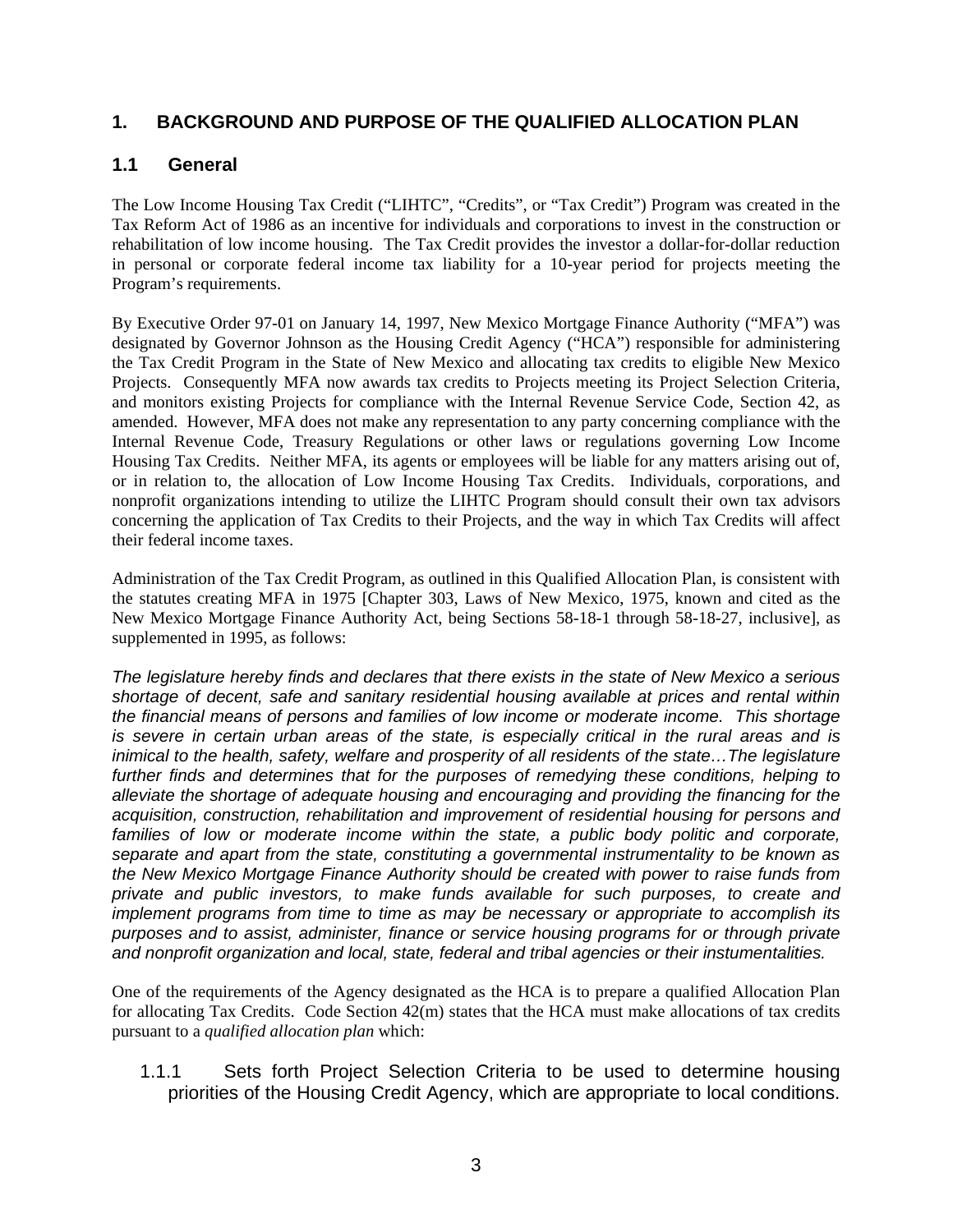# 1. BACKGROUND AND PURPOSE OF THE QUALIFIED ALLOCATION PLAN

## 1.1 General

The Low Income Housing Tax Credit ("LIHTC", "Credits", or "Tax Credit") Program was created in the Tax Reform Act of 1986 as an incentive for individuals and corporations to invest in the construction or rehabilitation of low income housing. The Tax Credit provides the investor a dollar-for-dollar reduction in personal or corporate federal income tax liability for a 10-year period for projects meeting the Program's requirements.

By Executive Order 97-01 on January 14, 1997, New Mexico Mortgage Finance Authority ("MFA") was designated by Governor Johnson as the Housing Credit Agency ("HCA") responsible for administering the Tax Credit Program in the State of New Mexico and allocating tax credits to eligible New Mexico Projects. Consequently MFA now awards tax credits to Projects meeting its Project Selection Criteria, and monitors existing Projects for compliance with the Internal Revenue Service Code, Section 42, as amended. However, MFA does not make any representation to any party concerning compliance with the Internal Revenue Code, Treasury Regulations or other laws or regulations governing Low Income Housing Tax Credits. Neither MFA, its agents or employees will be liable for any matters arising out of, or in relation to, the allocation of Low Income Housing Tax Credits. Individuals, corporations, and nonprofit organizations intending to utilize the LIHTC Program should consult their own tax advisors concerning the application of Tax Credits to their Projects, and the way in which Tax Credits will affect their federal income taxes.

Administration of the Tax Credit Program, as outlined in this Qualified Allocation Plan, is consistent with the statutes creating MFA in 1975 [Chapter 303, Laws of New Mexico, 1975, known and cited as the New Mexico Mortgage Finance Authority Act, being Sections 58-18-1 through 58-18-27, inclusive], as supplemented in 1995, as follows:

*The legislature hereby finds and declares that there exists in the state of New Mexico a serious shortage of decent, safe and sanitary residential housing available at prices and rental within the financial means of persons and families of low income or moderate income. This shortage is severe in certain urban areas of the state, is especially critical in the rural areas and is inimical to the health, safety, welfare and prosperity of all residents of the state…The legislature further finds and determines that for the purposes of remedying these conditions, helping to alleviate the shortage of adequate housing and encouraging and providing the financing for the acquisition, construction, rehabilitation and improvement of residential housing for persons and families of low or moderate income within the state, a public body politic and corporate, separate and apart from the state, constituting a governmental instrumentality to be known as the New Mexico Mortgage Finance Authority should be created with power to raise funds from private and public investors, to make funds available for such purposes, to create and implement programs from time to time as may be necessary or appropriate to accomplish its purposes and to assist, administer, finance or service housing programs for or through private and nonprofit organization and local, state, federal and tribal agencies or their instumentalities.*

One of the requirements of the Agency designated as the HCA is to prepare a qualified Allocation Plan for allocating Tax Credits. Code Section 42(m) states that the HCA must make allocations of tax credits pursuant to a *qualified allocation plan* which:

1.1.1 Sets forth Project Selection Criteria to be used to determine housing priorities of the Housing Credit Agency, which are appropriate to local conditions.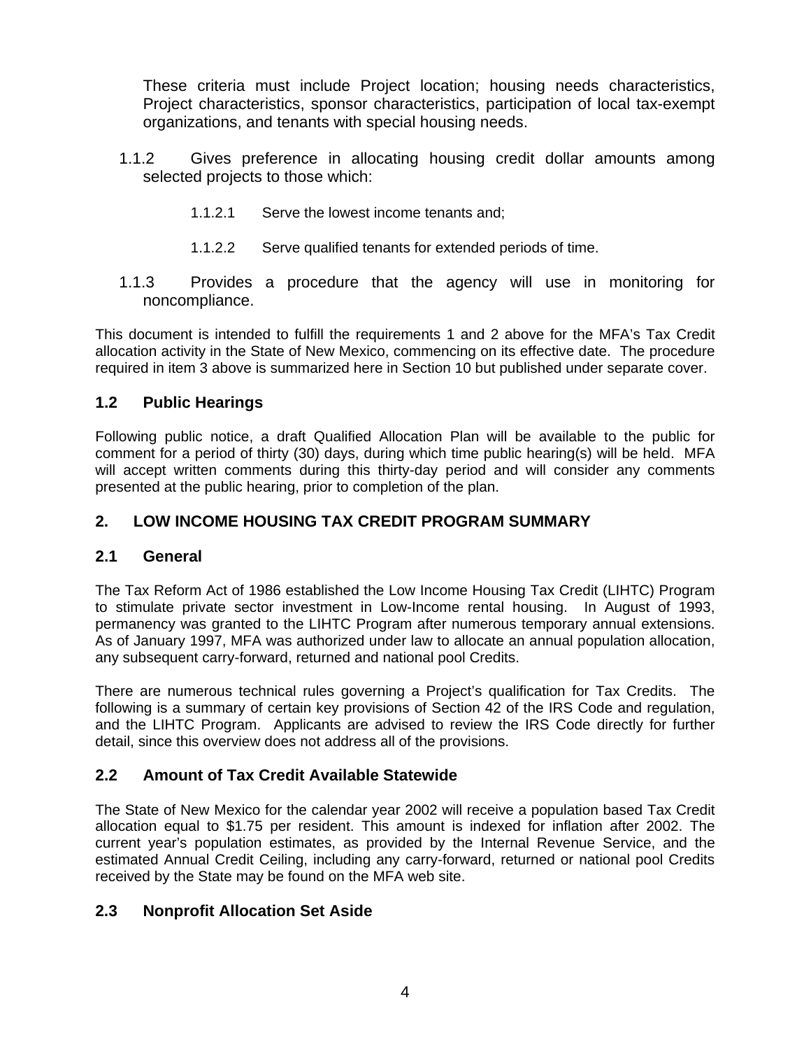These criteria must include Project location; housing needs characteristics, Project characteristics, sponsor characteristics, participation of local tax-exempt organizations, and tenants with special housing needs.

1.1.2 Gives preference in allocating housing credit dollar amounts among selected projects to those which:

  1.1.2.1 Serve the lowest income tenants and;

  1.1.2.2 Serve qualified tenants for extended periods of time.

1.1.3 Provides a procedure that the agency will use in monitoring for noncompliance.

This document is intended to fulfill the requirements 1 and 2 above for the MFA's Tax Credit allocation activity in the State of New Mexico, commencing on its effective date. The procedure required in item 3 above is summarized here in Section 10 but published under separate cover.

### 1.2 Public Hearings

Following public notice, a draft Qualified Allocation Plan will be available to the public for comment for a period of thirty (30) days, during which time public hearing(s) will be held. MFA will accept written comments during this thirty-day period and will consider any comments presented at the public hearing, prior to completion of the plan.

## 2. LOW INCOME HOUSING TAX CREDIT PROGRAM SUMMARY

### 2.1 General

The Tax Reform Act of 1986 established the Low Income Housing Tax Credit (LIHTC) Program to stimulate private sector investment in Low-Income rental housing. In August of 1993, permanency was granted to the LIHTC Program after numerous temporary annual extensions. As of January 1997, MFA was authorized under law to allocate an annual population allocation, any subsequent carry-forward, returned and national pool Credits.

There are numerous technical rules governing a Project's qualification for Tax Credits. The following is a summary of certain key provisions of Section 42 of the IRS Code and regulation, and the LIHTC Program. Applicants are advised to review the IRS Code directly for further detail, since this overview does not address all of the provisions.

### 2.2 Amount of Tax Credit Available Statewide

The State of New Mexico for the calendar year 2002 will receive a population based Tax Credit allocation equal to $1.75 per resident. This amount is indexed for inflation after 2002. The current year's population estimates, as provided by the Internal Revenue Service, and the estimated Annual Credit Ceiling, including any carry-forward, returned or national pool Credits received by the State may be found on the MFA web site.

### 2.3 Nonprofit Allocation Set Aside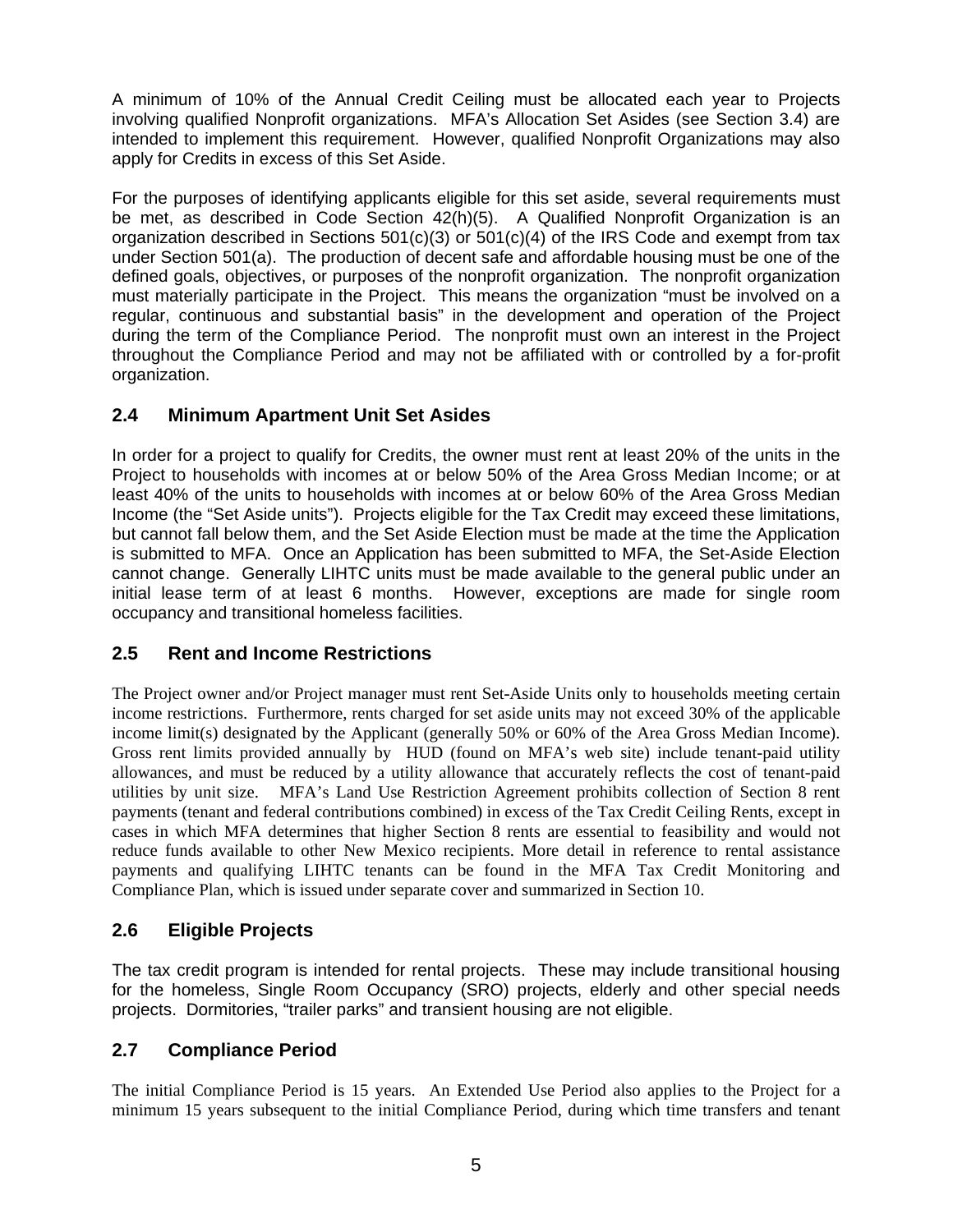A minimum of 10% of the Annual Credit Ceiling must be allocated each year to Projects involving qualified Nonprofit organizations. MFA's Allocation Set Asides (see Section 3.4) are intended to implement this requirement. However, qualified Nonprofit Organizations may also apply for Credits in excess of this Set Aside.

For the purposes of identifying applicants eligible for this set aside, several requirements must be met, as described in Code Section 42(h)(5). A Qualified Nonprofit Organization is an organization described in Sections 501(c)(3) or 501(c)(4) of the IRS Code and exempt from tax under Section 501(a). The production of decent safe and affordable housing must be one of the defined goals, objectives, or purposes of the nonprofit organization. The nonprofit organization must materially participate in the Project. This means the organization "must be involved on a regular, continuous and substantial basis" in the development and operation of the Project during the term of the Compliance Period. The nonprofit must own an interest in the Project throughout the Compliance Period and may not be affiliated with or controlled by a for-profit organization.

## 2.4 Minimum Apartment Unit Set Asides

In order for a project to qualify for Credits, the owner must rent at least 20% of the units in the Project to households with incomes at or below 50% of the Area Gross Median Income; or at least 40% of the units to households with incomes at or below 60% of the Area Gross Median Income (the "Set Aside units"). Projects eligible for the Tax Credit may exceed these limitations, but cannot fall below them, and the Set Aside Election must be made at the time the Application is submitted to MFA. Once an Application has been submitted to MFA, the Set-Aside Election cannot change. Generally LIHTC units must be made available to the general public under an initial lease term of at least 6 months. However, exceptions are made for single room occupancy and transitional homeless facilities.

## 2.5 Rent and Income Restrictions

The Project owner and/or Project manager must rent Set-Aside Units only to households meeting certain income restrictions. Furthermore, rents charged for set aside units may not exceed 30% of the applicable income limit(s) designated by the Applicant (generally 50% or 60% of the Area Gross Median Income). Gross rent limits provided annually by HUD (found on MFA's web site) include tenant-paid utility allowances, and must be reduced by a utility allowance that accurately reflects the cost of tenant-paid utilities by unit size. MFA's Land Use Restriction Agreement prohibits collection of Section 8 rent payments (tenant and federal contributions combined) in excess of the Tax Credit Ceiling Rents, except in cases in which MFA determines that higher Section 8 rents are essential to feasibility and would not reduce funds available to other New Mexico recipients. More detail in reference to rental assistance payments and qualifying LIHTC tenants can be found in the MFA Tax Credit Monitoring and Compliance Plan, which is issued under separate cover and summarized in Section 10.

## 2.6 Eligible Projects

The tax credit program is intended for rental projects. These may include transitional housing for the homeless, Single Room Occupancy (SRO) projects, elderly and other special needs projects. Dormitories, "trailer parks" and transient housing are not eligible.

## 2.7 Compliance Period

The initial Compliance Period is 15 years. An Extended Use Period also applies to the Project for a minimum 15 years subsequent to the initial Compliance Period, during which time transfers and tenant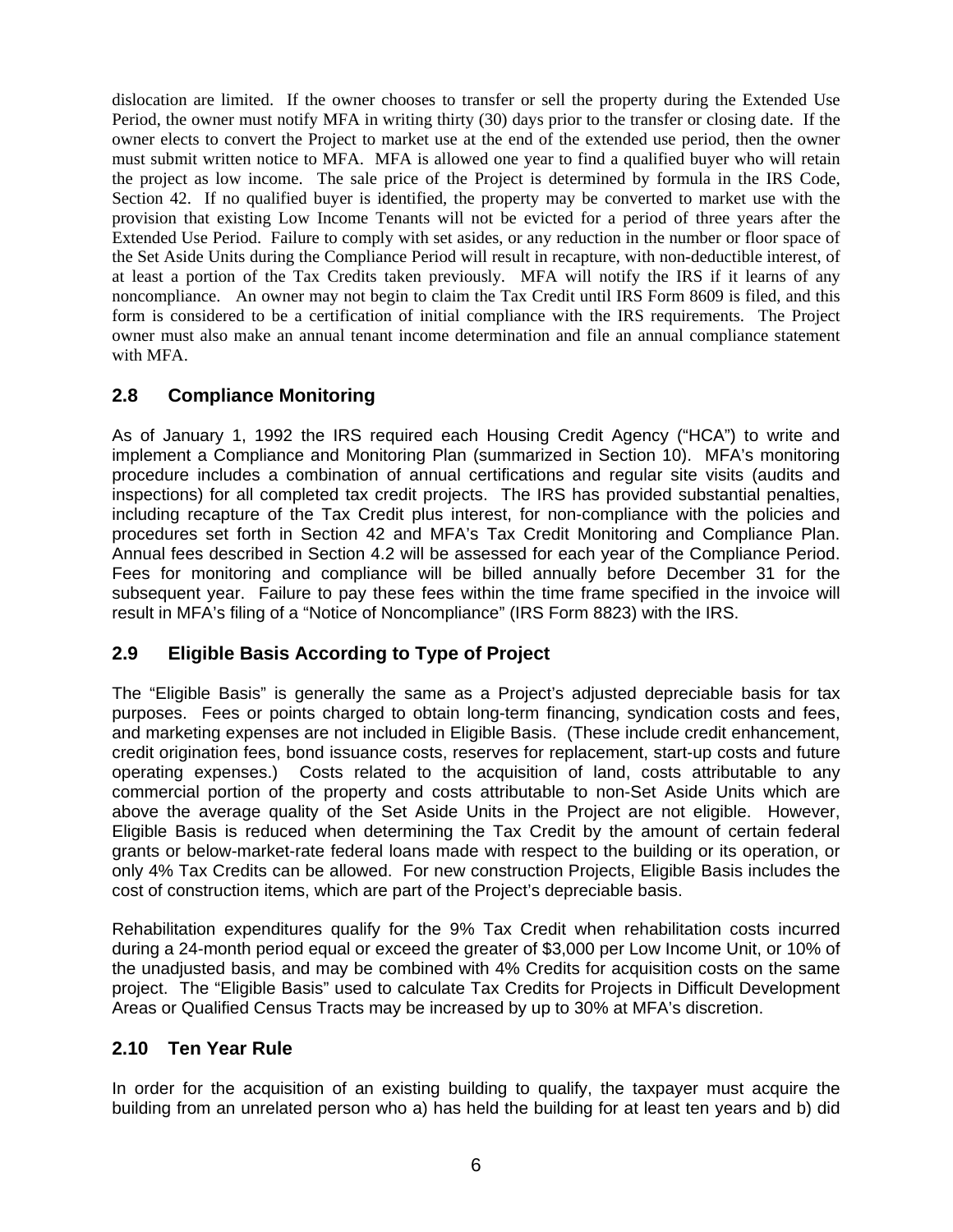dislocation are limited. If the owner chooses to transfer or sell the property during the Extended Use Period, the owner must notify MFA in writing thirty (30) days prior to the transfer or closing date. If the owner elects to convert the Project to market use at the end of the extended use period, then the owner must submit written notice to MFA. MFA is allowed one year to find a qualified buyer who will retain the project as low income. The sale price of the Project is determined by formula in the IRS Code, Section 42. If no qualified buyer is identified, the property may be converted to market use with the provision that existing Low Income Tenants will not be evicted for a period of three years after the Extended Use Period. Failure to comply with set asides, or any reduction in the number or floor space of the Set Aside Units during the Compliance Period will result in recapture, with non-deductible interest, of at least a portion of the Tax Credits taken previously. MFA will notify the IRS if it learns of any noncompliance. An owner may not begin to claim the Tax Credit until IRS Form 8609 is filed, and this form is considered to be a certification of initial compliance with the IRS requirements. The Project owner must also make an annual tenant income determination and file an annual compliance statement with MFA.

## 2.8 Compliance Monitoring

As of January 1, 1992 the IRS required each Housing Credit Agency ("HCA") to write and implement a Compliance and Monitoring Plan (summarized in Section 10). MFA's monitoring procedure includes a combination of annual certifications and regular site visits (audits and inspections) for all completed tax credit projects. The IRS has provided substantial penalties, including recapture of the Tax Credit plus interest, for non-compliance with the policies and procedures set forth in Section 42 and MFA's Tax Credit Monitoring and Compliance Plan. Annual fees described in Section 4.2 will be assessed for each year of the Compliance Period. Fees for monitoring and compliance will be billed annually before December 31 for the subsequent year. Failure to pay these fees within the time frame specified in the invoice will result in MFA's filing of a "Notice of Noncompliance" (IRS Form 8823) with the IRS.

## 2.9 Eligible Basis According to Type of Project

The "Eligible Basis" is generally the same as a Project's adjusted depreciable basis for tax purposes. Fees or points charged to obtain long-term financing, syndication costs and fees, and marketing expenses are not included in Eligible Basis. (These include credit enhancement, credit origination fees, bond issuance costs, reserves for replacement, start-up costs and future operating expenses.) Costs related to the acquisition of land, costs attributable to any commercial portion of the property and costs attributable to non-Set Aside Units which are above the average quality of the Set Aside Units in the Project are not eligible. However, Eligible Basis is reduced when determining the Tax Credit by the amount of certain federal grants or below-market-rate federal loans made with respect to the building or its operation, or only 4% Tax Credits can be allowed. For new construction Projects, Eligible Basis includes the cost of construction items, which are part of the Project's depreciable basis.

Rehabilitation expenditures qualify for the 9% Tax Credit when rehabilitation costs incurred during a 24-month period equal or exceed the greater of $3,000 per Low Income Unit, or 10% of the unadjusted basis, and may be combined with 4% Credits for acquisition costs on the same project. The "Eligible Basis" used to calculate Tax Credits for Projects in Difficult Development Areas or Qualified Census Tracts may be increased by up to 30% at MFA's discretion.

## 2.10 Ten Year Rule

In order for the acquisition of an existing building to qualify, the taxpayer must acquire the building from an unrelated person who a) has held the building for at least ten years and b) did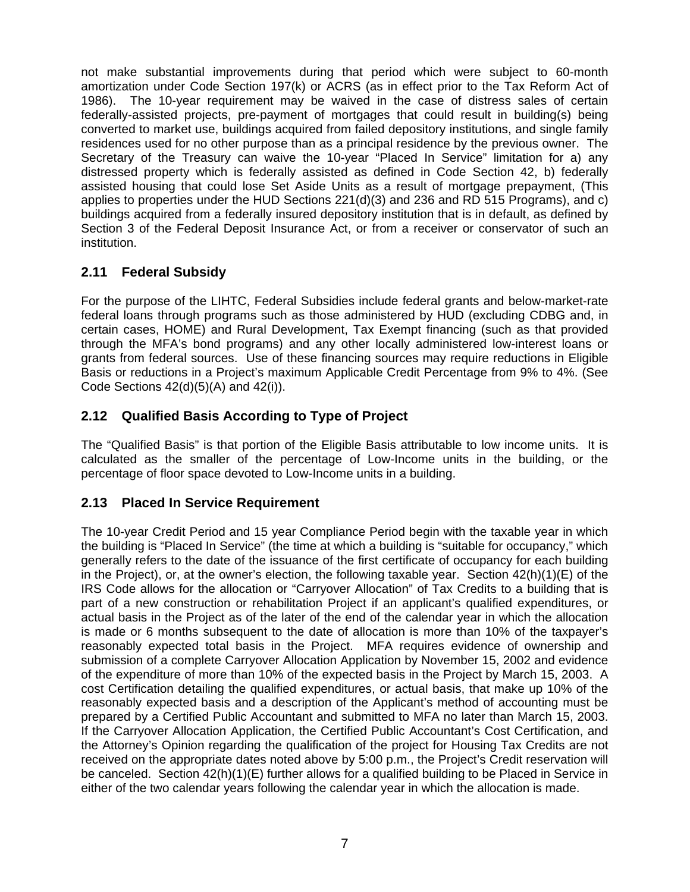not make substantial improvements during that period which were subject to 60-month amortization under Code Section 197(k) or ACRS (as in effect prior to the Tax Reform Act of 1986). The 10-year requirement may be waived in the case of distress sales of certain federally-assisted projects, pre-payment of mortgages that could result in building(s) being converted to market use, buildings acquired from failed depository institutions, and single family residences used for no other purpose than as a principal residence by the previous owner. The Secretary of the Treasury can waive the 10-year "Placed In Service" limitation for a) any distressed property which is federally assisted as defined in Code Section 42, b) federally assisted housing that could lose Set Aside Units as a result of mortgage prepayment, (This applies to properties under the HUD Sections 221(d)(3) and 236 and RD 515 Programs), and c) buildings acquired from a federally insured depository institution that is in default, as defined by Section 3 of the Federal Deposit Insurance Act, or from a receiver or conservator of such an institution.

## 2.11 Federal Subsidy

For the purpose of the LIHTC, Federal Subsidies include federal grants and below-market-rate federal loans through programs such as those administered by HUD (excluding CDBG and, in certain cases, HOME) and Rural Development, Tax Exempt financing (such as that provided through the MFA's bond programs) and any other locally administered low-interest loans or grants from federal sources. Use of these financing sources may require reductions in Eligible Basis or reductions in a Project's maximum Applicable Credit Percentage from 9% to 4%. (See Code Sections 42(d)(5)(A) and 42(i)).

## 2.12 Qualified Basis According to Type of Project

The "Qualified Basis" is that portion of the Eligible Basis attributable to low income units. It is calculated as the smaller of the percentage of Low-Income units in the building, or the percentage of floor space devoted to Low-Income units in a building.

## 2.13 Placed In Service Requirement

The 10-year Credit Period and 15 year Compliance Period begin with the taxable year in which the building is "Placed In Service" (the time at which a building is "suitable for occupancy," which generally refers to the date of the issuance of the first certificate of occupancy for each building in the Project), or, at the owner's election, the following taxable year. Section 42(h)(1)(E) of the IRS Code allows for the allocation or "Carryover Allocation" of Tax Credits to a building that is part of a new construction or rehabilitation Project if an applicant's qualified expenditures, or actual basis in the Project as of the later of the end of the calendar year in which the allocation is made or 6 months subsequent to the date of allocation is more than 10% of the taxpayer's reasonably expected total basis in the Project. MFA requires evidence of ownership and submission of a complete Carryover Allocation Application by November 15, 2002 and evidence of the expenditure of more than 10% of the expected basis in the Project by March 15, 2003. A cost Certification detailing the qualified expenditures, or actual basis, that make up 10% of the reasonably expected basis and a description of the Applicant's method of accounting must be prepared by a Certified Public Accountant and submitted to MFA no later than March 15, 2003. If the Carryover Allocation Application, the Certified Public Accountant's Cost Certification, and the Attorney's Opinion regarding the qualification of the project for Housing Tax Credits are not received on the appropriate dates noted above by 5:00 p.m., the Project's Credit reservation will be canceled. Section 42(h)(1)(E) further allows for a qualified building to be Placed in Service in either of the two calendar years following the calendar year in which the allocation is made.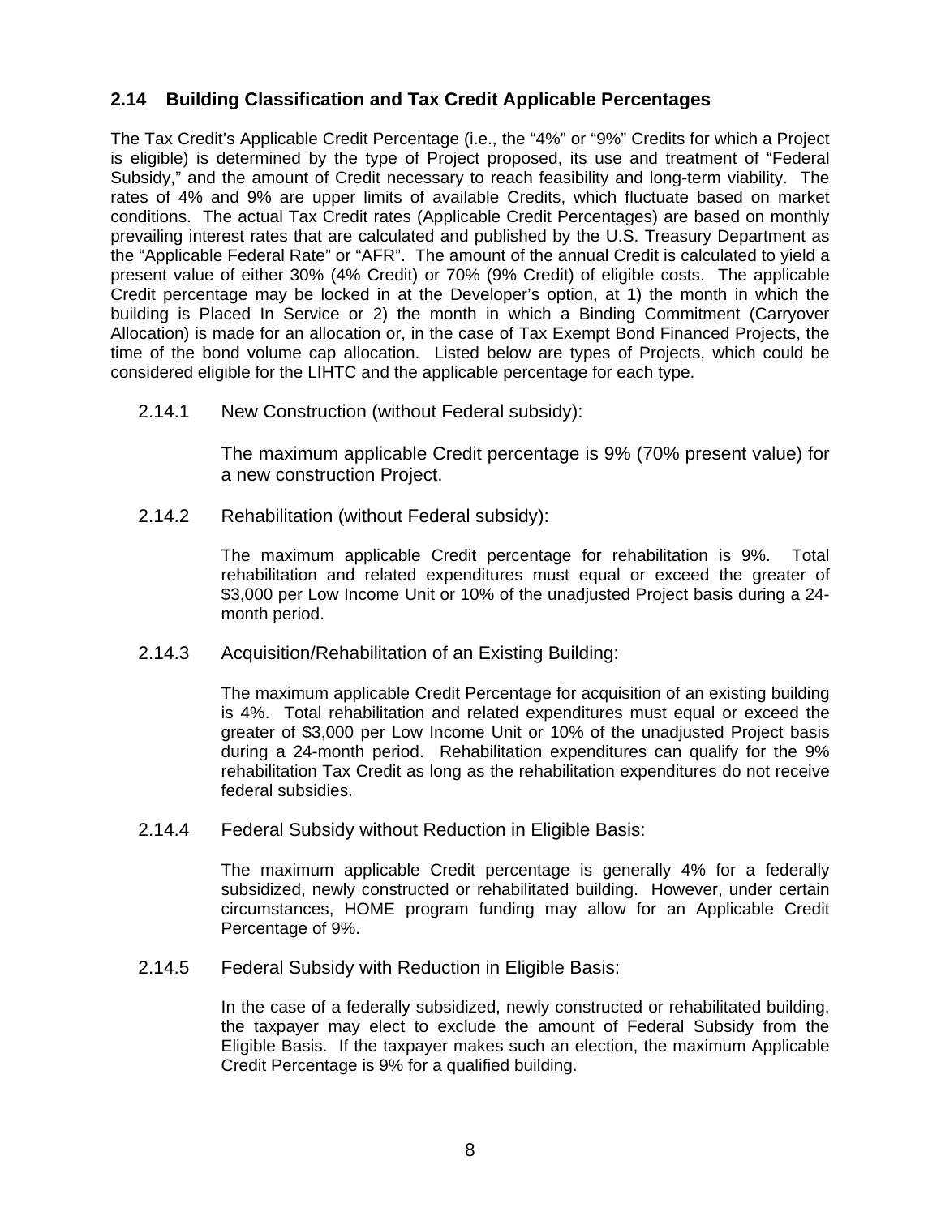### 2.14 Building Classification and Tax Credit Applicable Percentages

The Tax Credit's Applicable Credit Percentage (i.e., the "4%" or "9%" Credits for which a Project is eligible) is determined by the type of Project proposed, its use and treatment of "Federal Subsidy," and the amount of Credit necessary to reach feasibility and long-term viability. The rates of 4% and 9% are upper limits of available Credits, which fluctuate based on market conditions. The actual Tax Credit rates (Applicable Credit Percentages) are based on monthly prevailing interest rates that are calculated and published by the U.S. Treasury Department as the "Applicable Federal Rate" or "AFR". The amount of the annual Credit is calculated to yield a present value of either 30% (4% Credit) or 70% (9% Credit) of eligible costs. The applicable Credit percentage may be locked in at the Developer's option, at 1) the month in which the building is Placed In Service or 2) the month in which a Binding Commitment (Carryover Allocation) is made for an allocation or, in the case of Tax Exempt Bond Financed Projects, the time of the bond volume cap allocation. Listed below are types of Projects, which could be considered eligible for the LIHTC and the applicable percentage for each type.

2.14.1 New Construction (without Federal subsidy):

The maximum applicable Credit percentage is 9% (70% present value) for a new construction Project.

2.14.2 Rehabilitation (without Federal subsidy):

The maximum applicable Credit percentage for rehabilitation is 9%. Total rehabilitation and related expenditures must equal or exceed the greater of $3,000 per Low Income Unit or 10% of the unadjusted Project basis during a 24-month period.

2.14.3 Acquisition/Rehabilitation of an Existing Building:

The maximum applicable Credit Percentage for acquisition of an existing building is 4%. Total rehabilitation and related expenditures must equal or exceed the greater of $3,000 per Low Income Unit or 10% of the unadjusted Project basis during a 24-month period. Rehabilitation expenditures can qualify for the 9% rehabilitation Tax Credit as long as the rehabilitation expenditures do not receive federal subsidies.

2.14.4 Federal Subsidy without Reduction in Eligible Basis:

The maximum applicable Credit percentage is generally 4% for a federally subsidized, newly constructed or rehabilitated building. However, under certain circumstances, HOME program funding may allow for an Applicable Credit Percentage of 9%.

2.14.5 Federal Subsidy with Reduction in Eligible Basis:

In the case of a federally subsidized, newly constructed or rehabilitated building, the taxpayer may elect to exclude the amount of Federal Subsidy from the Eligible Basis. If the taxpayer makes such an election, the maximum Applicable Credit Percentage is 9% for a qualified building.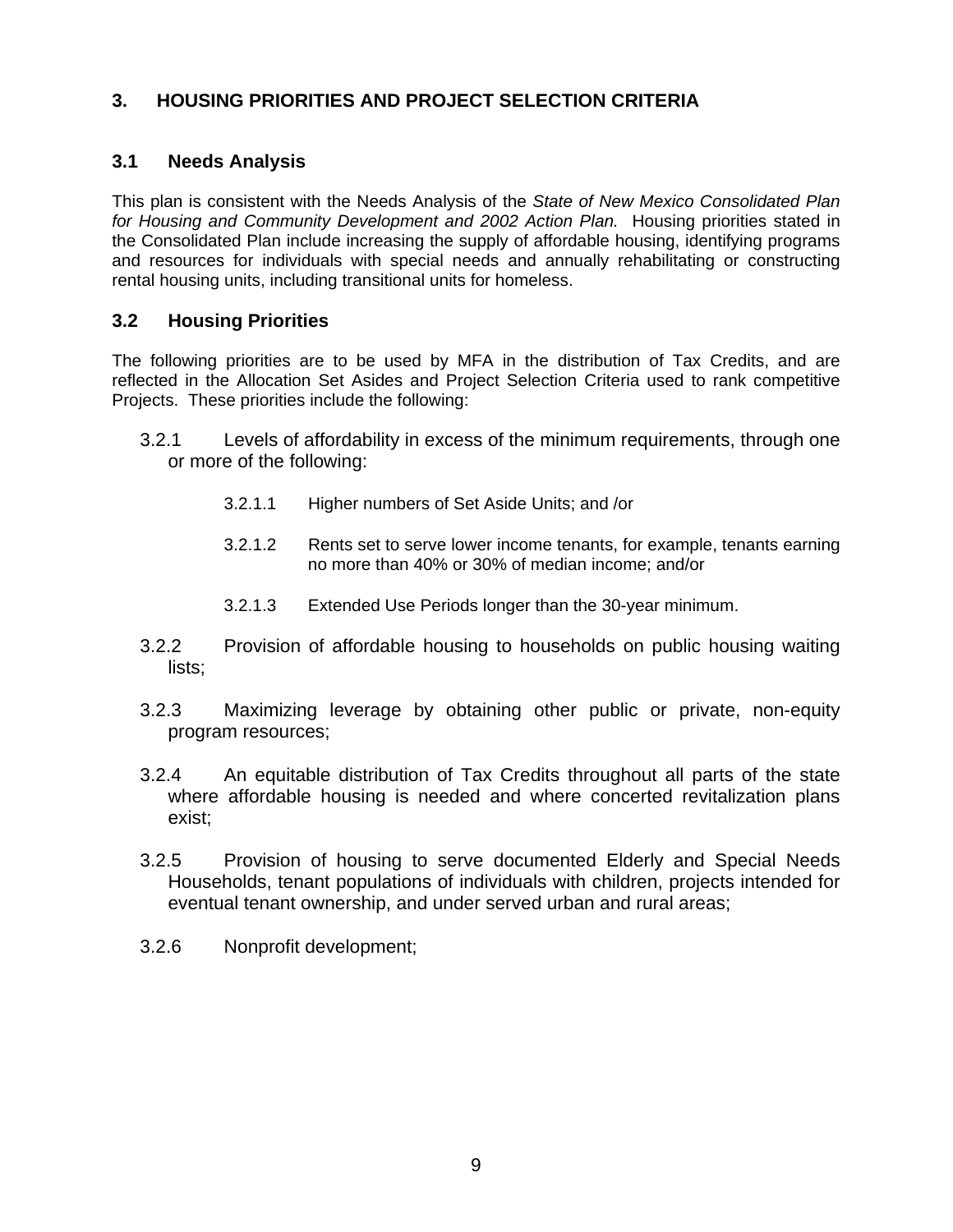## 3. HOUSING PRIORITIES AND PROJECT SELECTION CRITERIA

### 3.1 Needs Analysis

This plan is consistent with the Needs Analysis of the *State of New Mexico Consolidated Plan for Housing and Community Development and 2002 Action Plan.* Housing priorities stated in the Consolidated Plan include increasing the supply of affordable housing, identifying programs and resources for individuals with special needs and annually rehabilitating or constructing rental housing units, including transitional units for homeless.

### 3.2 Housing Priorities

The following priorities are to be used by MFA in the distribution of Tax Credits, and are reflected in the Allocation Set Asides and Project Selection Criteria used to rank competitive Projects. These priorities include the following:

3.2.1 Levels of affordability in excess of the minimum requirements, through one or more of the following:

- 3.2.1.1 Higher numbers of Set Aside Units; and /or
- 3.2.1.2 Rents set to serve lower income tenants, for example, tenants earning no more than 40% or 30% of median income; and/or
- 3.2.1.3 Extended Use Periods longer than the 30-year minimum.

3.2.2 Provision of affordable housing to households on public housing waiting lists;

3.2.3 Maximizing leverage by obtaining other public or private, non-equity program resources;

3.2.4 An equitable distribution of Tax Credits throughout all parts of the state where affordable housing is needed and where concerted revitalization plans exist;

3.2.5 Provision of housing to serve documented Elderly and Special Needs Households, tenant populations of individuals with children, projects intended for eventual tenant ownership, and under served urban and rural areas;

3.2.6 Nonprofit development;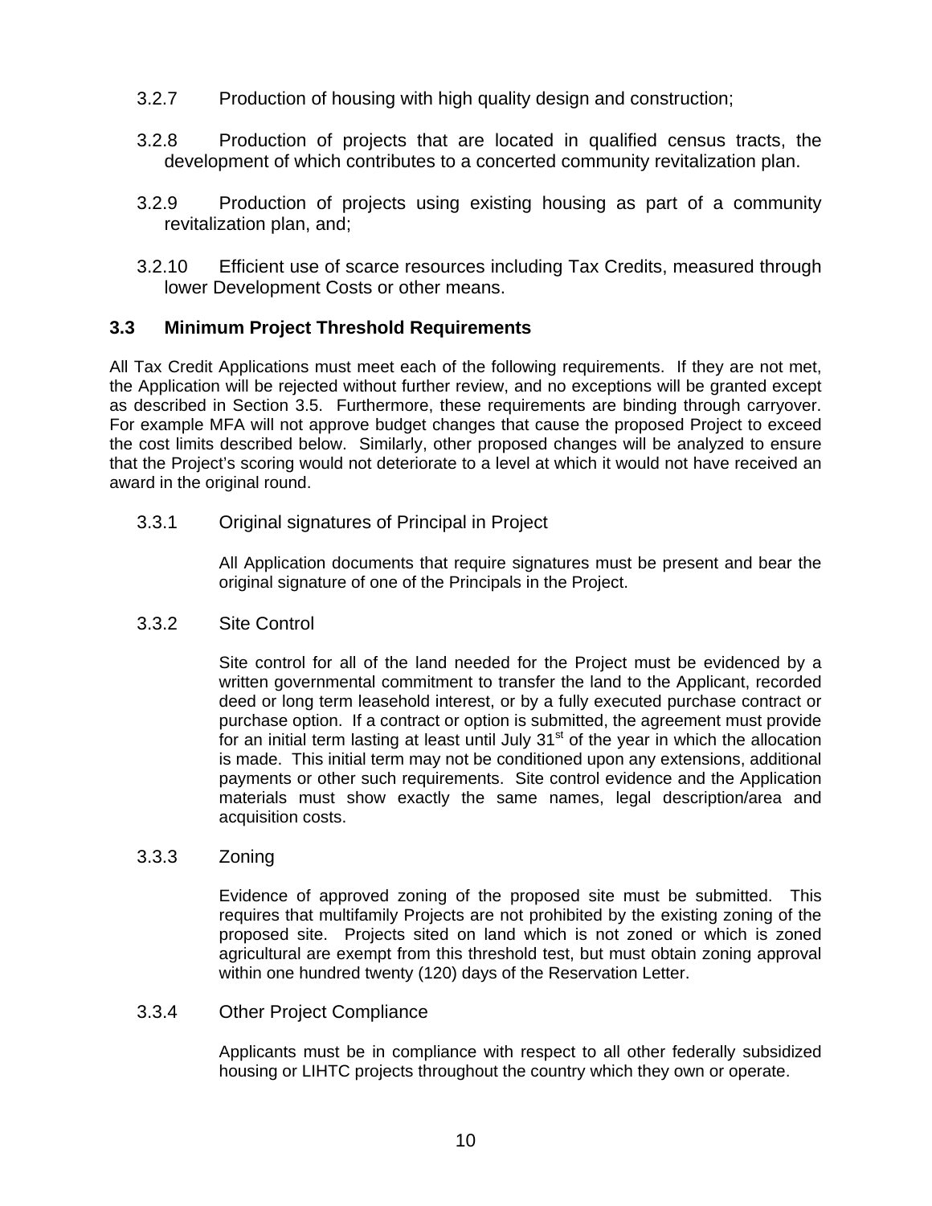3.2.7 Production of housing with high quality design and construction;

3.2.8 Production of projects that are located in qualified census tracts, the development of which contributes to a concerted community revitalization plan.

3.2.9 Production of projects using existing housing as part of a community revitalization plan, and;

3.2.10 Efficient use of scarce resources including Tax Credits, measured through lower Development Costs or other means.

### 3.3 Minimum Project Threshold Requirements

All Tax Credit Applications must meet each of the following requirements. If they are not met, the Application will be rejected without further review, and no exceptions will be granted except as described in Section 3.5. Furthermore, these requirements are binding through carryover. For example MFA will not approve budget changes that cause the proposed Project to exceed the cost limits described below. Similarly, other proposed changes will be analyzed to ensure that the Project's scoring would not deteriorate to a level at which it would not have received an award in the original round.

3.3.1 Original signatures of Principal in Project

All Application documents that require signatures must be present and bear the original signature of one of the Principals in the Project.

3.3.2 Site Control

Site control for all of the land needed for the Project must be evidenced by a written governmental commitment to transfer the land to the Applicant, recorded deed or long term leasehold interest, or by a fully executed purchase contract or purchase option. If a contract or option is submitted, the agreement must provide for an initial term lasting at least until July 31st of the year in which the allocation is made. This initial term may not be conditioned upon any extensions, additional payments or other such requirements. Site control evidence and the Application materials must show exactly the same names, legal description/area and acquisition costs.

3.3.3 Zoning

Evidence of approved zoning of the proposed site must be submitted. This requires that multifamily Projects are not prohibited by the existing zoning of the proposed site. Projects sited on land which is not zoned or which is zoned agricultural are exempt from this threshold test, but must obtain zoning approval within one hundred twenty (120) days of the Reservation Letter.

3.3.4 Other Project Compliance

Applicants must be in compliance with respect to all other federally subsidized housing or LIHTC projects throughout the country which they own or operate.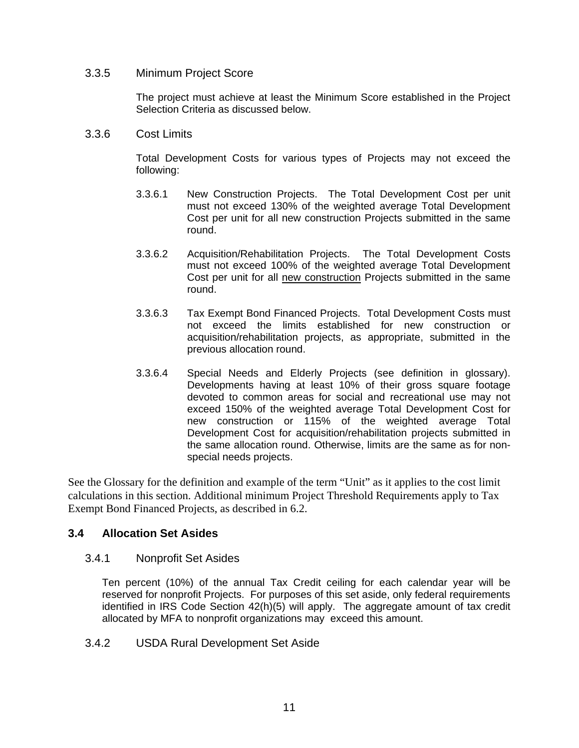#### 3.3.5 Minimum Project Score

The project must achieve at least the Minimum Score established in the Project Selection Criteria as discussed below.

#### 3.3.6 Cost Limits

Total Development Costs for various types of Projects may not exceed the following:

3.3.6.1 New Construction Projects. The Total Development Cost per unit must not exceed 130% of the weighted average Total Development Cost per unit for all new construction Projects submitted in the same round.

3.3.6.2 Acquisition/Rehabilitation Projects. The Total Development Costs must not exceed 100% of the weighted average Total Development Cost per unit for all new construction Projects submitted in the same round.

3.3.6.3 Tax Exempt Bond Financed Projects. Total Development Costs must not exceed the limits established for new construction or acquisition/rehabilitation projects, as appropriate, submitted in the previous allocation round.

3.3.6.4 Special Needs and Elderly Projects (see definition in glossary). Developments having at least 10% of their gross square footage devoted to common areas for social and recreational use may not exceed 150% of the weighted average Total Development Cost for new construction or 115% of the weighted average Total Development Cost for acquisition/rehabilitation projects submitted in the same allocation round. Otherwise, limits are the same as for non-special needs projects.

See the Glossary for the definition and example of the term "Unit" as it applies to the cost limit calculations in this section. Additional minimum Project Threshold Requirements apply to Tax Exempt Bond Financed Projects, as described in 6.2.

### 3.4 Allocation Set Asides

#### 3.4.1 Nonprofit Set Asides

Ten percent (10%) of the annual Tax Credit ceiling for each calendar year will be reserved for nonprofit Projects. For purposes of this set aside, only federal requirements identified in IRS Code Section 42(h)(5) will apply. The aggregate amount of tax credit allocated by MFA to nonprofit organizations may exceed this amount.

#### 3.4.2 USDA Rural Development Set Aside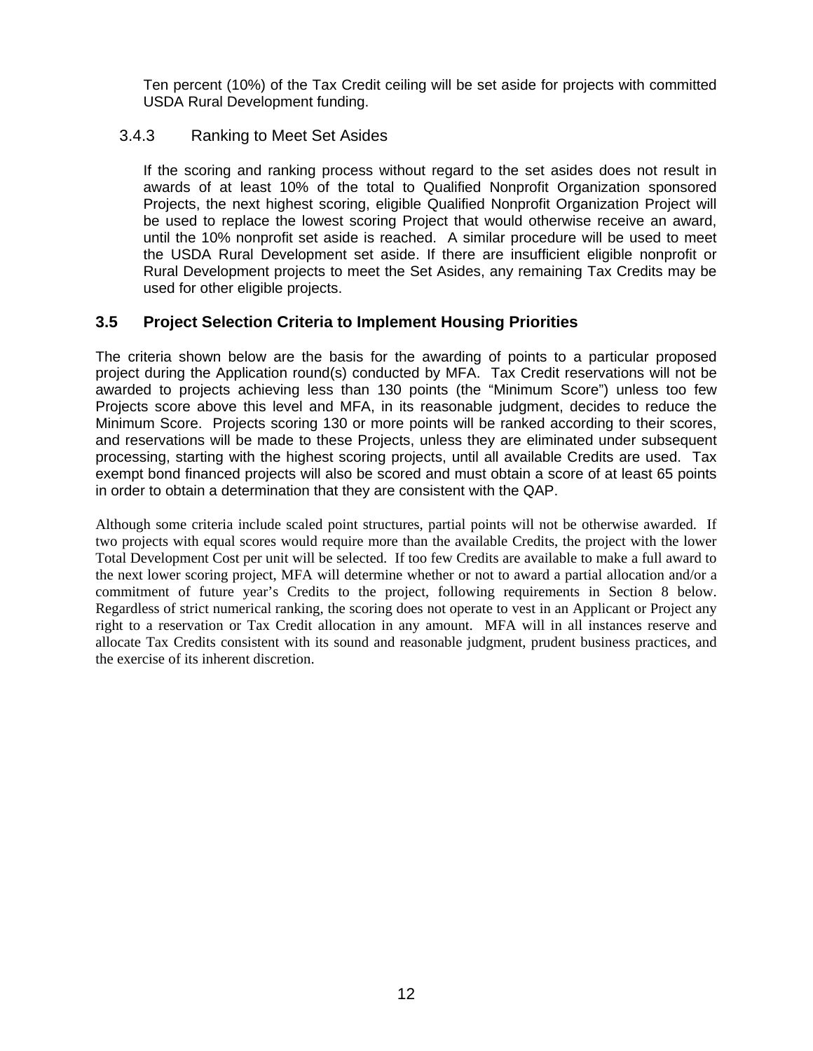Ten percent (10%) of the Tax Credit ceiling will be set aside for projects with committed USDA Rural Development funding.

#### 3.4.3 Ranking to Meet Set Asides

If the scoring and ranking process without regard to the set asides does not result in awards of at least 10% of the total to Qualified Nonprofit Organization sponsored Projects, the next highest scoring, eligible Qualified Nonprofit Organization Project will be used to replace the lowest scoring Project that would otherwise receive an award, until the 10% nonprofit set aside is reached. A similar procedure will be used to meet the USDA Rural Development set aside. If there are insufficient eligible nonprofit or Rural Development projects to meet the Set Asides, any remaining Tax Credits may be used for other eligible projects.

### 3.5 Project Selection Criteria to Implement Housing Priorities

The criteria shown below are the basis for the awarding of points to a particular proposed project during the Application round(s) conducted by MFA. Tax Credit reservations will not be awarded to projects achieving less than 130 points (the "Minimum Score") unless too few Projects score above this level and MFA, in its reasonable judgment, decides to reduce the Minimum Score. Projects scoring 130 or more points will be ranked according to their scores, and reservations will be made to these Projects, unless they are eliminated under subsequent processing, starting with the highest scoring projects, until all available Credits are used. Tax exempt bond financed projects will also be scored and must obtain a score of at least 65 points in order to obtain a determination that they are consistent with the QAP.

Although some criteria include scaled point structures, partial points will not be otherwise awarded. If two projects with equal scores would require more than the available Credits, the project with the lower Total Development Cost per unit will be selected. If too few Credits are available to make a full award to the next lower scoring project, MFA will determine whether or not to award a partial allocation and/or a commitment of future year's Credits to the project, following requirements in Section 8 below. Regardless of strict numerical ranking, the scoring does not operate to vest in an Applicant or Project any right to a reservation or Tax Credit allocation in any amount. MFA will in all instances reserve and allocate Tax Credits consistent with its sound and reasonable judgment, prudent business practices, and the exercise of its inherent discretion.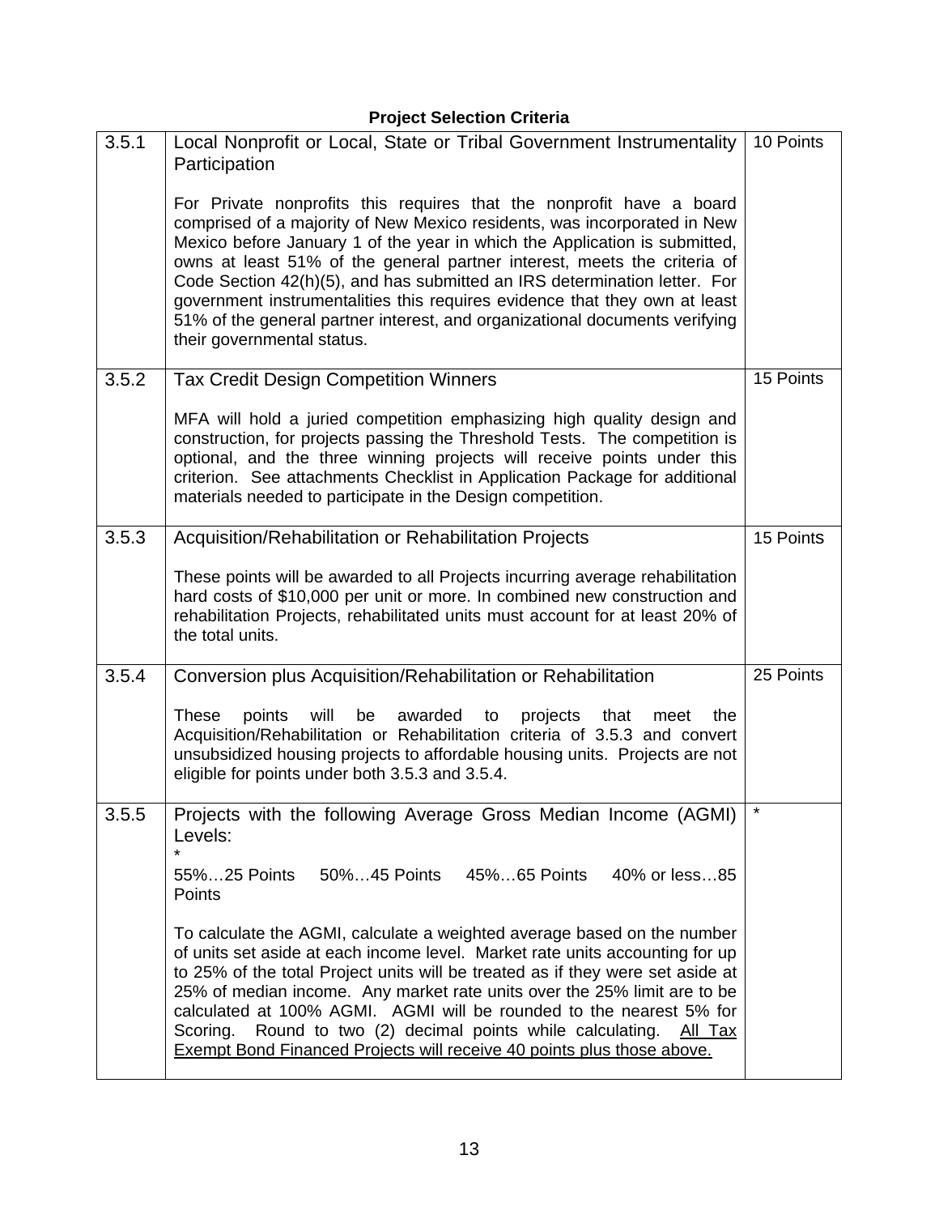**Project Selection Criteria**

| | | |
|---|---|---|
| 3.5.1 | Local Nonprofit or Local, State or Tribal Government Instrumentality Participation<br><br>For Private nonprofits this requires that the nonprofit have a board comprised of a majority of New Mexico residents, was incorporated in New Mexico before January 1 of the year in which the Application is submitted, owns at least 51% of the general partner interest, meets the criteria of Code Section 42(h)(5), and has submitted an IRS determination letter. For government instrumentalities this requires evidence that they own at least 51% of the general partner interest, and organizational documents verifying their governmental status. | 10 Points |
| 3.5.2 | Tax Credit Design Competition Winners<br><br>MFA will hold a juried competition emphasizing high quality design and construction, for projects passing the Threshold Tests. The competition is optional, and the three winning projects will receive points under this criterion. See attachments Checklist in Application Package for additional materials needed to participate in the Design competition. | 15 Points |
| 3.5.3 | Acquisition/Rehabilitation or Rehabilitation Projects<br><br>These points will be awarded to all Projects incurring average rehabilitation hard costs of $10,000 per unit or more. In combined new construction and rehabilitation Projects, rehabilitated units must account for at least 20% of the total units. | 15 Points |
| 3.5.4 | Conversion plus Acquisition/Rehabilitation or Rehabilitation<br><br>These points will be awarded to projects that meet the Acquisition/Rehabilitation or Rehabilitation criteria of 3.5.3 and convert unsubsidized housing projects to affordable housing units. Projects are not eligible for points under both 3.5.3 and 3.5.4. | 25 Points |
| 3.5.5 | Projects with the following Average Gross Median Income (AGMI) Levels:<br>*<br>55%…25 Points 50%…45 Points 45%…65 Points 40% or less…85 Points<br><br>To calculate the AGMI, calculate a weighted average based on the number of units set aside at each income level. Market rate units accounting for up to 25% of the total Project units will be treated as if they were set aside at 25% of median income. Any market rate units over the 25% limit are to be calculated at 100% AGMI. AGMI will be rounded to the nearest 5% for Scoring. Round to two (2) decimal points while calculating. <u>All Tax Exempt Bond Financed Projects will receive 40 points plus those above.</u> | * |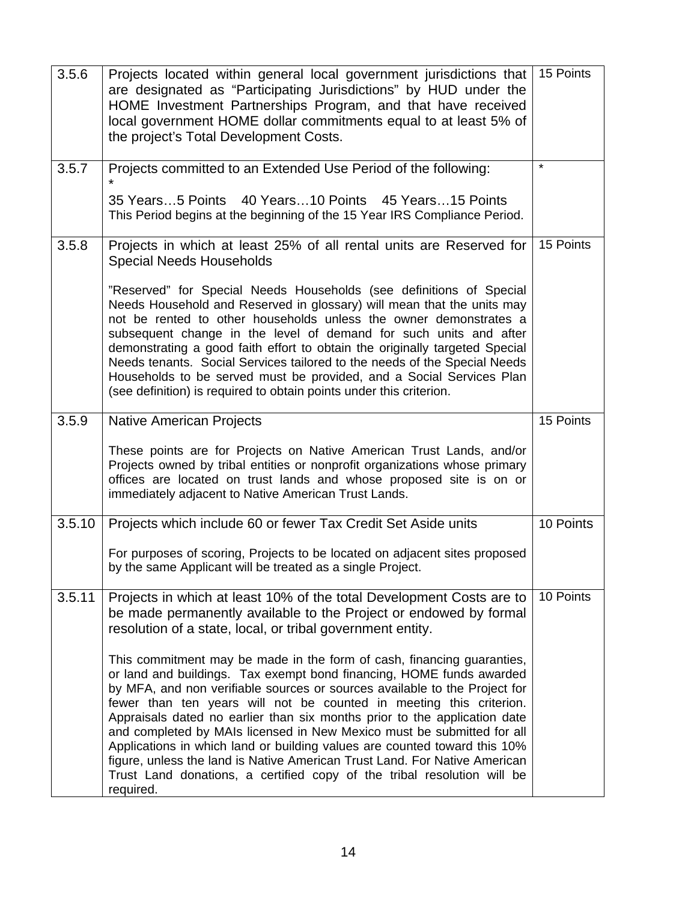| | | |
|---|---|---|
| 3.5.6 | Projects located within general local government jurisdictions that are designated as "Participating Jurisdictions" by HUD under the HOME Investment Partnerships Program, and that have received local government HOME dollar commitments equal to at least 5% of the project's Total Development Costs. | 15 Points |
| 3.5.7 | Projects committed to an Extended Use Period of the following: *<br><br>35 Years…5 Points 40 Years…10 Points 45 Years…15 Points<br>This Period begins at the beginning of the 15 Year IRS Compliance Period. | * |
| 3.5.8 | Projects in which at least 25% of all rental units are Reserved for Special Needs Households<br><br>"Reserved" for Special Needs Households (see definitions of Special Needs Household and Reserved in glossary) will mean that the units may not be rented to other households unless the owner demonstrates a subsequent change in the level of demand for such units and after demonstrating a good faith effort to obtain the originally targeted Special Needs tenants. Social Services tailored to the needs of the Special Needs Households to be served must be provided, and a Social Services Plan (see definition) is required to obtain points under this criterion. | 15 Points |
| 3.5.9 | Native American Projects<br><br>These points are for Projects on Native American Trust Lands, and/or Projects owned by tribal entities or nonprofit organizations whose primary offices are located on trust lands and whose proposed site is on or immediately adjacent to Native American Trust Lands. | 15 Points |
| 3.5.10 | Projects which include 60 or fewer Tax Credit Set Aside units<br><br>For purposes of scoring, Projects to be located on adjacent sites proposed by the same Applicant will be treated as a single Project. | 10 Points |
| 3.5.11 | Projects in which at least 10% of the total Development Costs are to be made permanently available to the Project or endowed by formal resolution of a state, local, or tribal government entity.<br><br>This commitment may be made in the form of cash, financing guaranties, or land and buildings. Tax exempt bond financing, HOME funds awarded by MFA, and non verifiable sources or sources available to the Project for fewer than ten years will not be counted in meeting this criterion. Appraisals dated no earlier than six months prior to the application date and completed by MAIs licensed in New Mexico must be submitted for all Applications in which land or building values are counted toward this 10% figure, unless the land is Native American Trust Land. For Native American Trust Land donations, a certified copy of the tribal resolution will be required. | 10 Points |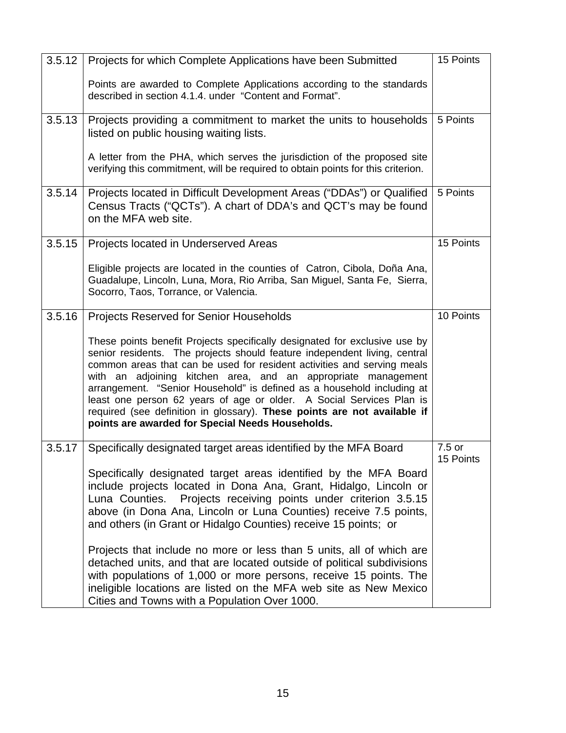| | | |
|---|---|---|
| 3.5.12 | Projects for which Complete Applications have been Submitted<br><br>Points are awarded to Complete Applications according to the standards described in section 4.1.4. under "Content and Format". | 15 Points |
| 3.5.13 | Projects providing a commitment to market the units to households listed on public housing waiting lists.<br><br>A letter from the PHA, which serves the jurisdiction of the proposed site verifying this commitment, will be required to obtain points for this criterion. | 5 Points |
| 3.5.14 | Projects located in Difficult Development Areas ("DDAs") or Qualified Census Tracts ("QCTs"). A chart of DDA's and QCT's may be found on the MFA web site. | 5 Points |
| 3.5.15 | Projects located in Underserved Areas<br><br>Eligible projects are located in the counties of Catron, Cibola, Doña Ana, Guadalupe, Lincoln, Luna, Mora, Rio Arriba, San Miguel, Santa Fe, Sierra, Socorro, Taos, Torrance, or Valencia. | 15 Points |
| 3.5.16 | Projects Reserved for Senior Households<br><br>These points benefit Projects specifically designated for exclusive use by senior residents. The projects should feature independent living, central common areas that can be used for resident activities and serving meals with an adjoining kitchen area, and an appropriate management arrangement. "Senior Household" is defined as a household including at least one person 62 years of age or older. A Social Services Plan is required (see definition in glossary). **These points are not available if points are awarded for Special Needs Households.** | 10 Points |
| 3.5.17 | Specifically designated target areas identified by the MFA Board<br><br>Specifically designated target areas identified by the MFA Board include projects located in Dona Ana, Grant, Hidalgo, Lincoln or Luna Counties. Projects receiving points under criterion 3.5.15 above (in Dona Ana, Lincoln or Luna Counties) receive 7.5 points, and others (in Grant or Hidalgo Counties) receive 15 points; or<br><br>Projects that include no more or less than 5 units, all of which are detached units, and that are located outside of political subdivisions with populations of 1,000 or more persons, receive 15 points. The ineligible locations are listed on the MFA web site as New Mexico Cities and Towns with a Population Over 1000. | 7.5 or 15 Points |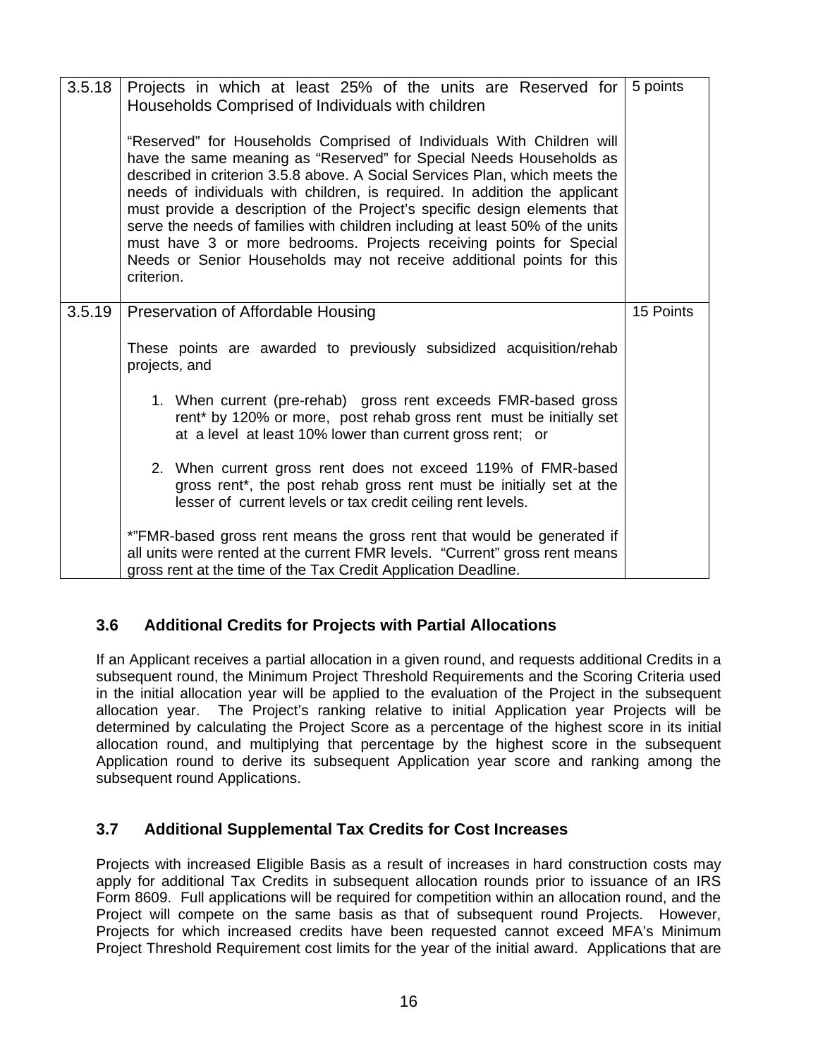| | | |
|---|---|---|
| 3.5.18 | Projects in which at least 25% of the units are Reserved for Households Comprised of Individuals with children<br><br>“Reserved” for Households Comprised of Individuals With Children will have the same meaning as “Reserved” for Special Needs Households as described in criterion 3.5.8 above. A Social Services Plan, which meets the needs of individuals with children, is required. In addition the applicant must provide a description of the Project’s specific design elements that serve the needs of families with children including at least 50% of the units must have 3 or more bedrooms. Projects receiving points for Special Needs or Senior Households may not receive additional points for this criterion. | 5 points |
| 3.5.19 | Preservation of Affordable Housing<br><br>These points are awarded to previously subsidized acquisition/rehab projects, and<br><br>1. When current (pre-rehab) gross rent exceeds FMR-based gross rent* by 120% or more, post rehab gross rent must be initially set at a level at least 10% lower than current gross rent; or<br><br>2. When current gross rent does not exceed 119% of FMR-based gross rent*, the post rehab gross rent must be initially set at the lesser of current levels or tax credit ceiling rent levels.<br><br>*”FMR-based gross rent means the gross rent that would be generated if all units were rented at the current FMR levels. “Current” gross rent means gross rent at the time of the Tax Credit Application Deadline. | 15 Points |

## 3.6 Additional Credits for Projects with Partial Allocations

If an Applicant receives a partial allocation in a given round, and requests additional Credits in a subsequent round, the Minimum Project Threshold Requirements and the Scoring Criteria used in the initial allocation year will be applied to the evaluation of the Project in the subsequent allocation year. The Project’s ranking relative to initial Application year Projects will be determined by calculating the Project Score as a percentage of the highest score in its initial allocation round, and multiplying that percentage by the highest score in the subsequent Application round to derive its subsequent Application year score and ranking among the subsequent round Applications.

## 3.7 Additional Supplemental Tax Credits for Cost Increases

Projects with increased Eligible Basis as a result of increases in hard construction costs may apply for additional Tax Credits in subsequent allocation rounds prior to issuance of an IRS Form 8609. Full applications will be required for competition within an allocation round, and the Project will compete on the same basis as that of subsequent round Projects. However, Projects for which increased credits have been requested cannot exceed MFA’s Minimum Project Threshold Requirement cost limits for the year of the initial award. Applications that are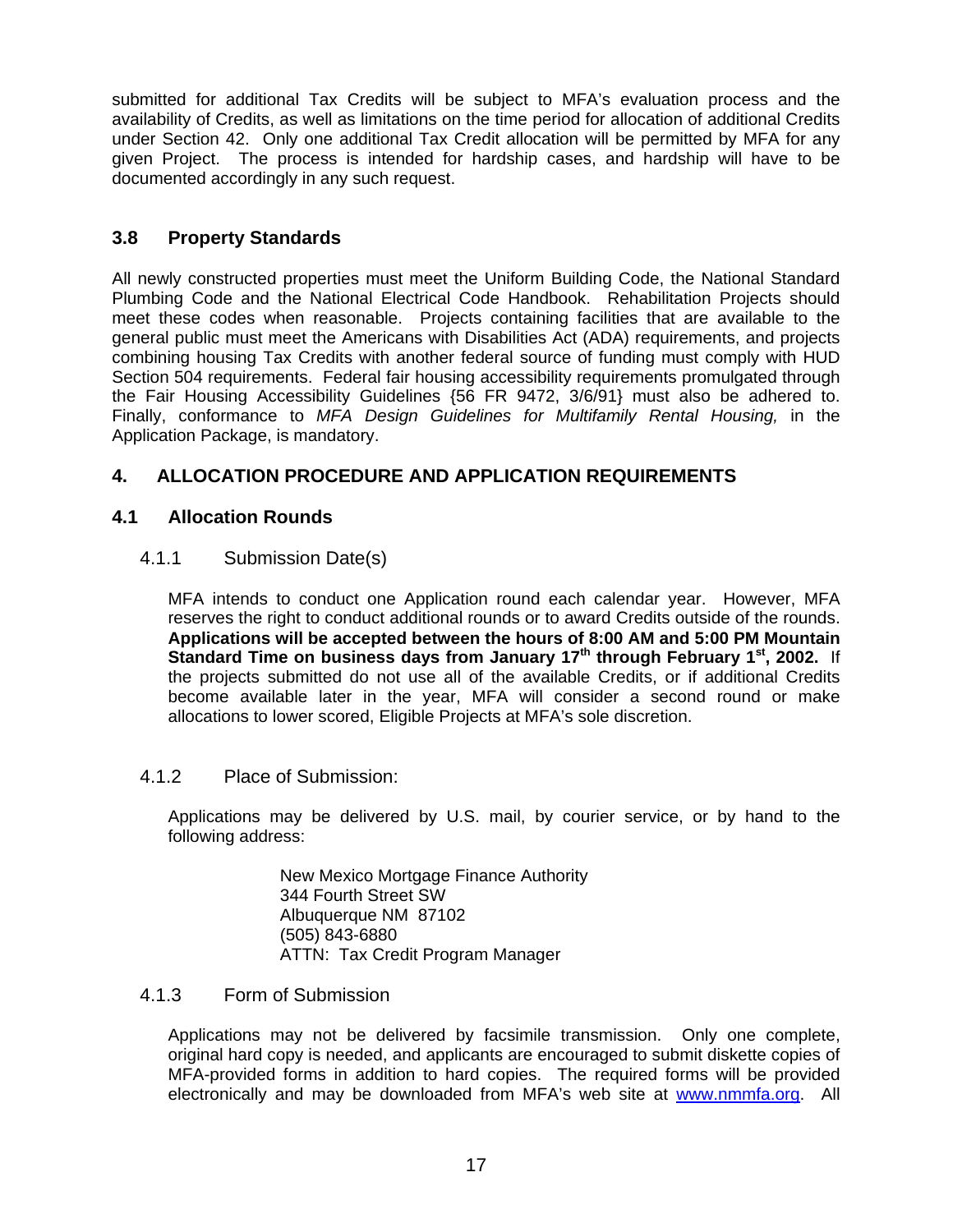submitted for additional Tax Credits will be subject to MFA's evaluation process and the availability of Credits, as well as limitations on the time period for allocation of additional Credits under Section 42. Only one additional Tax Credit allocation will be permitted by MFA for any given Project. The process is intended for hardship cases, and hardship will have to be documented accordingly in any such request.

### 3.8 Property Standards

All newly constructed properties must meet the Uniform Building Code, the National Standard Plumbing Code and the National Electrical Code Handbook. Rehabilitation Projects should meet these codes when reasonable. Projects containing facilities that are available to the general public must meet the Americans with Disabilities Act (ADA) requirements, and projects combining housing Tax Credits with another federal source of funding must comply with HUD Section 504 requirements. Federal fair housing accessibility requirements promulgated through the Fair Housing Accessibility Guidelines {56 FR 9472, 3/6/91} must also be adhered to. Finally, conformance to *MFA Design Guidelines for Multifamily Rental Housing,* in the Application Package, is mandatory.

## 4. ALLOCATION PROCEDURE AND APPLICATION REQUIREMENTS

### 4.1 Allocation Rounds

#### 4.1.1 Submission Date(s)

MFA intends to conduct one Application round each calendar year. However, MFA reserves the right to conduct additional rounds or to award Credits outside of the rounds. **Applications will be accepted between the hours of 8:00 AM and 5:00 PM Mountain Standard Time on business days from January 17th through February 1st, 2002.** If the projects submitted do not use all of the available Credits, or if additional Credits become available later in the year, MFA will consider a second round or make allocations to lower scored, Eligible Projects at MFA's sole discretion.

#### 4.1.2 Place of Submission:

Applications may be delivered by U.S. mail, by courier service, or by hand to the following address:

New Mexico Mortgage Finance Authority  
344 Fourth Street SW  
Albuquerque NM 87102  
(505) 843-6880  
ATTN: Tax Credit Program Manager

#### 4.1.3 Form of Submission

Applications may not be delivered by facsimile transmission. Only one complete, original hard copy is needed, and applicants are encouraged to submit diskette copies of MFA-provided forms in addition to hard copies. The required forms will be provided electronically and may be downloaded from MFA's web site at www.nmmfa.org. All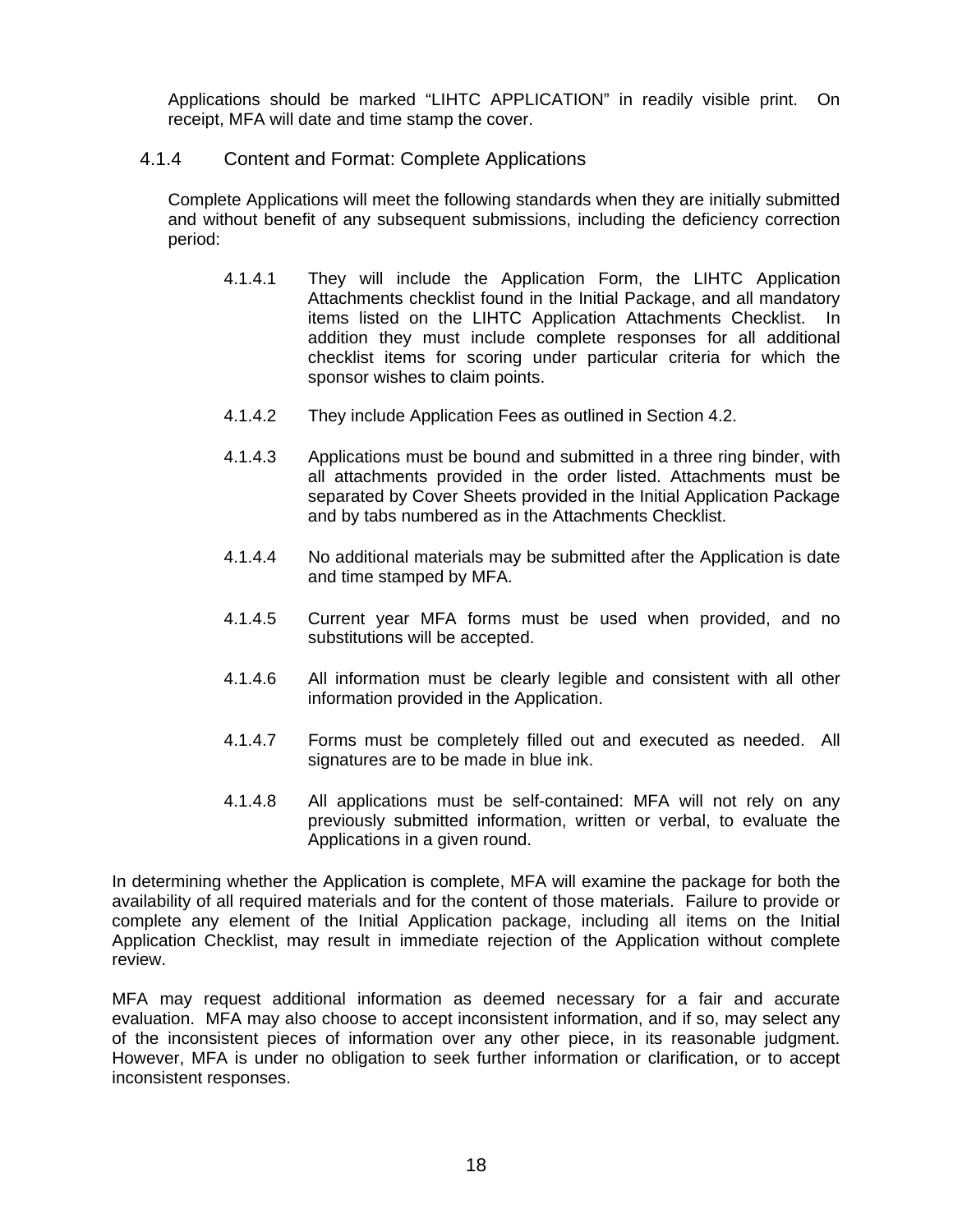Applications should be marked “LIHTC APPLICATION” in readily visible print. On receipt, MFA will date and time stamp the cover.

### 4.1.4 Content and Format: Complete Applications

Complete Applications will meet the following standards when they are initially submitted and without benefit of any subsequent submissions, including the deficiency correction period:

4.1.4.1 They will include the Application Form, the LIHTC Application Attachments checklist found in the Initial Package, and all mandatory items listed on the LIHTC Application Attachments Checklist. In addition they must include complete responses for all additional checklist items for scoring under particular criteria for which the sponsor wishes to claim points.

4.1.4.2 They include Application Fees as outlined in Section 4.2.

4.1.4.3 Applications must be bound and submitted in a three ring binder, with all attachments provided in the order listed. Attachments must be separated by Cover Sheets provided in the Initial Application Package and by tabs numbered as in the Attachments Checklist.

4.1.4.4 No additional materials may be submitted after the Application is date and time stamped by MFA.

4.1.4.5 Current year MFA forms must be used when provided, and no substitutions will be accepted.

4.1.4.6 All information must be clearly legible and consistent with all other information provided in the Application.

4.1.4.7 Forms must be completely filled out and executed as needed. All signatures are to be made in blue ink.

4.1.4.8 All applications must be self-contained: MFA will not rely on any previously submitted information, written or verbal, to evaluate the Applications in a given round.

In determining whether the Application is complete, MFA will examine the package for both the availability of all required materials and for the content of those materials. Failure to provide or complete any element of the Initial Application package, including all items on the Initial Application Checklist, may result in immediate rejection of the Application without complete review.

MFA may request additional information as deemed necessary for a fair and accurate evaluation. MFA may also choose to accept inconsistent information, and if so, may select any of the inconsistent pieces of information over any other piece, in its reasonable judgment. However, MFA is under no obligation to seek further information or clarification, or to accept inconsistent responses.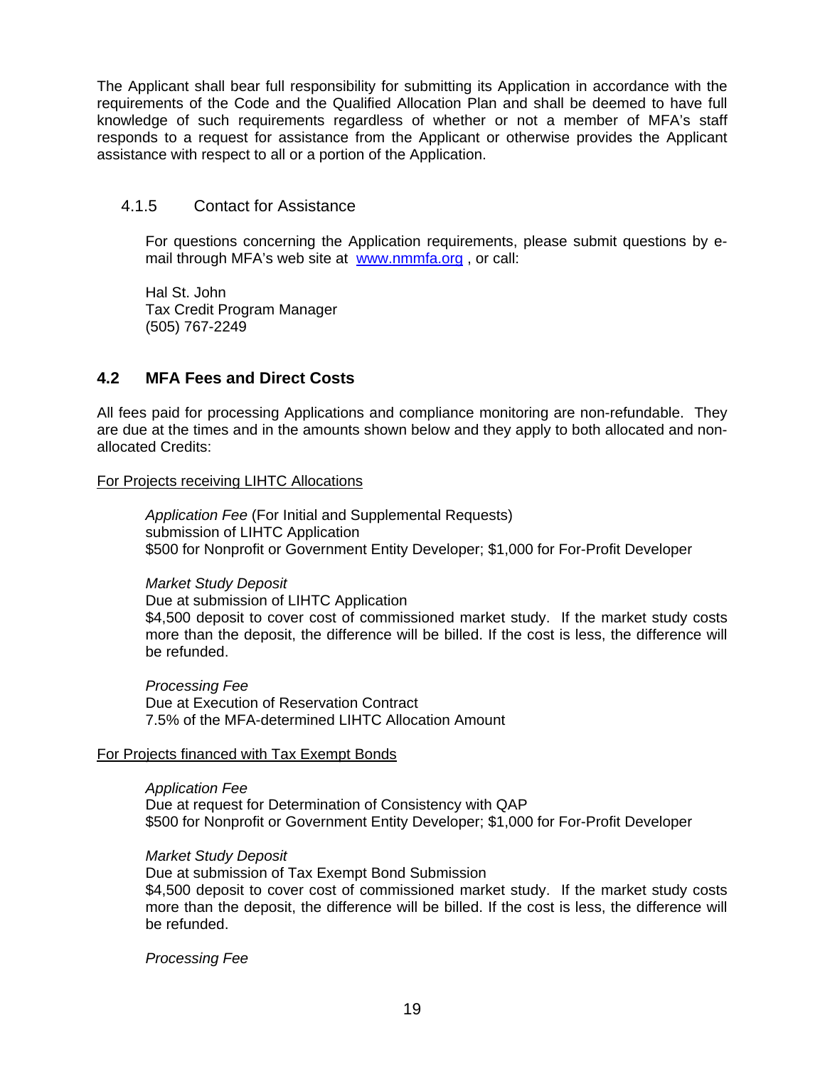The Applicant shall bear full responsibility for submitting its Application in accordance with the requirements of the Code and the Qualified Allocation Plan and shall be deemed to have full knowledge of such requirements regardless of whether or not a member of MFA's staff responds to a request for assistance from the Applicant or otherwise provides the Applicant assistance with respect to all or a portion of the Application.

#### 4.1.5 Contact for Assistance

For questions concerning the Application requirements, please submit questions by e-mail through MFA's web site at [www.nmmfa.org](http://www.nmmfa.org) , or call:

Hal St. John
Tax Credit Program Manager
(505) 767-2249

### 4.2 MFA Fees and Direct Costs

All fees paid for processing Applications and compliance monitoring are non-refundable. They are due at the times and in the amounts shown below and they apply to both allocated and non-allocated Credits:

<u>For Projects receiving LIHTC Allocations</u>

*Application Fee* (For Initial and Supplemental Requests)
submission of LIHTC Application
\$500 for Nonprofit or Government Entity Developer; \$1,000 for For-Profit Developer

*Market Study Deposit*
Due at submission of LIHTC Application
\$4,500 deposit to cover cost of commissioned market study. If the market study costs more than the deposit, the difference will be billed. If the cost is less, the difference will be refunded.

*Processing Fee*
Due at Execution of Reservation Contract
7.5% of the MFA-determined LIHTC Allocation Amount

<u>For Projects financed with Tax Exempt Bonds</u>

*Application Fee*
Due at request for Determination of Consistency with QAP
\$500 for Nonprofit or Government Entity Developer; \$1,000 for For-Profit Developer

*Market Study Deposit*
Due at submission of Tax Exempt Bond Submission
\$4,500 deposit to cover cost of commissioned market study. If the market study costs more than the deposit, the difference will be billed. If the cost is less, the difference will be refunded.

*Processing Fee*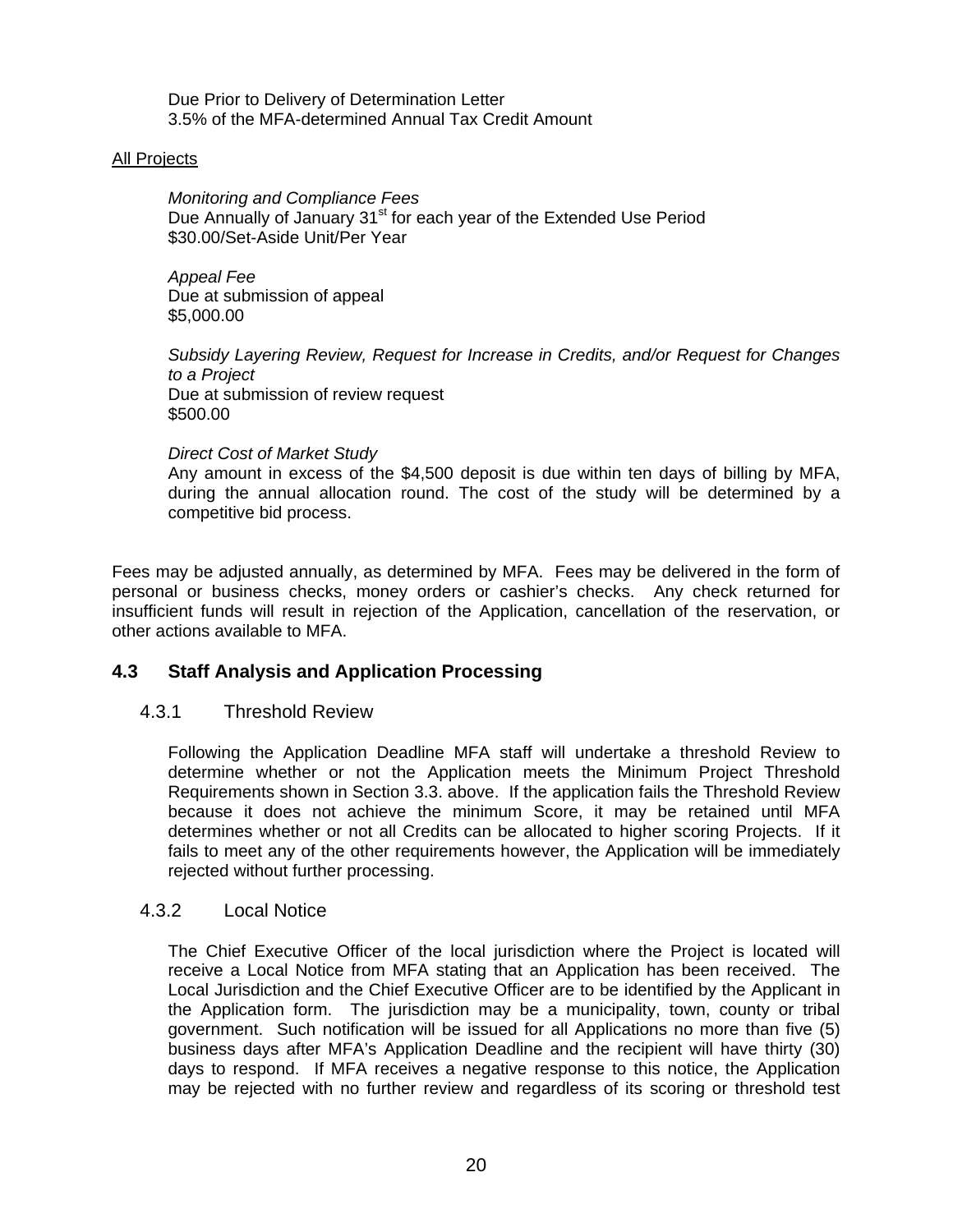Due Prior to Delivery of Determination Letter
3.5% of the MFA-determined Annual Tax Credit Amount

<u>All Projects</u>

*Monitoring and Compliance Fees*
Due Annually of January 31st for each year of the Extended Use Period
$30.00/Set-Aside Unit/Per Year

*Appeal Fee*
Due at submission of appeal
$5,000.00

*Subsidy Layering Review, Request for Increase in Credits, and/or Request for Changes to a Project*
Due at submission of review request
$500.00

*Direct Cost of Market Study*
Any amount in excess of the $4,500 deposit is due within ten days of billing by MFA, during the annual allocation round. The cost of the study will be determined by a competitive bid process.

Fees may be adjusted annually, as determined by MFA. Fees may be delivered in the form of personal or business checks, money orders or cashier's checks. Any check returned for insufficient funds will result in rejection of the Application, cancellation of the reservation, or other actions available to MFA.

## 4.3 Staff Analysis and Application Processing

### 4.3.1 Threshold Review

Following the Application Deadline MFA staff will undertake a threshold Review to determine whether or not the Application meets the Minimum Project Threshold Requirements shown in Section 3.3. above. If the application fails the Threshold Review because it does not achieve the minimum Score, it may be retained until MFA determines whether or not all Credits can be allocated to higher scoring Projects. If it fails to meet any of the other requirements however, the Application will be immediately rejected without further processing.

### 4.3.2 Local Notice

The Chief Executive Officer of the local jurisdiction where the Project is located will receive a Local Notice from MFA stating that an Application has been received. The Local Jurisdiction and the Chief Executive Officer are to be identified by the Applicant in the Application form. The jurisdiction may be a municipality, town, county or tribal government. Such notification will be issued for all Applications no more than five (5) business days after MFA's Application Deadline and the recipient will have thirty (30) days to respond. If MFA receives a negative response to this notice, the Application may be rejected with no further review and regardless of its scoring or threshold test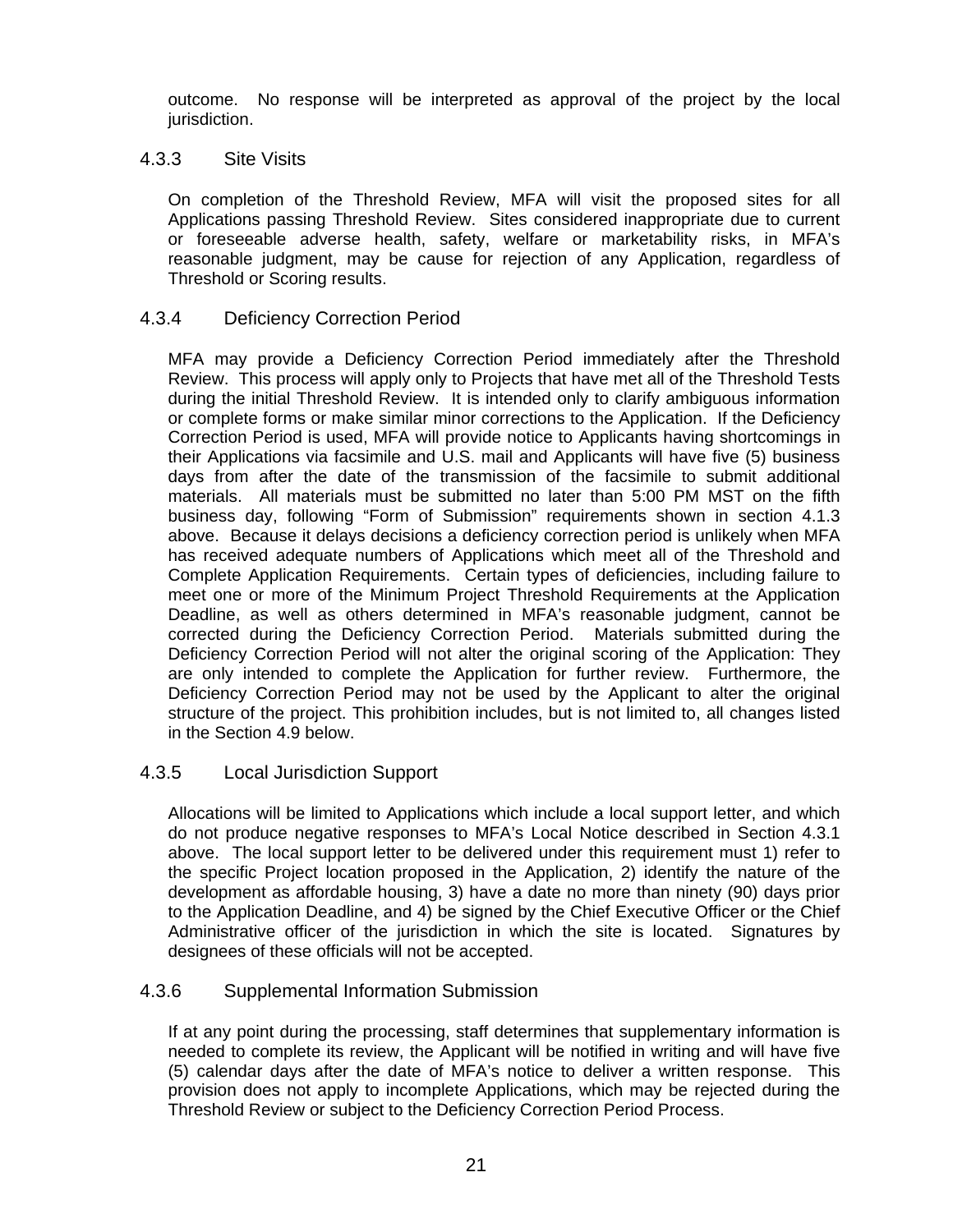outcome. No response will be interpreted as approval of the project by the local jurisdiction.

### 4.3.3 Site Visits

On completion of the Threshold Review, MFA will visit the proposed sites for all Applications passing Threshold Review. Sites considered inappropriate due to current or foreseeable adverse health, safety, welfare or marketability risks, in MFA's reasonable judgment, may be cause for rejection of any Application, regardless of Threshold or Scoring results.

### 4.3.4 Deficiency Correction Period

MFA may provide a Deficiency Correction Period immediately after the Threshold Review. This process will apply only to Projects that have met all of the Threshold Tests during the initial Threshold Review. It is intended only to clarify ambiguous information or complete forms or make similar minor corrections to the Application. If the Deficiency Correction Period is used, MFA will provide notice to Applicants having shortcomings in their Applications via facsimile and U.S. mail and Applicants will have five (5) business days from after the date of the transmission of the facsimile to submit additional materials. All materials must be submitted no later than 5:00 PM MST on the fifth business day, following "Form of Submission" requirements shown in section 4.1.3 above. Because it delays decisions a deficiency correction period is unlikely when MFA has received adequate numbers of Applications which meet all of the Threshold and Complete Application Requirements. Certain types of deficiencies, including failure to meet one or more of the Minimum Project Threshold Requirements at the Application Deadline, as well as others determined in MFA's reasonable judgment, cannot be corrected during the Deficiency Correction Period. Materials submitted during the Deficiency Correction Period will not alter the original scoring of the Application: They are only intended to complete the Application for further review. Furthermore, the Deficiency Correction Period may not be used by the Applicant to alter the original structure of the project. This prohibition includes, but is not limited to, all changes listed in the Section 4.9 below.

### 4.3.5 Local Jurisdiction Support

Allocations will be limited to Applications which include a local support letter, and which do not produce negative responses to MFA's Local Notice described in Section 4.3.1 above. The local support letter to be delivered under this requirement must 1) refer to the specific Project location proposed in the Application, 2) identify the nature of the development as affordable housing, 3) have a date no more than ninety (90) days prior to the Application Deadline, and 4) be signed by the Chief Executive Officer or the Chief Administrative officer of the jurisdiction in which the site is located. Signatures by designees of these officials will not be accepted.

### 4.3.6 Supplemental Information Submission

If at any point during the processing, staff determines that supplementary information is needed to complete its review, the Applicant will be notified in writing and will have five (5) calendar days after the date of MFA's notice to deliver a written response. This provision does not apply to incomplete Applications, which may be rejected during the Threshold Review or subject to the Deficiency Correction Period Process.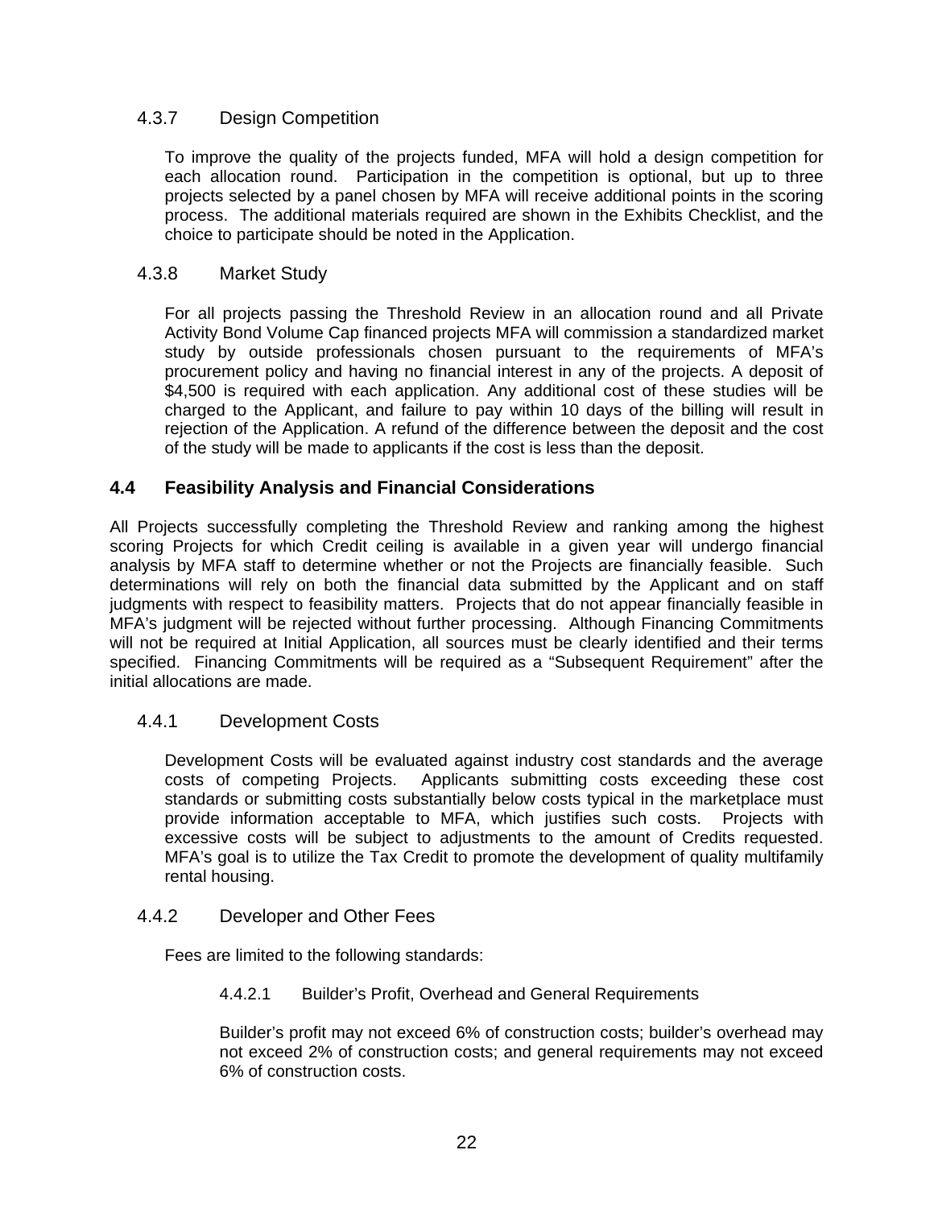### 4.3.7 Design Competition

To improve the quality of the projects funded, MFA will hold a design competition for each allocation round. Participation in the competition is optional, but up to three projects selected by a panel chosen by MFA will receive additional points in the scoring process. The additional materials required are shown in the Exhibits Checklist, and the choice to participate should be noted in the Application.

### 4.3.8 Market Study

For all projects passing the Threshold Review in an allocation round and all Private Activity Bond Volume Cap financed projects MFA will commission a standardized market study by outside professionals chosen pursuant to the requirements of MFA's procurement policy and having no financial interest in any of the projects. A deposit of $4,500 is required with each application. Any additional cost of these studies will be charged to the Applicant, and failure to pay within 10 days of the billing will result in rejection of the Application. A refund of the difference between the deposit and the cost of the study will be made to applicants if the cost is less than the deposit.

## 4.4 Feasibility Analysis and Financial Considerations

All Projects successfully completing the Threshold Review and ranking among the highest scoring Projects for which Credit ceiling is available in a given year will undergo financial analysis by MFA staff to determine whether or not the Projects are financially feasible. Such determinations will rely on both the financial data submitted by the Applicant and on staff judgments with respect to feasibility matters. Projects that do not appear financially feasible in MFA's judgment will be rejected without further processing. Although Financing Commitments will not be required at Initial Application, all sources must be clearly identified and their terms specified. Financing Commitments will be required as a "Subsequent Requirement" after the initial allocations are made.

### 4.4.1 Development Costs

Development Costs will be evaluated against industry cost standards and the average costs of competing Projects. Applicants submitting costs exceeding these cost standards or submitting costs substantially below costs typical in the marketplace must provide information acceptable to MFA, which justifies such costs. Projects with excessive costs will be subject to adjustments to the amount of Credits requested. MFA's goal is to utilize the Tax Credit to promote the development of quality multifamily rental housing.

### 4.4.2 Developer and Other Fees

Fees are limited to the following standards:

#### 4.4.2.1 Builder's Profit, Overhead and General Requirements

Builder's profit may not exceed 6% of construction costs; builder's overhead may not exceed 2% of construction costs; and general requirements may not exceed 6% of construction costs.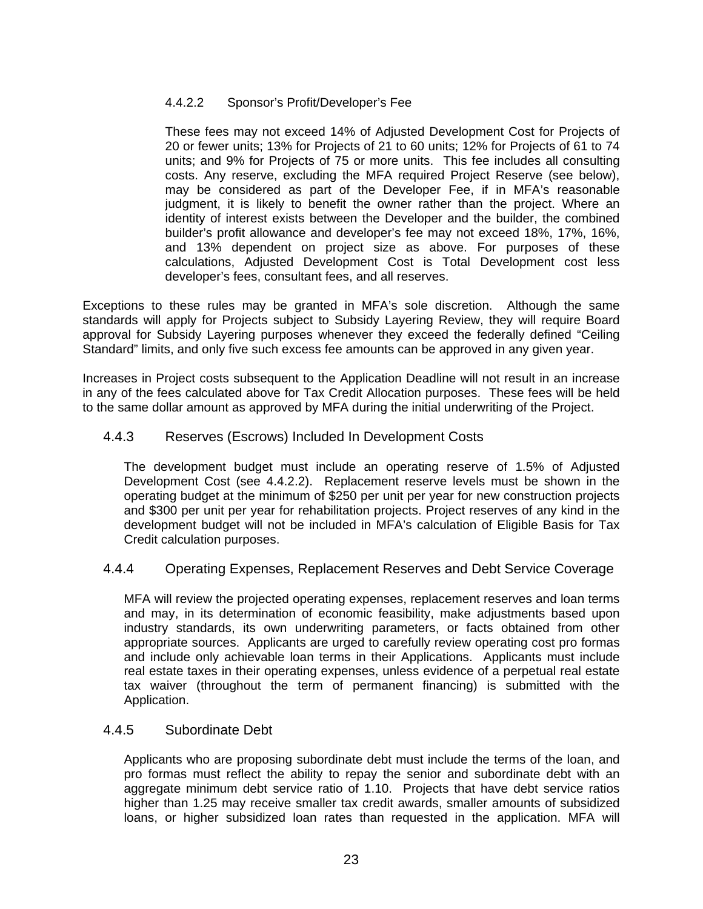#### 4.4.2.2 Sponsor's Profit/Developer's Fee

These fees may not exceed 14% of Adjusted Development Cost for Projects of 20 or fewer units; 13% for Projects of 21 to 60 units; 12% for Projects of 61 to 74 units; and 9% for Projects of 75 or more units. This fee includes all consulting costs. Any reserve, excluding the MFA required Project Reserve (see below), may be considered as part of the Developer Fee, if in MFA's reasonable judgment, it is likely to benefit the owner rather than the project. Where an identity of interest exists between the Developer and the builder, the combined builder's profit allowance and developer's fee may not exceed 18%, 17%, 16%, and 13% dependent on project size as above. For purposes of these calculations, Adjusted Development Cost is Total Development cost less developer's fees, consultant fees, and all reserves.

Exceptions to these rules may be granted in MFA's sole discretion. Although the same standards will apply for Projects subject to Subsidy Layering Review, they will require Board approval for Subsidy Layering purposes whenever they exceed the federally defined "Ceiling Standard" limits, and only five such excess fee amounts can be approved in any given year.

Increases in Project costs subsequent to the Application Deadline will not result in an increase in any of the fees calculated above for Tax Credit Allocation purposes. These fees will be held to the same dollar amount as approved by MFA during the initial underwriting of the Project.

### 4.4.3 Reserves (Escrows) Included In Development Costs

The development budget must include an operating reserve of 1.5% of Adjusted Development Cost (see 4.4.2.2). Replacement reserve levels must be shown in the operating budget at the minimum of $250 per unit per year for new construction projects and $300 per unit per year for rehabilitation projects. Project reserves of any kind in the development budget will not be included in MFA's calculation of Eligible Basis for Tax Credit calculation purposes.

### 4.4.4 Operating Expenses, Replacement Reserves and Debt Service Coverage

MFA will review the projected operating expenses, replacement reserves and loan terms and may, in its determination of economic feasibility, make adjustments based upon industry standards, its own underwriting parameters, or facts obtained from other appropriate sources. Applicants are urged to carefully review operating cost pro formas and include only achievable loan terms in their Applications. Applicants must include real estate taxes in their operating expenses, unless evidence of a perpetual real estate tax waiver (throughout the term of permanent financing) is submitted with the Application.

### 4.4.5 Subordinate Debt

Applicants who are proposing subordinate debt must include the terms of the loan, and pro formas must reflect the ability to repay the senior and subordinate debt with an aggregate minimum debt service ratio of 1.10. Projects that have debt service ratios higher than 1.25 may receive smaller tax credit awards, smaller amounts of subsidized loans, or higher subsidized loan rates than requested in the application. MFA will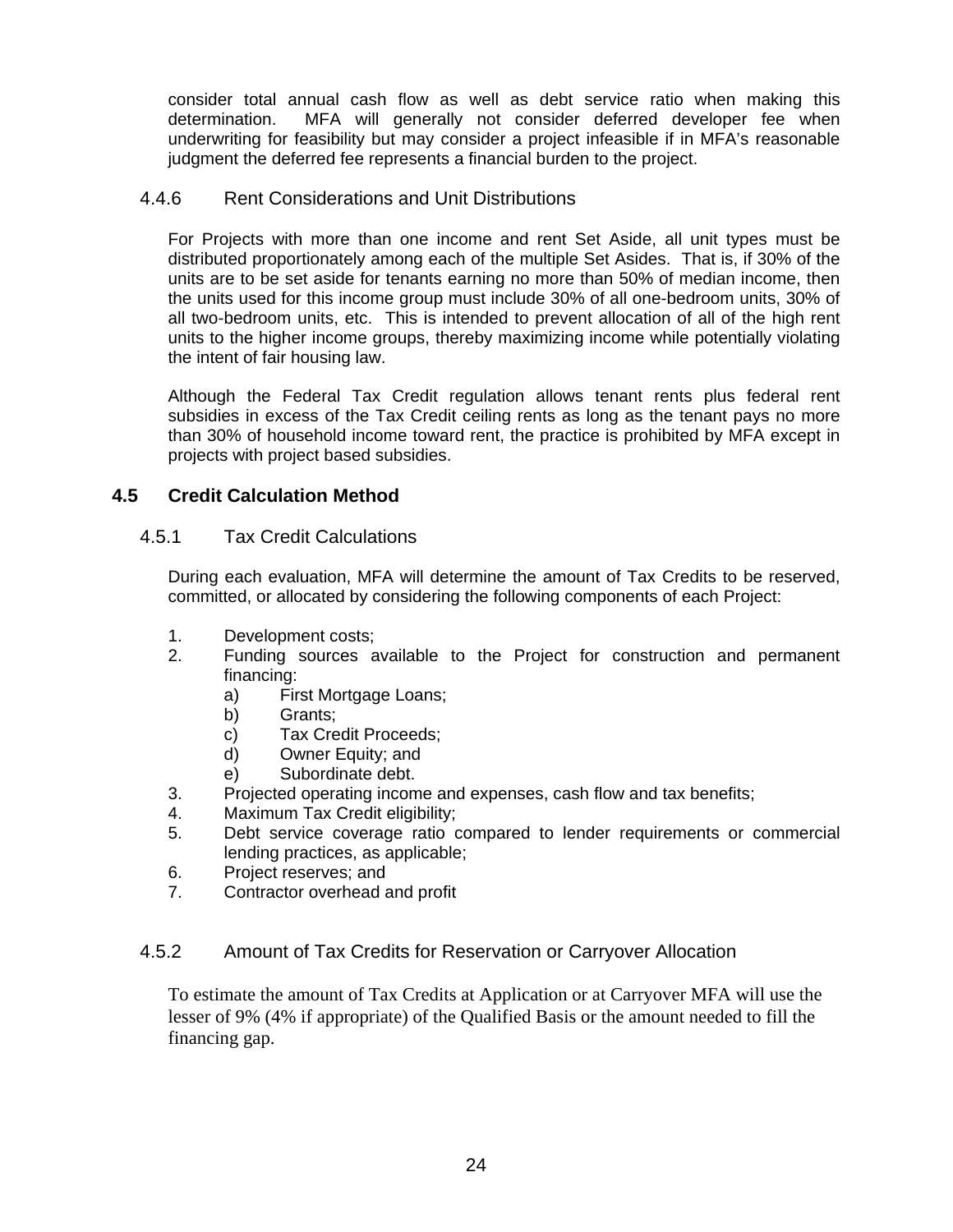consider total annual cash flow as well as debt service ratio when making this determination. MFA will generally not consider deferred developer fee when underwriting for feasibility but may consider a project infeasible if in MFA's reasonable judgment the deferred fee represents a financial burden to the project.

### 4.4.6 Rent Considerations and Unit Distributions

For Projects with more than one income and rent Set Aside, all unit types must be distributed proportionately among each of the multiple Set Asides. That is, if 30% of the units are to be set aside for tenants earning no more than 50% of median income, then the units used for this income group must include 30% of all one-bedroom units, 30% of all two-bedroom units, etc. This is intended to prevent allocation of all of the high rent units to the higher income groups, thereby maximizing income while potentially violating the intent of fair housing law.

Although the Federal Tax Credit regulation allows tenant rents plus federal rent subsidies in excess of the Tax Credit ceiling rents as long as the tenant pays no more than 30% of household income toward rent, the practice is prohibited by MFA except in projects with project based subsidies.

## 4.5 Credit Calculation Method

### 4.5.1 Tax Credit Calculations

During each evaluation, MFA will determine the amount of Tax Credits to be reserved, committed, or allocated by considering the following components of each Project:

1. Development costs;
2. Funding sources available to the Project for construction and permanent financing:
   a) First Mortgage Loans;
   b) Grants;
   c) Tax Credit Proceeds;
   d) Owner Equity; and
   e) Subordinate debt.
3. Projected operating income and expenses, cash flow and tax benefits;
4. Maximum Tax Credit eligibility;
5. Debt service coverage ratio compared to lender requirements or commercial lending practices, as applicable;
6. Project reserves; and
7. Contractor overhead and profit

### 4.5.2 Amount of Tax Credits for Reservation or Carryover Allocation

To estimate the amount of Tax Credits at Application or at Carryover MFA will use the lesser of 9% (4% if appropriate) of the Qualified Basis or the amount needed to fill the financing gap.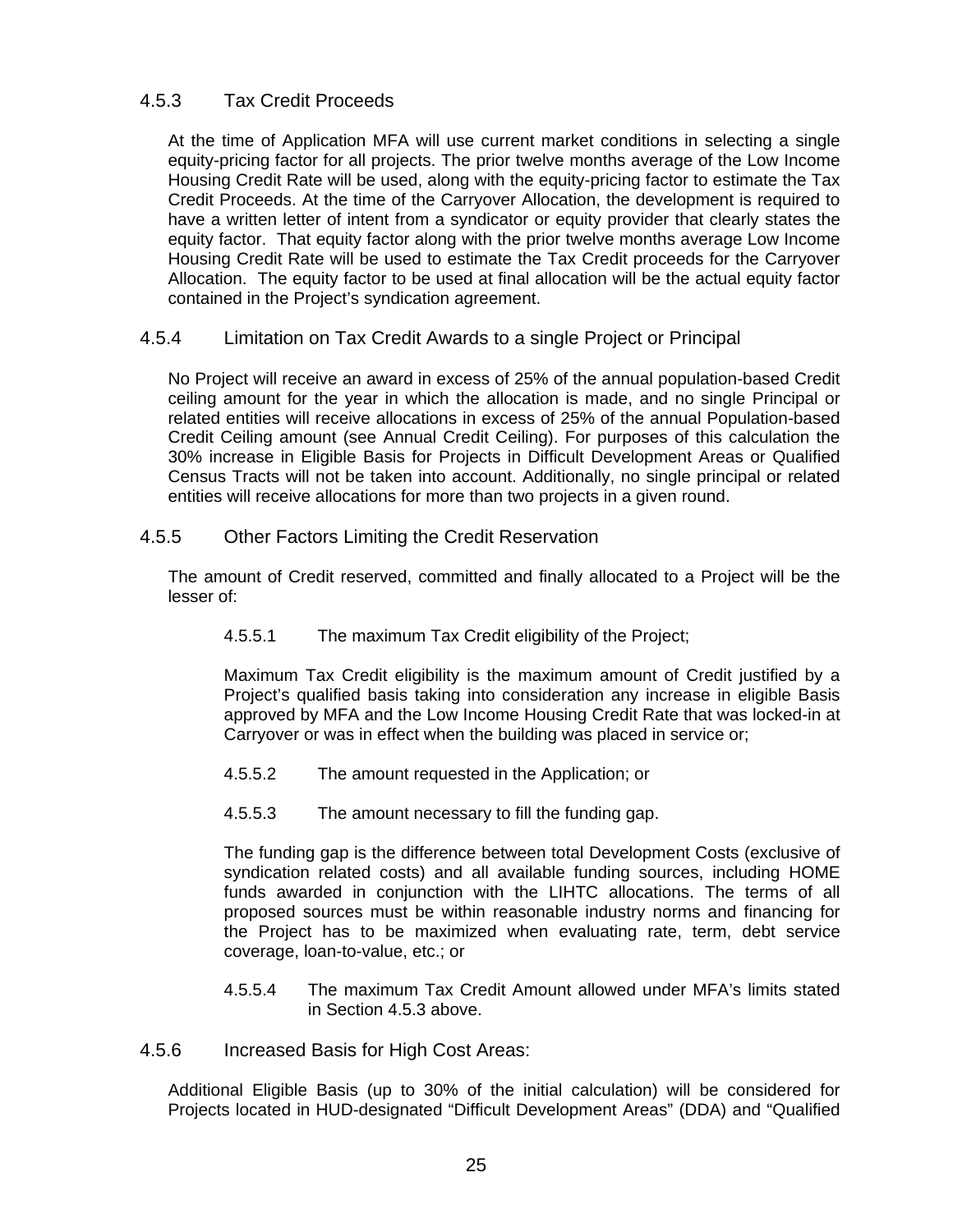### 4.5.3 Tax Credit Proceeds

At the time of Application MFA will use current market conditions in selecting a single equity-pricing factor for all projects. The prior twelve months average of the Low Income Housing Credit Rate will be used, along with the equity-pricing factor to estimate the Tax Credit Proceeds. At the time of the Carryover Allocation, the development is required to have a written letter of intent from a syndicator or equity provider that clearly states the equity factor. That equity factor along with the prior twelve months average Low Income Housing Credit Rate will be used to estimate the Tax Credit proceeds for the Carryover Allocation. The equity factor to be used at final allocation will be the actual equity factor contained in the Project's syndication agreement.

### 4.5.4 Limitation on Tax Credit Awards to a single Project or Principal

No Project will receive an award in excess of 25% of the annual population-based Credit ceiling amount for the year in which the allocation is made, and no single Principal or related entities will receive allocations in excess of 25% of the annual Population-based Credit Ceiling amount (see Annual Credit Ceiling). For purposes of this calculation the 30% increase in Eligible Basis for Projects in Difficult Development Areas or Qualified Census Tracts will not be taken into account. Additionally, no single principal or related entities will receive allocations for more than two projects in a given round.

### 4.5.5 Other Factors Limiting the Credit Reservation

The amount of Credit reserved, committed and finally allocated to a Project will be the lesser of:

4.5.5.1 The maximum Tax Credit eligibility of the Project;

Maximum Tax Credit eligibility is the maximum amount of Credit justified by a Project's qualified basis taking into consideration any increase in eligible Basis approved by MFA and the Low Income Housing Credit Rate that was locked-in at Carryover or was in effect when the building was placed in service or;

4.5.5.2 The amount requested in the Application; or

4.5.5.3 The amount necessary to fill the funding gap.

The funding gap is the difference between total Development Costs (exclusive of syndication related costs) and all available funding sources, including HOME funds awarded in conjunction with the LIHTC allocations. The terms of all proposed sources must be within reasonable industry norms and financing for the Project has to be maximized when evaluating rate, term, debt service coverage, loan-to-value, etc.; or

4.5.5.4 The maximum Tax Credit Amount allowed under MFA's limits stated in Section 4.5.3 above.

### 4.5.6 Increased Basis for High Cost Areas:

Additional Eligible Basis (up to 30% of the initial calculation) will be considered for Projects located in HUD-designated "Difficult Development Areas" (DDA) and "Qualified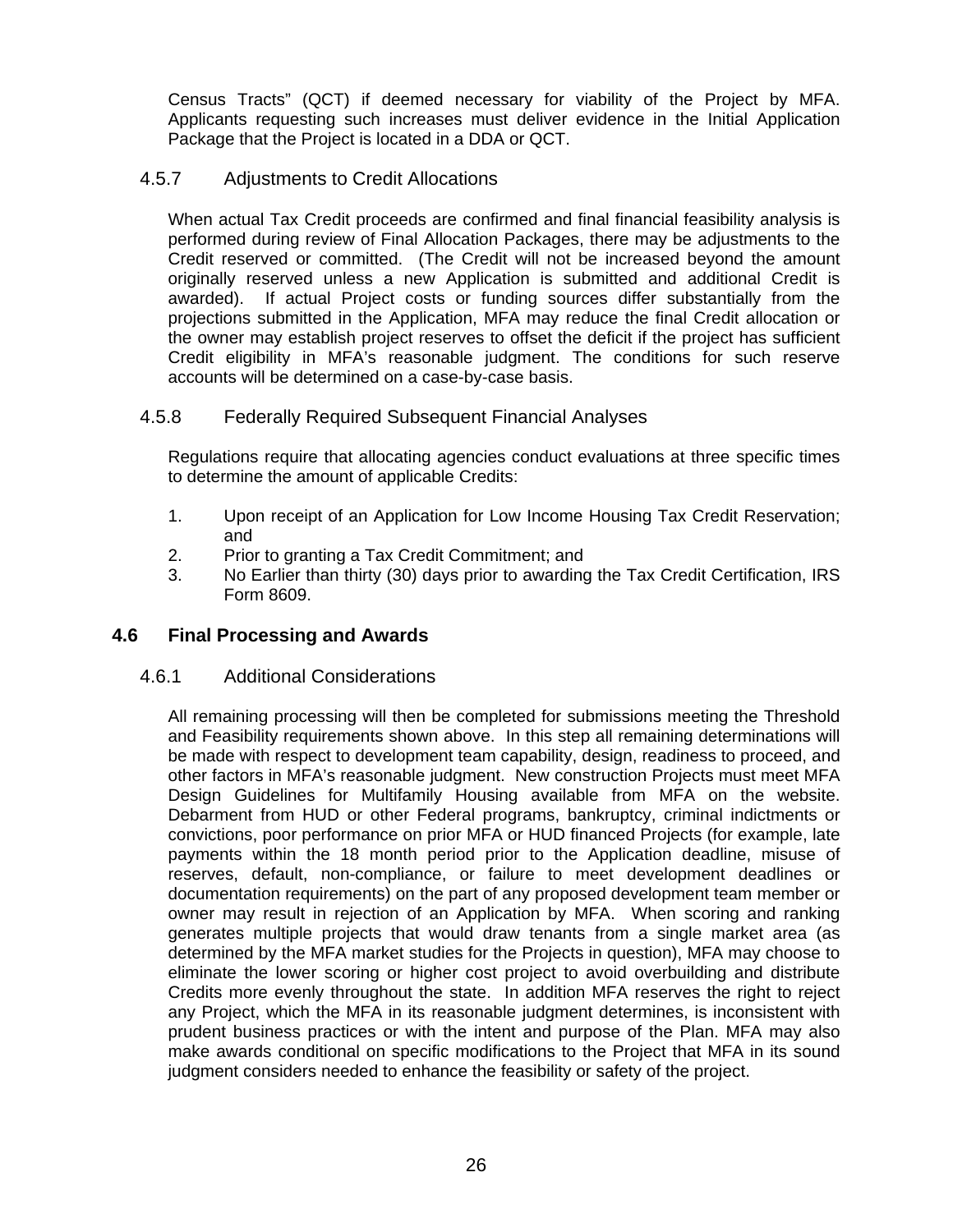Census Tracts" (QCT) if deemed necessary for viability of the Project by MFA. Applicants requesting such increases must deliver evidence in the Initial Application Package that the Project is located in a DDA or QCT.

### 4.5.7 Adjustments to Credit Allocations

When actual Tax Credit proceeds are confirmed and final financial feasibility analysis is performed during review of Final Allocation Packages, there may be adjustments to the Credit reserved or committed. (The Credit will not be increased beyond the amount originally reserved unless a new Application is submitted and additional Credit is awarded). If actual Project costs or funding sources differ substantially from the projections submitted in the Application, MFA may reduce the final Credit allocation or the owner may establish project reserves to offset the deficit if the project has sufficient Credit eligibility in MFA's reasonable judgment. The conditions for such reserve accounts will be determined on a case-by-case basis.

### 4.5.8 Federally Required Subsequent Financial Analyses

Regulations require that allocating agencies conduct evaluations at three specific times to determine the amount of applicable Credits:

1. Upon receipt of an Application for Low Income Housing Tax Credit Reservation; and
2. Prior to granting a Tax Credit Commitment; and
3. No Earlier than thirty (30) days prior to awarding the Tax Credit Certification, IRS Form 8609.

## 4.6 Final Processing and Awards

### 4.6.1 Additional Considerations

All remaining processing will then be completed for submissions meeting the Threshold and Feasibility requirements shown above. In this step all remaining determinations will be made with respect to development team capability, design, readiness to proceed, and other factors in MFA's reasonable judgment. New construction Projects must meet MFA Design Guidelines for Multifamily Housing available from MFA on the website. Debarment from HUD or other Federal programs, bankruptcy, criminal indictments or convictions, poor performance on prior MFA or HUD financed Projects (for example, late payments within the 18 month period prior to the Application deadline, misuse of reserves, default, non-compliance, or failure to meet development deadlines or documentation requirements) on the part of any proposed development team member or owner may result in rejection of an Application by MFA. When scoring and ranking generates multiple projects that would draw tenants from a single market area (as determined by the MFA market studies for the Projects in question), MFA may choose to eliminate the lower scoring or higher cost project to avoid overbuilding and distribute Credits more evenly throughout the state. In addition MFA reserves the right to reject any Project, which the MFA in its reasonable judgment determines, is inconsistent with prudent business practices or with the intent and purpose of the Plan. MFA may also make awards conditional on specific modifications to the Project that MFA in its sound judgment considers needed to enhance the feasibility or safety of the project.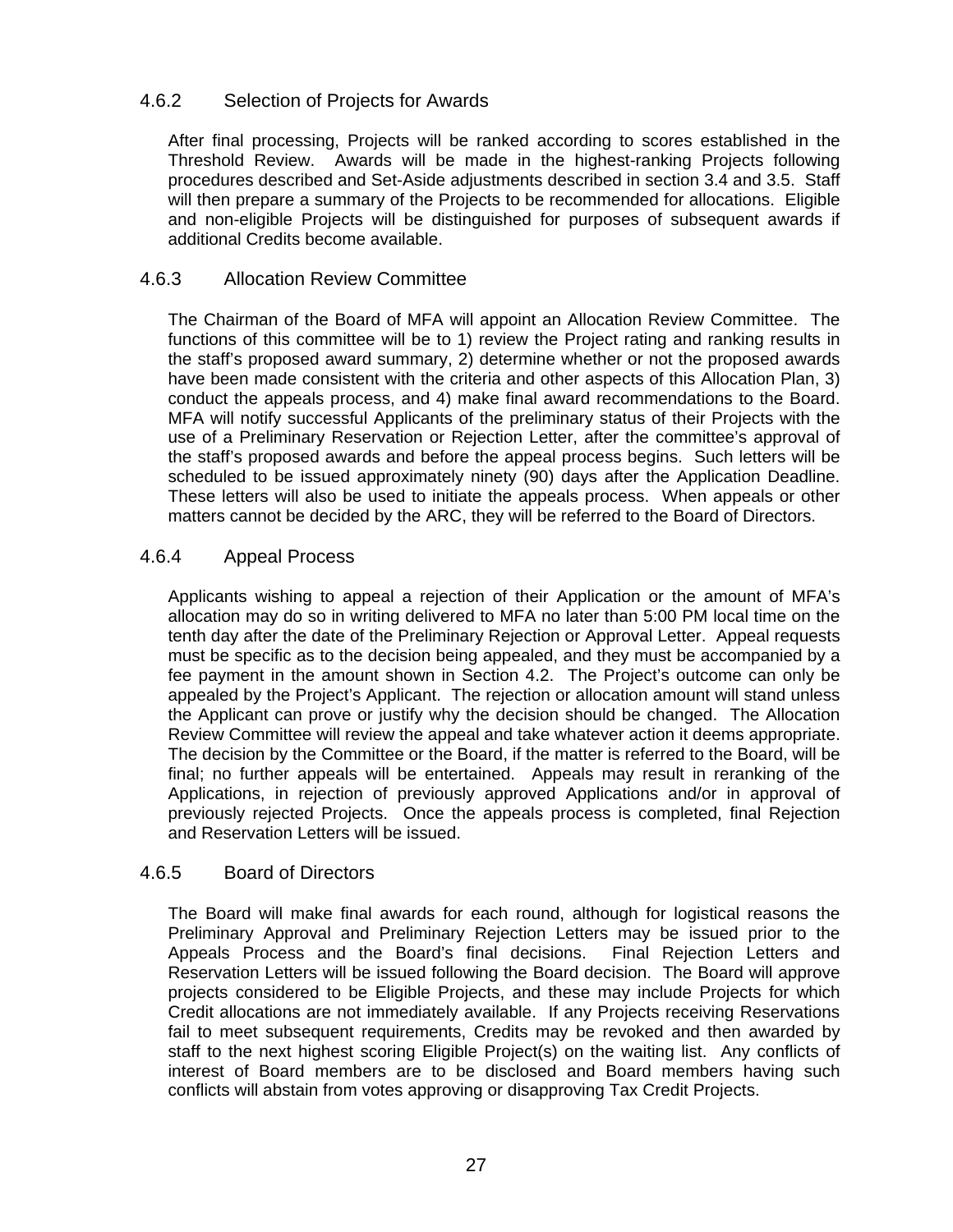### 4.6.2 Selection of Projects for Awards

After final processing, Projects will be ranked according to scores established in the Threshold Review. Awards will be made in the highest-ranking Projects following procedures described and Set-Aside adjustments described in section 3.4 and 3.5. Staff will then prepare a summary of the Projects to be recommended for allocations. Eligible and non-eligible Projects will be distinguished for purposes of subsequent awards if additional Credits become available.

### 4.6.3 Allocation Review Committee

The Chairman of the Board of MFA will appoint an Allocation Review Committee. The functions of this committee will be to 1) review the Project rating and ranking results in the staff's proposed award summary, 2) determine whether or not the proposed awards have been made consistent with the criteria and other aspects of this Allocation Plan, 3) conduct the appeals process, and 4) make final award recommendations to the Board. MFA will notify successful Applicants of the preliminary status of their Projects with the use of a Preliminary Reservation or Rejection Letter, after the committee's approval of the staff's proposed awards and before the appeal process begins. Such letters will be scheduled to be issued approximately ninety (90) days after the Application Deadline. These letters will also be used to initiate the appeals process. When appeals or other matters cannot be decided by the ARC, they will be referred to the Board of Directors.

### 4.6.4 Appeal Process

Applicants wishing to appeal a rejection of their Application or the amount of MFA's allocation may do so in writing delivered to MFA no later than 5:00 PM local time on the tenth day after the date of the Preliminary Rejection or Approval Letter. Appeal requests must be specific as to the decision being appealed, and they must be accompanied by a fee payment in the amount shown in Section 4.2. The Project's outcome can only be appealed by the Project's Applicant. The rejection or allocation amount will stand unless the Applicant can prove or justify why the decision should be changed. The Allocation Review Committee will review the appeal and take whatever action it deems appropriate. The decision by the Committee or the Board, if the matter is referred to the Board, will be final; no further appeals will be entertained. Appeals may result in reranking of the Applications, in rejection of previously approved Applications and/or in approval of previously rejected Projects. Once the appeals process is completed, final Rejection and Reservation Letters will be issued.

### 4.6.5 Board of Directors

The Board will make final awards for each round, although for logistical reasons the Preliminary Approval and Preliminary Rejection Letters may be issued prior to the Appeals Process and the Board's final decisions. Final Rejection Letters and Reservation Letters will be issued following the Board decision. The Board will approve projects considered to be Eligible Projects, and these may include Projects for which Credit allocations are not immediately available. If any Projects receiving Reservations fail to meet subsequent requirements, Credits may be revoked and then awarded by staff to the next highest scoring Eligible Project(s) on the waiting list. Any conflicts of interest of Board members are to be disclosed and Board members having such conflicts will abstain from votes approving or disapproving Tax Credit Projects.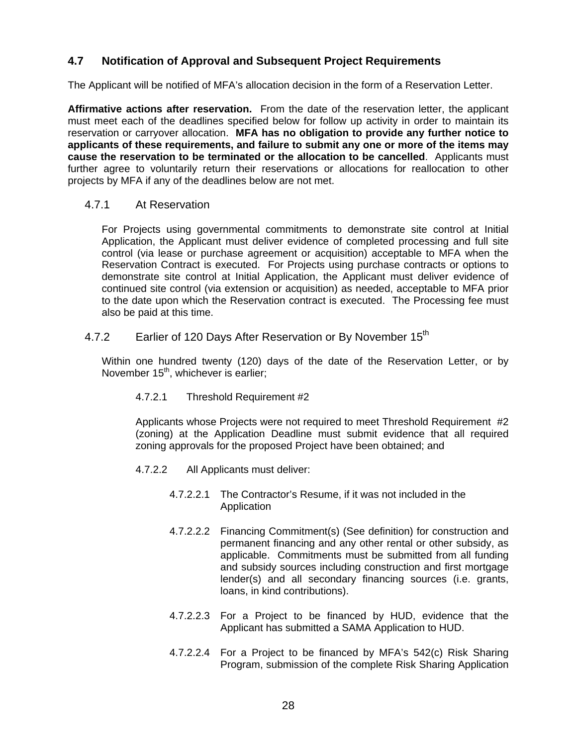## 4.7 Notification of Approval and Subsequent Project Requirements

The Applicant will be notified of MFA's allocation decision in the form of a Reservation Letter.

**Affirmative actions after reservation.** From the date of the reservation letter, the applicant must meet each of the deadlines specified below for follow up activity in order to maintain its reservation or carryover allocation. **MFA has no obligation to provide any further notice to applicants of these requirements, and failure to submit any one or more of the items may cause the reservation to be terminated or the allocation to be cancelled**. Applicants must further agree to voluntarily return their reservations or allocations for reallocation to other projects by MFA if any of the deadlines below are not met.

### 4.7.1 At Reservation

For Projects using governmental commitments to demonstrate site control at Initial Application, the Applicant must deliver evidence of completed processing and full site control (via lease or purchase agreement or acquisition) acceptable to MFA when the Reservation Contract is executed. For Projects using purchase contracts or options to demonstrate site control at Initial Application, the Applicant must deliver evidence of continued site control (via extension or acquisition) as needed, acceptable to MFA prior to the date upon which the Reservation contract is executed. The Processing fee must also be paid at this time.

### 4.7.2 Earlier of 120 Days After Reservation or By November 15th

Within one hundred twenty (120) days of the date of the Reservation Letter, or by November 15th, whichever is earlier;

4.7.2.1 Threshold Requirement #2

Applicants whose Projects were not required to meet Threshold Requirement #2 (zoning) at the Application Deadline must submit evidence that all required zoning approvals for the proposed Project have been obtained; and

4.7.2.2 All Applicants must deliver:

4.7.2.2.1 The Contractor's Resume, if it was not included in the Application

4.7.2.2.2 Financing Commitment(s) (See definition) for construction and permanent financing and any other rental or other subsidy, as applicable. Commitments must be submitted from all funding and subsidy sources including construction and first mortgage lender(s) and all secondary financing sources (i.e. grants, loans, in kind contributions).

4.7.2.2.3 For a Project to be financed by HUD, evidence that the Applicant has submitted a SAMA Application to HUD.

4.7.2.2.4 For a Project to be financed by MFA's 542(c) Risk Sharing Program, submission of the complete Risk Sharing Application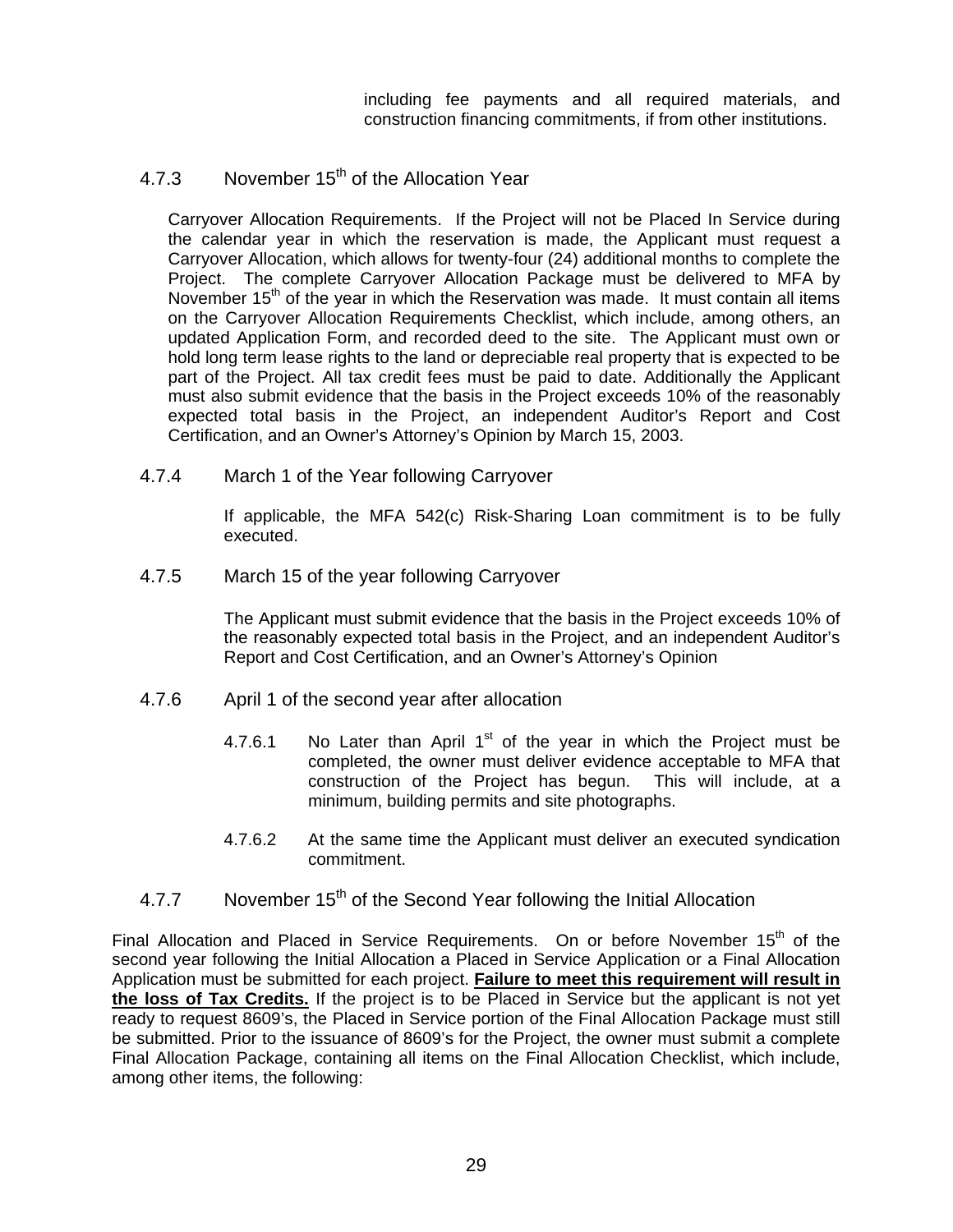including fee payments and all required materials, and construction financing commitments, if from other institutions.

### 4.7.3 November 15th of the Allocation Year

Carryover Allocation Requirements. If the Project will not be Placed In Service during the calendar year in which the reservation is made, the Applicant must request a Carryover Allocation, which allows for twenty-four (24) additional months to complete the Project. The complete Carryover Allocation Package must be delivered to MFA by November 15th of the year in which the Reservation was made. It must contain all items on the Carryover Allocation Requirements Checklist, which include, among others, an updated Application Form, and recorded deed to the site. The Applicant must own or hold long term lease rights to the land or depreciable real property that is expected to be part of the Project. All tax credit fees must be paid to date. Additionally the Applicant must also submit evidence that the basis in the Project exceeds 10% of the reasonably expected total basis in the Project, an independent Auditor's Report and Cost Certification, and an Owner's Attorney's Opinion by March 15, 2003.

### 4.7.4 March 1 of the Year following Carryover

If applicable, the MFA 542(c) Risk-Sharing Loan commitment is to be fully executed.

### 4.7.5 March 15 of the year following Carryover

The Applicant must submit evidence that the basis in the Project exceeds 10% of the reasonably expected total basis in the Project, and an independent Auditor's Report and Cost Certification, and an Owner's Attorney's Opinion

### 4.7.6 April 1 of the second year after allocation

4.7.6.1 No Later than April 1st of the year in which the Project must be completed, the owner must deliver evidence acceptable to MFA that construction of the Project has begun. This will include, at a minimum, building permits and site photographs.

4.7.6.2 At the same time the Applicant must deliver an executed syndication commitment.

### 4.7.7 November 15th of the Second Year following the Initial Allocation

Final Allocation and Placed in Service Requirements. On or before November 15th of the second year following the Initial Allocation a Placed in Service Application or a Final Allocation Application must be submitted for each project. **Failure to meet this requirement will result in the loss of Tax Credits.** If the project is to be Placed in Service but the applicant is not yet ready to request 8609's, the Placed in Service portion of the Final Allocation Package must still be submitted. Prior to the issuance of 8609's for the Project, the owner must submit a complete Final Allocation Package, containing all items on the Final Allocation Checklist, which include, among other items, the following: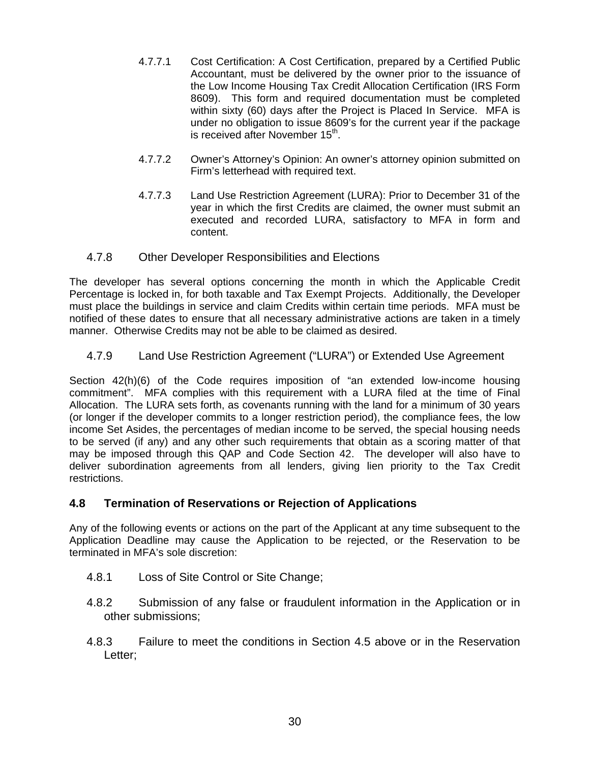4.7.7.1 Cost Certification: A Cost Certification, prepared by a Certified Public Accountant, must be delivered by the owner prior to the issuance of the Low Income Housing Tax Credit Allocation Certification (IRS Form 8609). This form and required documentation must be completed within sixty (60) days after the Project is Placed In Service. MFA is under no obligation to issue 8609's for the current year if the package is received after November 15th.

4.7.7.2 Owner's Attorney's Opinion: An owner's attorney opinion submitted on Firm's letterhead with required text.

4.7.7.3 Land Use Restriction Agreement (LURA): Prior to December 31 of the year in which the first Credits are claimed, the owner must submit an executed and recorded LURA, satisfactory to MFA in form and content.

### 4.7.8 Other Developer Responsibilities and Elections

The developer has several options concerning the month in which the Applicable Credit Percentage is locked in, for both taxable and Tax Exempt Projects. Additionally, the Developer must place the buildings in service and claim Credits within certain time periods. MFA must be notified of these dates to ensure that all necessary administrative actions are taken in a timely manner. Otherwise Credits may not be able to be claimed as desired.

### 4.7.9 Land Use Restriction Agreement ("LURA") or Extended Use Agreement

Section 42(h)(6) of the Code requires imposition of "an extended low-income housing commitment". MFA complies with this requirement with a LURA filed at the time of Final Allocation. The LURA sets forth, as covenants running with the land for a minimum of 30 years (or longer if the developer commits to a longer restriction period), the compliance fees, the low income Set Asides, the percentages of median income to be served, the special housing needs to be served (if any) and any other such requirements that obtain as a scoring matter of that may be imposed through this QAP and Code Section 42. The developer will also have to deliver subordination agreements from all lenders, giving lien priority to the Tax Credit restrictions.

## 4.8 Termination of Reservations or Rejection of Applications

Any of the following events or actions on the part of the Applicant at any time subsequent to the Application Deadline may cause the Application to be rejected, or the Reservation to be terminated in MFA's sole discretion:

4.8.1 Loss of Site Control or Site Change;

4.8.2 Submission of any false or fraudulent information in the Application or in other submissions;

4.8.3 Failure to meet the conditions in Section 4.5 above or in the Reservation Letter;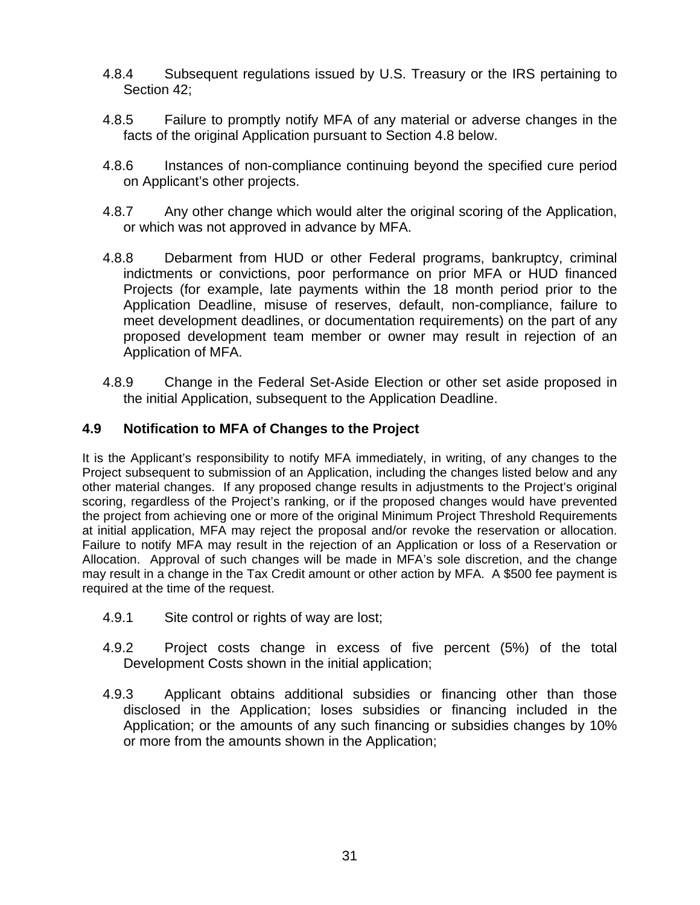4.8.4 Subsequent regulations issued by U.S. Treasury or the IRS pertaining to Section 42;

4.8.5 Failure to promptly notify MFA of any material or adverse changes in the facts of the original Application pursuant to Section 4.8 below.

4.8.6 Instances of non-compliance continuing beyond the specified cure period on Applicant's other projects.

4.8.7 Any other change which would alter the original scoring of the Application, or which was not approved in advance by MFA.

4.8.8 Debarment from HUD or other Federal programs, bankruptcy, criminal indictments or convictions, poor performance on prior MFA or HUD financed Projects (for example, late payments within the 18 month period prior to the Application Deadline, misuse of reserves, default, non-compliance, failure to meet development deadlines, or documentation requirements) on the part of any proposed development team member or owner may result in rejection of an Application of MFA.

4.8.9 Change in the Federal Set-Aside Election or other set aside proposed in the initial Application, subsequent to the Application Deadline.

### 4.9 Notification to MFA of Changes to the Project

It is the Applicant's responsibility to notify MFA immediately, in writing, of any changes to the Project subsequent to submission of an Application, including the changes listed below and any other material changes. If any proposed change results in adjustments to the Project's original scoring, regardless of the Project's ranking, or if the proposed changes would have prevented the project from achieving one or more of the original Minimum Project Threshold Requirements at initial application, MFA may reject the proposal and/or revoke the reservation or allocation. Failure to notify MFA may result in the rejection of an Application or loss of a Reservation or Allocation. Approval of such changes will be made in MFA's sole discretion, and the change may result in a change in the Tax Credit amount or other action by MFA. A $500 fee payment is required at the time of the request.

4.9.1 Site control or rights of way are lost;

4.9.2 Project costs change in excess of five percent (5%) of the total Development Costs shown in the initial application;

4.9.3 Applicant obtains additional subsidies or financing other than those disclosed in the Application; loses subsidies or financing included in the Application; or the amounts of any such financing or subsidies changes by 10% or more from the amounts shown in the Application;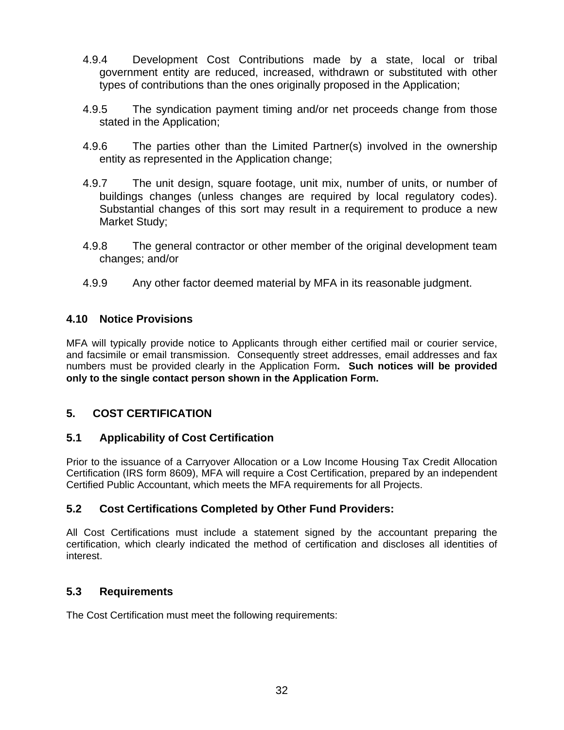4.9.4 Development Cost Contributions made by a state, local or tribal government entity are reduced, increased, withdrawn or substituted with other types of contributions than the ones originally proposed in the Application;

4.9.5 The syndication payment timing and/or net proceeds change from those stated in the Application;

4.9.6 The parties other than the Limited Partner(s) involved in the ownership entity as represented in the Application change;

4.9.7 The unit design, square footage, unit mix, number of units, or number of buildings changes (unless changes are required by local regulatory codes). Substantial changes of this sort may result in a requirement to produce a new Market Study;

4.9.8 The general contractor or other member of the original development team changes; and/or

4.9.9 Any other factor deemed material by MFA in its reasonable judgment.

### 4.10 Notice Provisions

MFA will typically provide notice to Applicants through either certified mail or courier service, and facsimile or email transmission. Consequently street addresses, email addresses and fax numbers must be provided clearly in the Application Form**. Such notices will be provided only to the single contact person shown in the Application Form.**

## 5. COST CERTIFICATION

### 5.1 Applicability of Cost Certification

Prior to the issuance of a Carryover Allocation or a Low Income Housing Tax Credit Allocation Certification (IRS form 8609), MFA will require a Cost Certification, prepared by an independent Certified Public Accountant, which meets the MFA requirements for all Projects.

### 5.2 Cost Certifications Completed by Other Fund Providers:

All Cost Certifications must include a statement signed by the accountant preparing the certification, which clearly indicated the method of certification and discloses all identities of interest.

### 5.3 Requirements

The Cost Certification must meet the following requirements: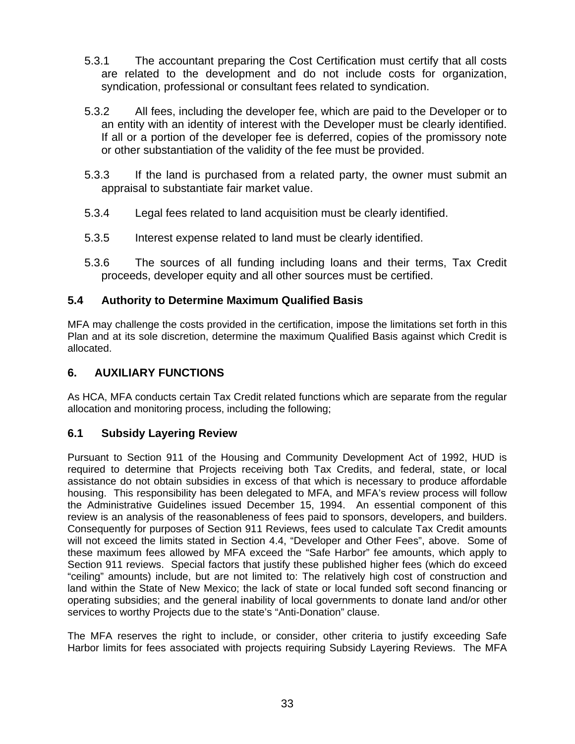5.3.1 The accountant preparing the Cost Certification must certify that all costs are related to the development and do not include costs for organization, syndication, professional or consultant fees related to syndication.

5.3.2 All fees, including the developer fee, which are paid to the Developer or to an entity with an identity of interest with the Developer must be clearly identified. If all or a portion of the developer fee is deferred, copies of the promissory note or other substantiation of the validity of the fee must be provided.

5.3.3 If the land is purchased from a related party, the owner must submit an appraisal to substantiate fair market value.

5.3.4 Legal fees related to land acquisition must be clearly identified.

5.3.5 Interest expense related to land must be clearly identified.

5.3.6 The sources of all funding including loans and their terms, Tax Credit proceeds, developer equity and all other sources must be certified.

### 5.4 Authority to Determine Maximum Qualified Basis

MFA may challenge the costs provided in the certification, impose the limitations set forth in this Plan and at its sole discretion, determine the maximum Qualified Basis against which Credit is allocated.

## 6. AUXILIARY FUNCTIONS

As HCA, MFA conducts certain Tax Credit related functions which are separate from the regular allocation and monitoring process, including the following;

### 6.1 Subsidy Layering Review

Pursuant to Section 911 of the Housing and Community Development Act of 1992, HUD is required to determine that Projects receiving both Tax Credits, and federal, state, or local assistance do not obtain subsidies in excess of that which is necessary to produce affordable housing. This responsibility has been delegated to MFA, and MFA's review process will follow the Administrative Guidelines issued December 15, 1994. An essential component of this review is an analysis of the reasonableness of fees paid to sponsors, developers, and builders. Consequently for purposes of Section 911 Reviews, fees used to calculate Tax Credit amounts will not exceed the limits stated in Section 4.4, "Developer and Other Fees", above. Some of these maximum fees allowed by MFA exceed the "Safe Harbor" fee amounts, which apply to Section 911 reviews. Special factors that justify these published higher fees (which do exceed "ceiling" amounts) include, but are not limited to: The relatively high cost of construction and land within the State of New Mexico; the lack of state or local funded soft second financing or operating subsidies; and the general inability of local governments to donate land and/or other services to worthy Projects due to the state's "Anti-Donation" clause.

The MFA reserves the right to include, or consider, other criteria to justify exceeding Safe Harbor limits for fees associated with projects requiring Subsidy Layering Reviews. The MFA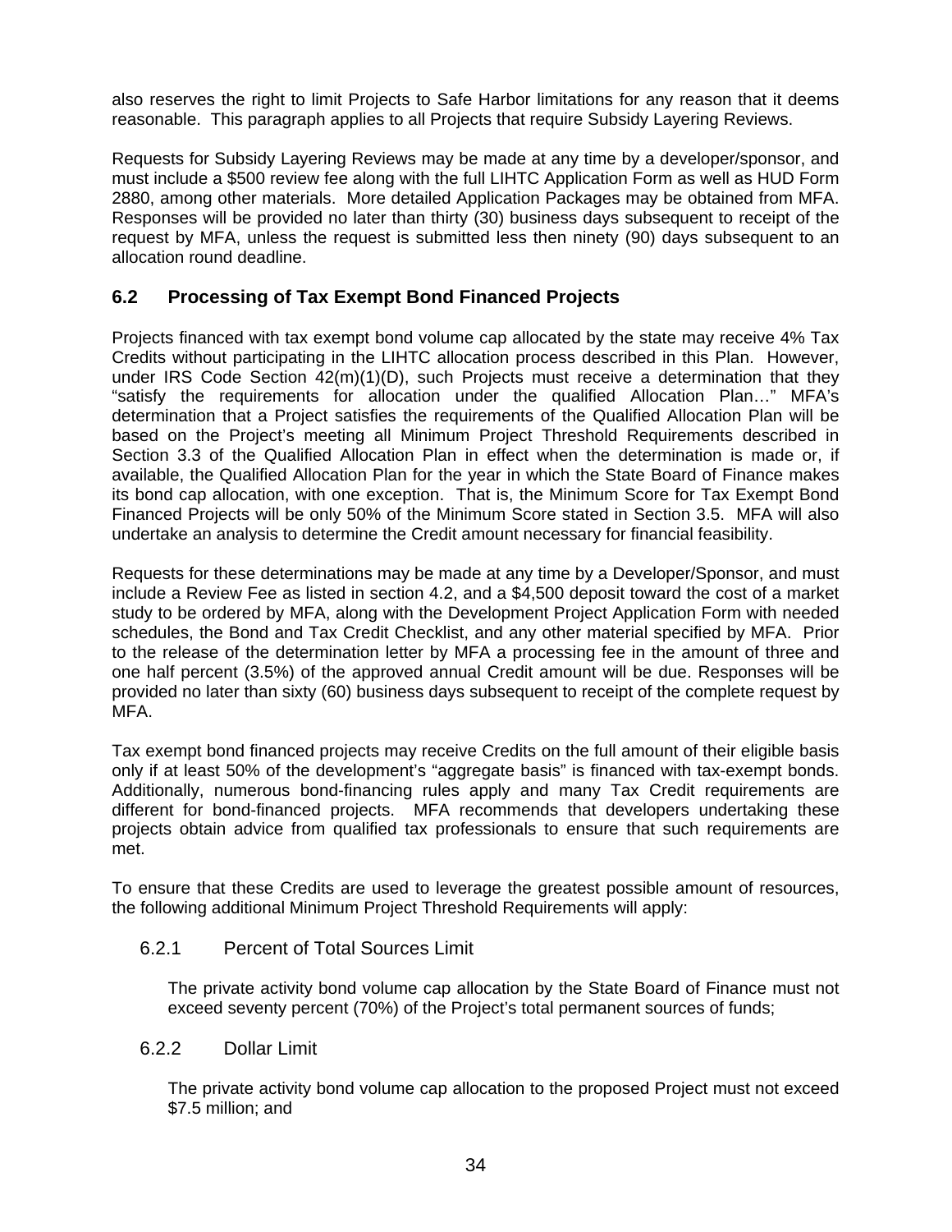also reserves the right to limit Projects to Safe Harbor limitations for any reason that it deems reasonable. This paragraph applies to all Projects that require Subsidy Layering Reviews.

Requests for Subsidy Layering Reviews may be made at any time by a developer/sponsor, and must include a $500 review fee along with the full LIHTC Application Form as well as HUD Form 2880, among other materials. More detailed Application Packages may be obtained from MFA. Responses will be provided no later than thirty (30) business days subsequent to receipt of the request by MFA, unless the request is submitted less then ninety (90) days subsequent to an allocation round deadline.

## 6.2 Processing of Tax Exempt Bond Financed Projects

Projects financed with tax exempt bond volume cap allocated by the state may receive 4% Tax Credits without participating in the LIHTC allocation process described in this Plan. However, under IRS Code Section 42(m)(1)(D), such Projects must receive a determination that they "satisfy the requirements for allocation under the qualified Allocation Plan…" MFA's determination that a Project satisfies the requirements of the Qualified Allocation Plan will be based on the Project's meeting all Minimum Project Threshold Requirements described in Section 3.3 of the Qualified Allocation Plan in effect when the determination is made or, if available, the Qualified Allocation Plan for the year in which the State Board of Finance makes its bond cap allocation, with one exception. That is, the Minimum Score for Tax Exempt Bond Financed Projects will be only 50% of the Minimum Score stated in Section 3.5. MFA will also undertake an analysis to determine the Credit amount necessary for financial feasibility.

Requests for these determinations may be made at any time by a Developer/Sponsor, and must include a Review Fee as listed in section 4.2, and a $4,500 deposit toward the cost of a market study to be ordered by MFA, along with the Development Project Application Form with needed schedules, the Bond and Tax Credit Checklist, and any other material specified by MFA. Prior to the release of the determination letter by MFA a processing fee in the amount of three and one half percent (3.5%) of the approved annual Credit amount will be due. Responses will be provided no later than sixty (60) business days subsequent to receipt of the complete request by MFA.

Tax exempt bond financed projects may receive Credits on the full amount of their eligible basis only if at least 50% of the development's "aggregate basis" is financed with tax-exempt bonds. Additionally, numerous bond-financing rules apply and many Tax Credit requirements are different for bond-financed projects. MFA recommends that developers undertaking these projects obtain advice from qualified tax professionals to ensure that such requirements are met.

To ensure that these Credits are used to leverage the greatest possible amount of resources, the following additional Minimum Project Threshold Requirements will apply:

### 6.2.1 Percent of Total Sources Limit

The private activity bond volume cap allocation by the State Board of Finance must not exceed seventy percent (70%) of the Project's total permanent sources of funds;

### 6.2.2 Dollar Limit

The private activity bond volume cap allocation to the proposed Project must not exceed $7.5 million; and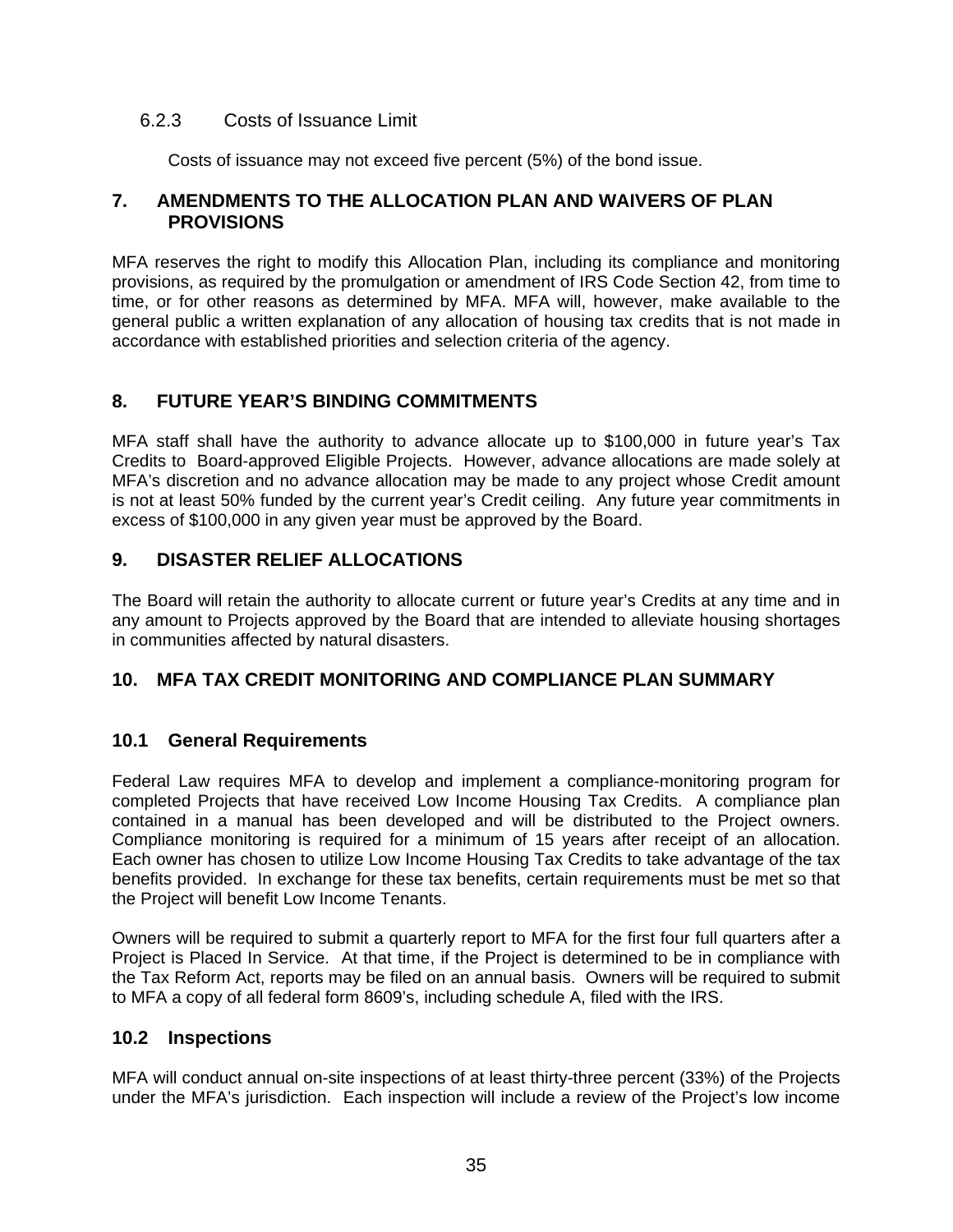#### 6.2.3 Costs of Issuance Limit

Costs of issuance may not exceed five percent (5%) of the bond issue.

## 7. AMENDMENTS TO THE ALLOCATION PLAN AND WAIVERS OF PLAN PROVISIONS

MFA reserves the right to modify this Allocation Plan, including its compliance and monitoring provisions, as required by the promulgation or amendment of IRS Code Section 42, from time to time, or for other reasons as determined by MFA. MFA will, however, make available to the general public a written explanation of any allocation of housing tax credits that is not made in accordance with established priorities and selection criteria of the agency.

## 8. FUTURE YEAR'S BINDING COMMITMENTS

MFA staff shall have the authority to advance allocate up to $100,000 in future year's Tax Credits to Board-approved Eligible Projects. However, advance allocations are made solely at MFA's discretion and no advance allocation may be made to any project whose Credit amount is not at least 50% funded by the current year's Credit ceiling. Any future year commitments in excess of $100,000 in any given year must be approved by the Board.

## 9. DISASTER RELIEF ALLOCATIONS

The Board will retain the authority to allocate current or future year's Credits at any time and in any amount to Projects approved by the Board that are intended to alleviate housing shortages in communities affected by natural disasters.

## 10. MFA TAX CREDIT MONITORING AND COMPLIANCE PLAN SUMMARY

### 10.1 General Requirements

Federal Law requires MFA to develop and implement a compliance-monitoring program for completed Projects that have received Low Income Housing Tax Credits. A compliance plan contained in a manual has been developed and will be distributed to the Project owners. Compliance monitoring is required for a minimum of 15 years after receipt of an allocation. Each owner has chosen to utilize Low Income Housing Tax Credits to take advantage of the tax benefits provided. In exchange for these tax benefits, certain requirements must be met so that the Project will benefit Low Income Tenants.

Owners will be required to submit a quarterly report to MFA for the first four full quarters after a Project is Placed In Service. At that time, if the Project is determined to be in compliance with the Tax Reform Act, reports may be filed on an annual basis. Owners will be required to submit to MFA a copy of all federal form 8609's, including schedule A, filed with the IRS.

### 10.2 Inspections

MFA will conduct annual on-site inspections of at least thirty-three percent (33%) of the Projects under the MFA's jurisdiction. Each inspection will include a review of the Project's low income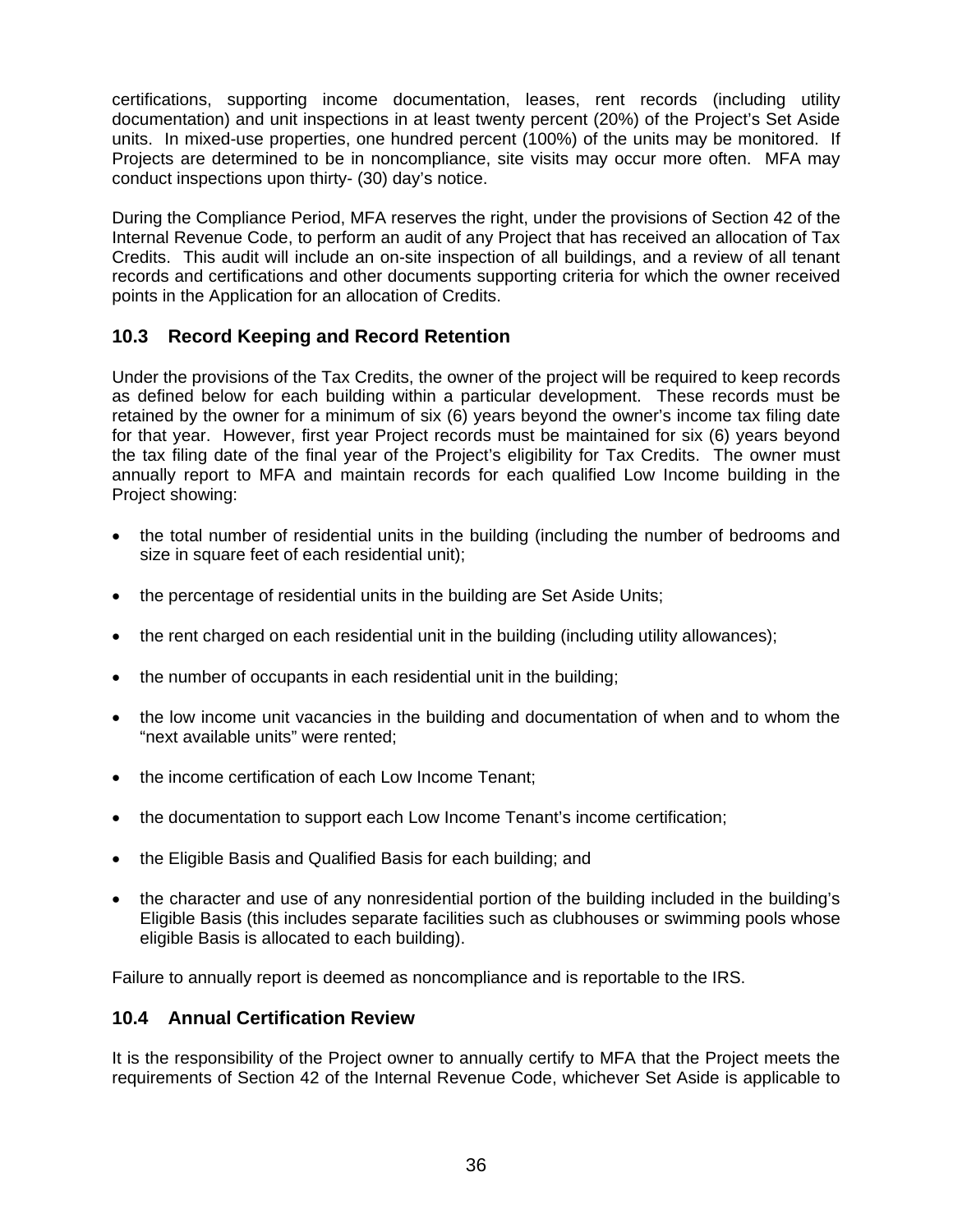certifications, supporting income documentation, leases, rent records (including utility documentation) and unit inspections in at least twenty percent (20%) of the Project's Set Aside units. In mixed-use properties, one hundred percent (100%) of the units may be monitored. If Projects are determined to be in noncompliance, site visits may occur more often. MFA may conduct inspections upon thirty- (30) day's notice.

During the Compliance Period, MFA reserves the right, under the provisions of Section 42 of the Internal Revenue Code, to perform an audit of any Project that has received an allocation of Tax Credits. This audit will include an on-site inspection of all buildings, and a review of all tenant records and certifications and other documents supporting criteria for which the owner received points in the Application for an allocation of Credits.

## 10.3 Record Keeping and Record Retention

Under the provisions of the Tax Credits, the owner of the project will be required to keep records as defined below for each building within a particular development. These records must be retained by the owner for a minimum of six (6) years beyond the owner's income tax filing date for that year. However, first year Project records must be maintained for six (6) years beyond the tax filing date of the final year of the Project's eligibility for Tax Credits. The owner must annually report to MFA and maintain records for each qualified Low Income building in the Project showing:

- the total number of residential units in the building (including the number of bedrooms and size in square feet of each residential unit);
- the percentage of residential units in the building are Set Aside Units;
- the rent charged on each residential unit in the building (including utility allowances);
- the number of occupants in each residential unit in the building;
- the low income unit vacancies in the building and documentation of when and to whom the "next available units" were rented;
- the income certification of each Low Income Tenant;
- the documentation to support each Low Income Tenant's income certification;
- the Eligible Basis and Qualified Basis for each building; and
- the character and use of any nonresidential portion of the building included in the building's Eligible Basis (this includes separate facilities such as clubhouses or swimming pools whose eligible Basis is allocated to each building).

Failure to annually report is deemed as noncompliance and is reportable to the IRS.

## 10.4 Annual Certification Review

It is the responsibility of the Project owner to annually certify to MFA that the Project meets the requirements of Section 42 of the Internal Revenue Code, whichever Set Aside is applicable to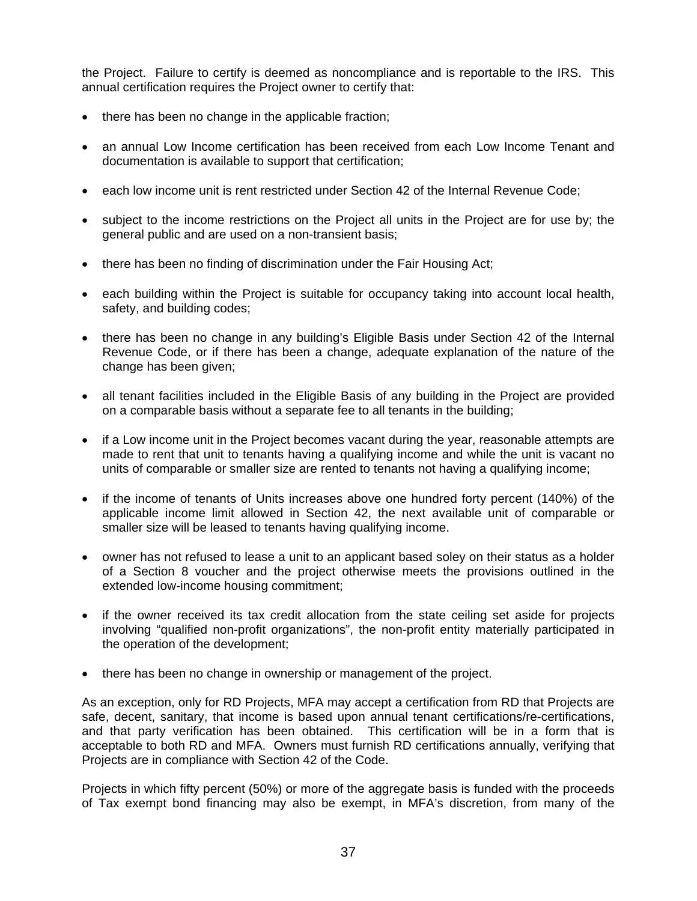the Project. Failure to certify is deemed as noncompliance and is reportable to the IRS. This annual certification requires the Project owner to certify that:

- there has been no change in the applicable fraction;
- an annual Low Income certification has been received from each Low Income Tenant and documentation is available to support that certification;
- each low income unit is rent restricted under Section 42 of the Internal Revenue Code;
- subject to the income restrictions on the Project all units in the Project are for use by; the general public and are used on a non-transient basis;
- there has been no finding of discrimination under the Fair Housing Act;
- each building within the Project is suitable for occupancy taking into account local health, safety, and building codes;
- there has been no change in any building's Eligible Basis under Section 42 of the Internal Revenue Code, or if there has been a change, adequate explanation of the nature of the change has been given;
- all tenant facilities included in the Eligible Basis of any building in the Project are provided on a comparable basis without a separate fee to all tenants in the building;
- if a Low income unit in the Project becomes vacant during the year, reasonable attempts are made to rent that unit to tenants having a qualifying income and while the unit is vacant no units of comparable or smaller size are rented to tenants not having a qualifying income;
- if the income of tenants of Units increases above one hundred forty percent (140%) of the applicable income limit allowed in Section 42, the next available unit of comparable or smaller size will be leased to tenants having qualifying income.
- owner has not refused to lease a unit to an applicant based soley on their status as a holder of a Section 8 voucher and the project otherwise meets the provisions outlined in the extended low-income housing commitment;
- if the owner received its tax credit allocation from the state ceiling set aside for projects involving "qualified non-profit organizations", the non-profit entity materially participated in the operation of the development;
- there has been no change in ownership or management of the project.

As an exception, only for RD Projects, MFA may accept a certification from RD that Projects are safe, decent, sanitary, that income is based upon annual tenant certifications/re-certifications, and that party verification has been obtained. This certification will be in a form that is acceptable to both RD and MFA. Owners must furnish RD certifications annually, verifying that Projects are in compliance with Section 42 of the Code.

Projects in which fifty percent (50%) or more of the aggregate basis is funded with the proceeds of Tax exempt bond financing may also be exempt, in MFA's discretion, from many of the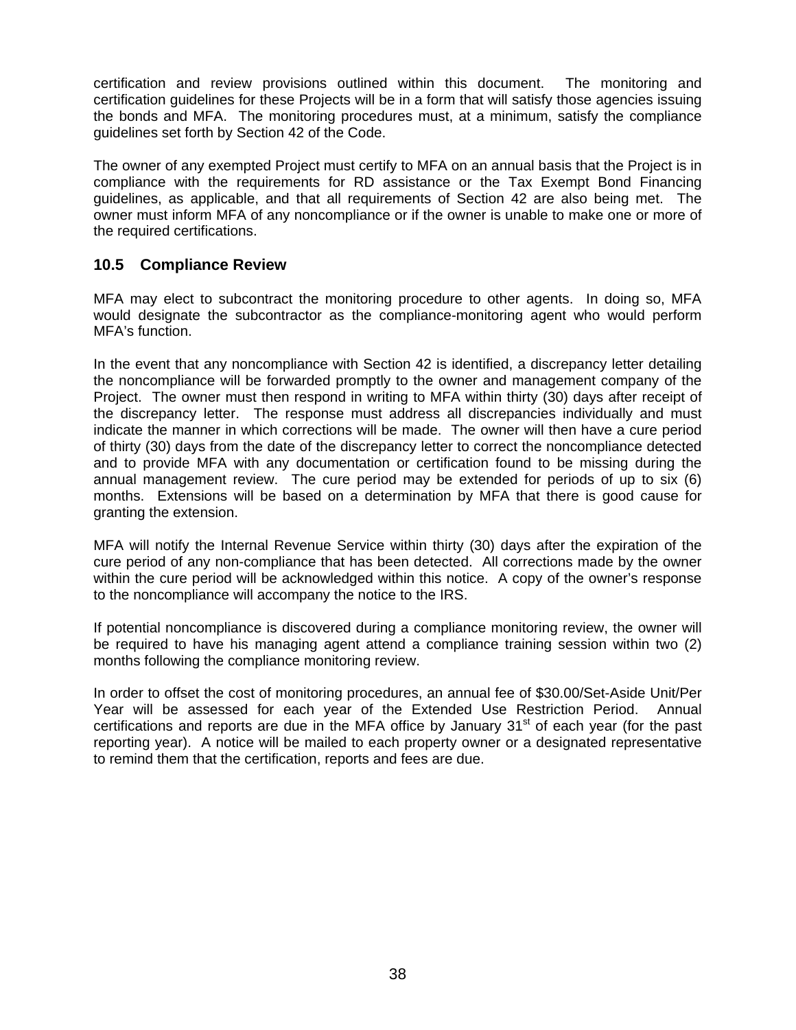certification and review provisions outlined within this document. The monitoring and certification guidelines for these Projects will be in a form that will satisfy those agencies issuing the bonds and MFA. The monitoring procedures must, at a minimum, satisfy the compliance guidelines set forth by Section 42 of the Code.

The owner of any exempted Project must certify to MFA on an annual basis that the Project is in compliance with the requirements for RD assistance or the Tax Exempt Bond Financing guidelines, as applicable, and that all requirements of Section 42 are also being met. The owner must inform MFA of any noncompliance or if the owner is unable to make one or more of the required certifications.

## 10.5 Compliance Review

MFA may elect to subcontract the monitoring procedure to other agents. In doing so, MFA would designate the subcontractor as the compliance-monitoring agent who would perform MFA's function.

In the event that any noncompliance with Section 42 is identified, a discrepancy letter detailing the noncompliance will be forwarded promptly to the owner and management company of the Project. The owner must then respond in writing to MFA within thirty (30) days after receipt of the discrepancy letter. The response must address all discrepancies individually and must indicate the manner in which corrections will be made. The owner will then have a cure period of thirty (30) days from the date of the discrepancy letter to correct the noncompliance detected and to provide MFA with any documentation or certification found to be missing during the annual management review. The cure period may be extended for periods of up to six (6) months. Extensions will be based on a determination by MFA that there is good cause for granting the extension.

MFA will notify the Internal Revenue Service within thirty (30) days after the expiration of the cure period of any non-compliance that has been detected. All corrections made by the owner within the cure period will be acknowledged within this notice. A copy of the owner's response to the noncompliance will accompany the notice to the IRS.

If potential noncompliance is discovered during a compliance monitoring review, the owner will be required to have his managing agent attend a compliance training session within two (2) months following the compliance monitoring review.

In order to offset the cost of monitoring procedures, an annual fee of $30.00/Set-Aside Unit/Per Year will be assessed for each year of the Extended Use Restriction Period. Annual certifications and reports are due in the MFA office by January 31st of each year (for the past reporting year). A notice will be mailed to each property owner or a designated representative to remind them that the certification, reports and fees are due.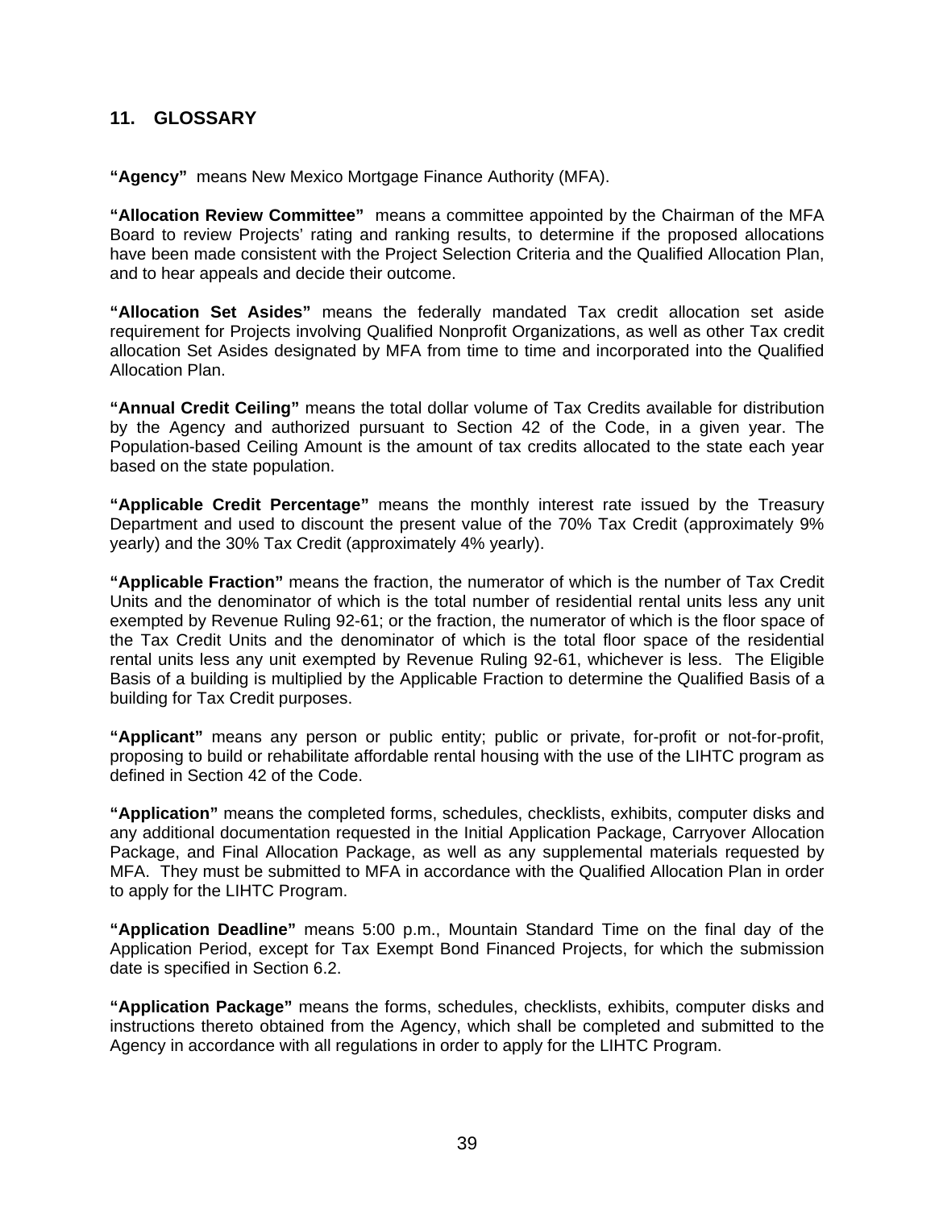## 11. GLOSSARY

**"Agency"** means New Mexico Mortgage Finance Authority (MFA).

**"Allocation Review Committee"** means a committee appointed by the Chairman of the MFA Board to review Projects' rating and ranking results, to determine if the proposed allocations have been made consistent with the Project Selection Criteria and the Qualified Allocation Plan, and to hear appeals and decide their outcome.

**"Allocation Set Asides"** means the federally mandated Tax credit allocation set aside requirement for Projects involving Qualified Nonprofit Organizations, as well as other Tax credit allocation Set Asides designated by MFA from time to time and incorporated into the Qualified Allocation Plan.

**"Annual Credit Ceiling"** means the total dollar volume of Tax Credits available for distribution by the Agency and authorized pursuant to Section 42 of the Code, in a given year. The Population-based Ceiling Amount is the amount of tax credits allocated to the state each year based on the state population.

**"Applicable Credit Percentage"** means the monthly interest rate issued by the Treasury Department and used to discount the present value of the 70% Tax Credit (approximately 9% yearly) and the 30% Tax Credit (approximately 4% yearly).

**"Applicable Fraction"** means the fraction, the numerator of which is the number of Tax Credit Units and the denominator of which is the total number of residential rental units less any unit exempted by Revenue Ruling 92-61; or the fraction, the numerator of which is the floor space of the Tax Credit Units and the denominator of which is the total floor space of the residential rental units less any unit exempted by Revenue Ruling 92-61, whichever is less. The Eligible Basis of a building is multiplied by the Applicable Fraction to determine the Qualified Basis of a building for Tax Credit purposes.

**"Applicant"** means any person or public entity; public or private, for-profit or not-for-profit, proposing to build or rehabilitate affordable rental housing with the use of the LIHTC program as defined in Section 42 of the Code.

**"Application"** means the completed forms, schedules, checklists, exhibits, computer disks and any additional documentation requested in the Initial Application Package, Carryover Allocation Package, and Final Allocation Package, as well as any supplemental materials requested by MFA. They must be submitted to MFA in accordance with the Qualified Allocation Plan in order to apply for the LIHTC Program.

**"Application Deadline"** means 5:00 p.m., Mountain Standard Time on the final day of the Application Period, except for Tax Exempt Bond Financed Projects, for which the submission date is specified in Section 6.2.

**"Application Package"** means the forms, schedules, checklists, exhibits, computer disks and instructions thereto obtained from the Agency, which shall be completed and submitted to the Agency in accordance with all regulations in order to apply for the LIHTC Program.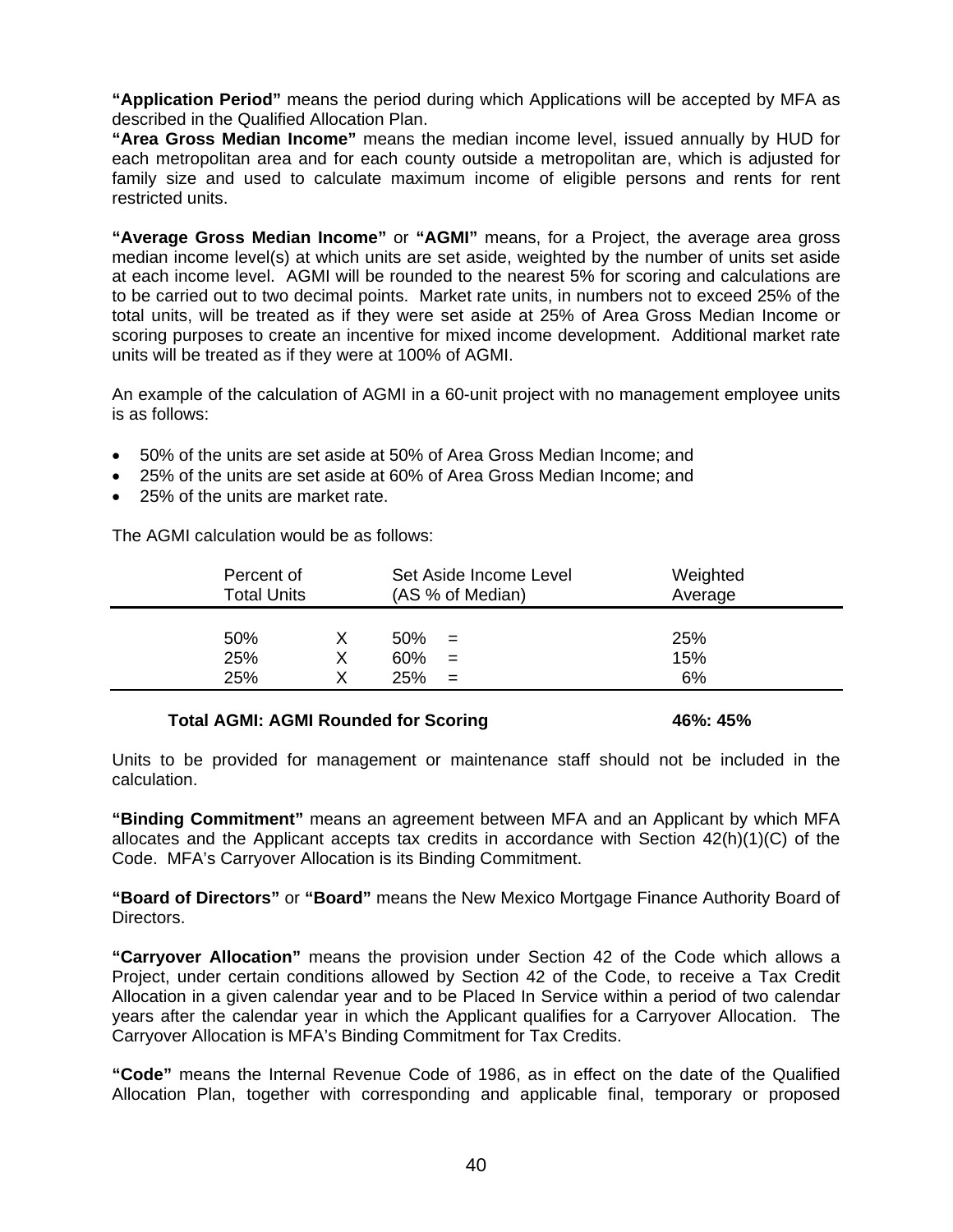**"Application Period"** means the period during which Applications will be accepted by MFA as described in the Qualified Allocation Plan.

**"Area Gross Median Income"** means the median income level, issued annually by HUD for each metropolitan area and for each county outside a metropolitan are, which is adjusted for family size and used to calculate maximum income of eligible persons and rents for rent restricted units.

**"Average Gross Median Income"** or **"AGMI"** means, for a Project, the average area gross median income level(s) at which units are set aside, weighted by the number of units set aside at each income level. AGMI will be rounded to the nearest 5% for scoring and calculations are to be carried out to two decimal points. Market rate units, in numbers not to exceed 25% of the total units, will be treated as if they were set aside at 25% of Area Gross Median Income or scoring purposes to create an incentive for mixed income development. Additional market rate units will be treated as if they were at 100% of AGMI.

An example of the calculation of AGMI in a 60-unit project with no management employee units is as follows:

- 50% of the units are set aside at 50% of Area Gross Median Income; and
- 25% of the units are set aside at 60% of Area Gross Median Income; and
- 25% of the units are market rate.

The AGMI calculation would be as follows:

| Percent of Total Units | | Set Aside Income Level (AS % of Median) | | Weighted Average |
|---|---|---|---|---|
| 50% | X | 50% | = | 25% |
| 25% | X | 60% | = | 15% |
| 25% | X | 25% | = | 6% |
| **Total AGMI: AGMI Rounded for Scoring** | | | | **46%: 45%** |

Units to be provided for management or maintenance staff should not be included in the calculation.

**"Binding Commitment"** means an agreement between MFA and an Applicant by which MFA allocates and the Applicant accepts tax credits in accordance with Section 42(h)(1)(C) of the Code. MFA's Carryover Allocation is its Binding Commitment.

**"Board of Directors"** or **"Board"** means the New Mexico Mortgage Finance Authority Board of Directors.

**"Carryover Allocation"** means the provision under Section 42 of the Code which allows a Project, under certain conditions allowed by Section 42 of the Code, to receive a Tax Credit Allocation in a given calendar year and to be Placed In Service within a period of two calendar years after the calendar year in which the Applicant qualifies for a Carryover Allocation. The Carryover Allocation is MFA's Binding Commitment for Tax Credits.

**"Code"** means the Internal Revenue Code of 1986, as in effect on the date of the Qualified Allocation Plan, together with corresponding and applicable final, temporary or proposed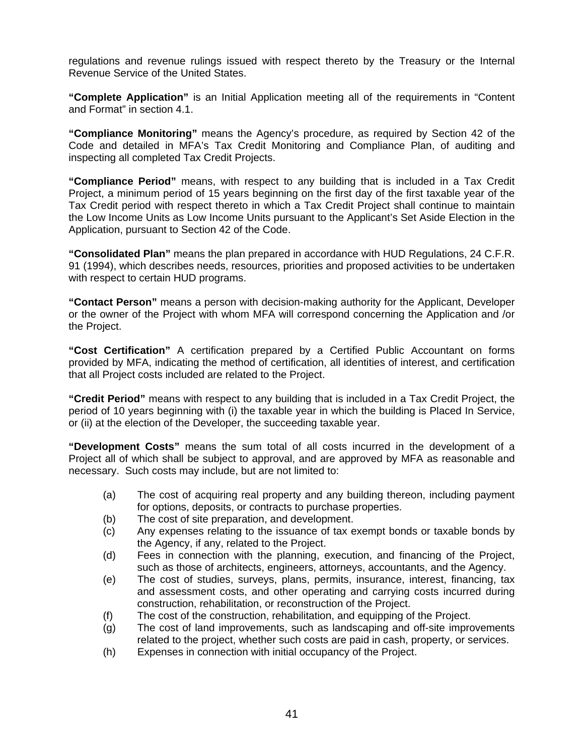regulations and revenue rulings issued with respect thereto by the Treasury or the Internal Revenue Service of the United States.

**"Complete Application"** is an Initial Application meeting all of the requirements in "Content and Format" in section 4.1.

**"Compliance Monitoring"** means the Agency's procedure, as required by Section 42 of the Code and detailed in MFA's Tax Credit Monitoring and Compliance Plan, of auditing and inspecting all completed Tax Credit Projects.

**"Compliance Period"** means, with respect to any building that is included in a Tax Credit Project, a minimum period of 15 years beginning on the first day of the first taxable year of the Tax Credit period with respect thereto in which a Tax Credit Project shall continue to maintain the Low Income Units as Low Income Units pursuant to the Applicant's Set Aside Election in the Application, pursuant to Section 42 of the Code.

**"Consolidated Plan"** means the plan prepared in accordance with HUD Regulations, 24 C.F.R. 91 (1994), which describes needs, resources, priorities and proposed activities to be undertaken with respect to certain HUD programs.

**"Contact Person"** means a person with decision-making authority for the Applicant, Developer or the owner of the Project with whom MFA will correspond concerning the Application and /or the Project.

**"Cost Certification"** A certification prepared by a Certified Public Accountant on forms provided by MFA, indicating the method of certification, all identities of interest, and certification that all Project costs included are related to the Project.

**"Credit Period"** means with respect to any building that is included in a Tax Credit Project, the period of 10 years beginning with (i) the taxable year in which the building is Placed In Service, or (ii) at the election of the Developer, the succeeding taxable year.

**"Development Costs"** means the sum total of all costs incurred in the development of a Project all of which shall be subject to approval, and are approved by MFA as reasonable and necessary. Such costs may include, but are not limited to:

(a) The cost of acquiring real property and any building thereon, including payment for options, deposits, or contracts to purchase properties.
(b) The cost of site preparation, and development.
(c) Any expenses relating to the issuance of tax exempt bonds or taxable bonds by the Agency, if any, related to the Project.
(d) Fees in connection with the planning, execution, and financing of the Project, such as those of architects, engineers, attorneys, accountants, and the Agency.
(e) The cost of studies, surveys, plans, permits, insurance, interest, financing, tax and assessment costs, and other operating and carrying costs incurred during construction, rehabilitation, or reconstruction of the Project.
(f) The cost of the construction, rehabilitation, and equipping of the Project.
(g) The cost of land improvements, such as landscaping and off-site improvements related to the project, whether such costs are paid in cash, property, or services.
(h) Expenses in connection with initial occupancy of the Project.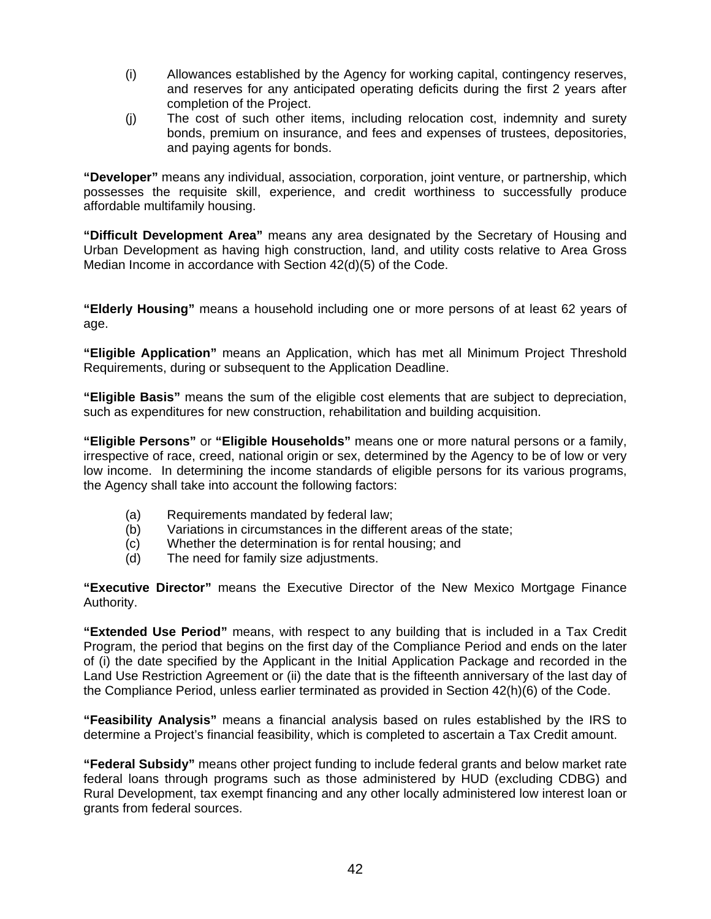(i) Allowances established by the Agency for working capital, contingency reserves, and reserves for any anticipated operating deficits during the first 2 years after completion of the Project.

(j) The cost of such other items, including relocation cost, indemnity and surety bonds, premium on insurance, and fees and expenses of trustees, depositories, and paying agents for bonds.

**"Developer"** means any individual, association, corporation, joint venture, or partnership, which possesses the requisite skill, experience, and credit worthiness to successfully produce affordable multifamily housing.

**"Difficult Development Area"** means any area designated by the Secretary of Housing and Urban Development as having high construction, land, and utility costs relative to Area Gross Median Income in accordance with Section 42(d)(5) of the Code.

**"Elderly Housing"** means a household including one or more persons of at least 62 years of age.

**"Eligible Application"** means an Application, which has met all Minimum Project Threshold Requirements, during or subsequent to the Application Deadline.

**"Eligible Basis"** means the sum of the eligible cost elements that are subject to depreciation, such as expenditures for new construction, rehabilitation and building acquisition.

**"Eligible Persons"** or **"Eligible Households"** means one or more natural persons or a family, irrespective of race, creed, national origin or sex, determined by the Agency to be of low or very low income. In determining the income standards of eligible persons for its various programs, the Agency shall take into account the following factors:

(a) Requirements mandated by federal law;
(b) Variations in circumstances in the different areas of the state;
(c) Whether the determination is for rental housing; and
(d) The need for family size adjustments.

**"Executive Director"** means the Executive Director of the New Mexico Mortgage Finance Authority.

**"Extended Use Period"** means, with respect to any building that is included in a Tax Credit Program, the period that begins on the first day of the Compliance Period and ends on the later of (i) the date specified by the Applicant in the Initial Application Package and recorded in the Land Use Restriction Agreement or (ii) the date that is the fifteenth anniversary of the last day of the Compliance Period, unless earlier terminated as provided in Section 42(h)(6) of the Code.

**"Feasibility Analysis"** means a financial analysis based on rules established by the IRS to determine a Project's financial feasibility, which is completed to ascertain a Tax Credit amount.

**"Federal Subsidy"** means other project funding to include federal grants and below market rate federal loans through programs such as those administered by HUD (excluding CDBG) and Rural Development, tax exempt financing and any other locally administered low interest loan or grants from federal sources.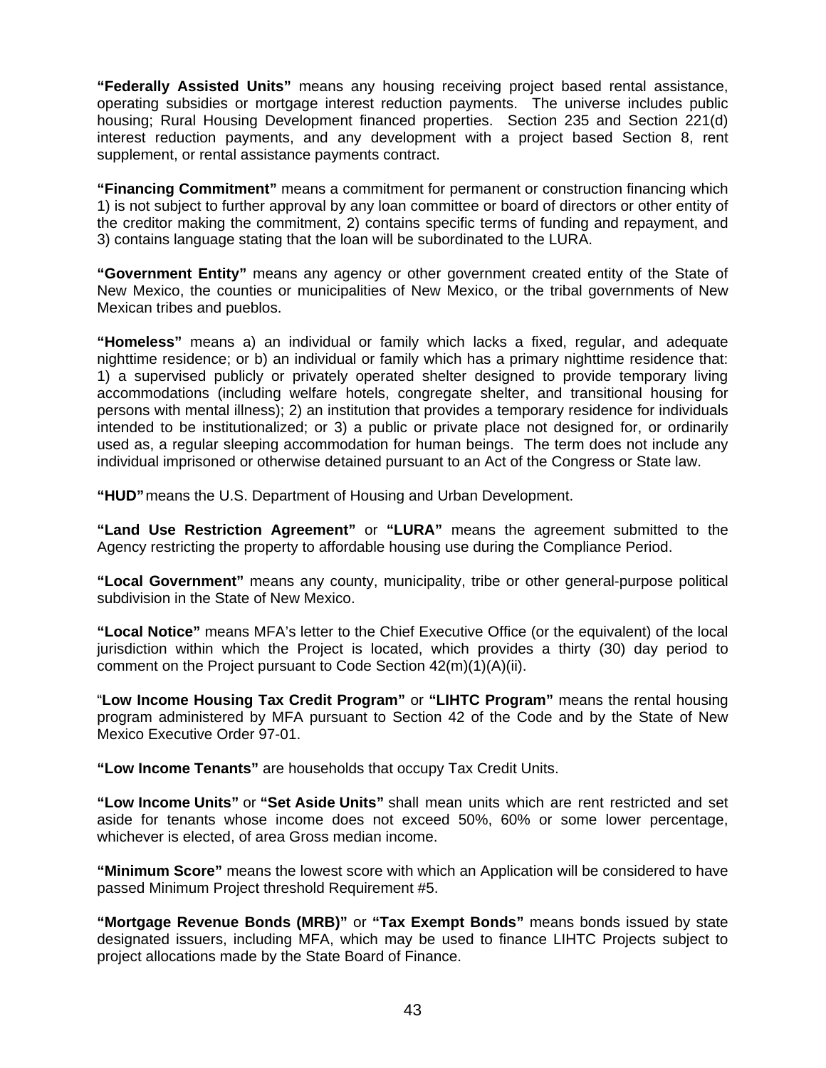**"Federally Assisted Units"** means any housing receiving project based rental assistance, operating subsidies or mortgage interest reduction payments. The universe includes public housing; Rural Housing Development financed properties. Section 235 and Section 221(d) interest reduction payments, and any development with a project based Section 8, rent supplement, or rental assistance payments contract.

**"Financing Commitment"** means a commitment for permanent or construction financing which 1) is not subject to further approval by any loan committee or board of directors or other entity of the creditor making the commitment, 2) contains specific terms of funding and repayment, and 3) contains language stating that the loan will be subordinated to the LURA.

**"Government Entity"** means any agency or other government created entity of the State of New Mexico, the counties or municipalities of New Mexico, or the tribal governments of New Mexican tribes and pueblos.

**"Homeless"** means a) an individual or family which lacks a fixed, regular, and adequate nighttime residence; or b) an individual or family which has a primary nighttime residence that: 1) a supervised publicly or privately operated shelter designed to provide temporary living accommodations (including welfare hotels, congregate shelter, and transitional housing for persons with mental illness); 2) an institution that provides a temporary residence for individuals intended to be institutionalized; or 3) a public or private place not designed for, or ordinarily used as, a regular sleeping accommodation for human beings. The term does not include any individual imprisoned or otherwise detained pursuant to an Act of the Congress or State law.

**"HUD"** means the U.S. Department of Housing and Urban Development.

**"Land Use Restriction Agreement"** or **"LURA"** means the agreement submitted to the Agency restricting the property to affordable housing use during the Compliance Period.

**"Local Government"** means any county, municipality, tribe or other general-purpose political subdivision in the State of New Mexico.

**"Local Notice"** means MFA's letter to the Chief Executive Office (or the equivalent) of the local jurisdiction within which the Project is located, which provides a thirty (30) day period to comment on the Project pursuant to Code Section 42(m)(1)(A)(ii).

"**Low Income Housing Tax Credit Program"** or **"LIHTC Program"** means the rental housing program administered by MFA pursuant to Section 42 of the Code and by the State of New Mexico Executive Order 97-01.

**"Low Income Tenants"** are households that occupy Tax Credit Units.

**"Low Income Units"** or **"Set Aside Units"** shall mean units which are rent restricted and set aside for tenants whose income does not exceed 50%, 60% or some lower percentage, whichever is elected, of area Gross median income.

**"Minimum Score"** means the lowest score with which an Application will be considered to have passed Minimum Project threshold Requirement #5.

**"Mortgage Revenue Bonds (MRB)"** or **"Tax Exempt Bonds"** means bonds issued by state designated issuers, including MFA, which may be used to finance LIHTC Projects subject to project allocations made by the State Board of Finance.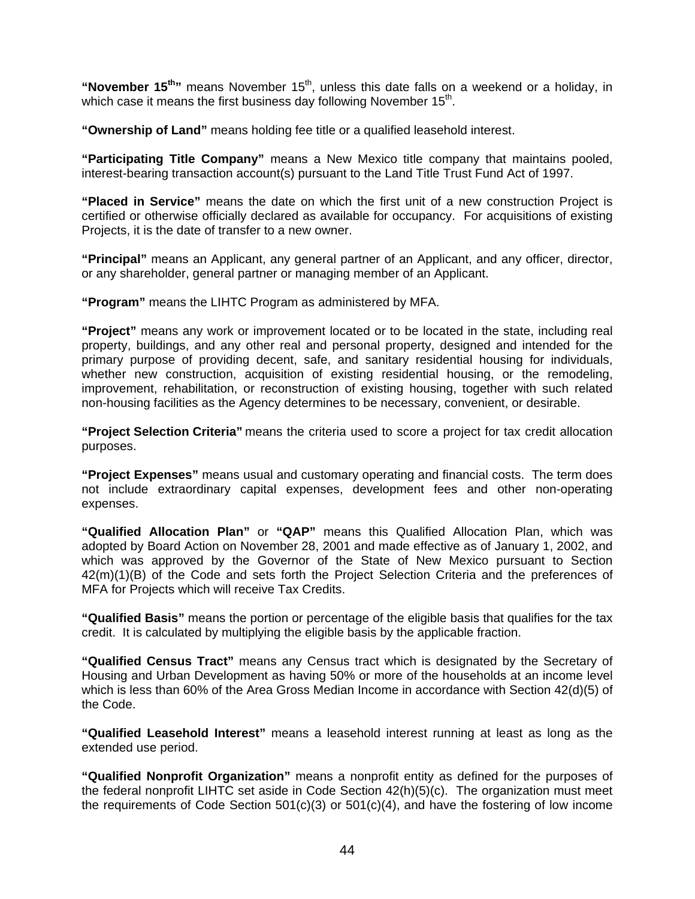**"November 15th"** means November 15th, unless this date falls on a weekend or a holiday, in which case it means the first business day following November 15th.

**"Ownership of Land"** means holding fee title or a qualified leasehold interest.

**"Participating Title Company"** means a New Mexico title company that maintains pooled, interest-bearing transaction account(s) pursuant to the Land Title Trust Fund Act of 1997.

**"Placed in Service"** means the date on which the first unit of a new construction Project is certified or otherwise officially declared as available for occupancy. For acquisitions of existing Projects, it is the date of transfer to a new owner.

**"Principal"** means an Applicant, any general partner of an Applicant, and any officer, director, or any shareholder, general partner or managing member of an Applicant.

**"Program"** means the LIHTC Program as administered by MFA.

**"Project"** means any work or improvement located or to be located in the state, including real property, buildings, and any other real and personal property, designed and intended for the primary purpose of providing decent, safe, and sanitary residential housing for individuals, whether new construction, acquisition of existing residential housing, or the remodeling, improvement, rehabilitation, or reconstruction of existing housing, together with such related non-housing facilities as the Agency determines to be necessary, convenient, or desirable.

**"Project Selection Criteria"** means the criteria used to score a project for tax credit allocation purposes.

**"Project Expenses"** means usual and customary operating and financial costs. The term does not include extraordinary capital expenses, development fees and other non-operating expenses.

**"Qualified Allocation Plan"** or **"QAP"** means this Qualified Allocation Plan, which was adopted by Board Action on November 28, 2001 and made effective as of January 1, 2002, and which was approved by the Governor of the State of New Mexico pursuant to Section 42(m)(1)(B) of the Code and sets forth the Project Selection Criteria and the preferences of MFA for Projects which will receive Tax Credits.

**"Qualified Basis"** means the portion or percentage of the eligible basis that qualifies for the tax credit. It is calculated by multiplying the eligible basis by the applicable fraction.

**"Qualified Census Tract"** means any Census tract which is designated by the Secretary of Housing and Urban Development as having 50% or more of the households at an income level which is less than 60% of the Area Gross Median Income in accordance with Section 42(d)(5) of the Code.

**"Qualified Leasehold Interest"** means a leasehold interest running at least as long as the extended use period.

**"Qualified Nonprofit Organization"** means a nonprofit entity as defined for the purposes of the federal nonprofit LIHTC set aside in Code Section 42(h)(5)(c). The organization must meet the requirements of Code Section 501(c)(3) or 501(c)(4), and have the fostering of low income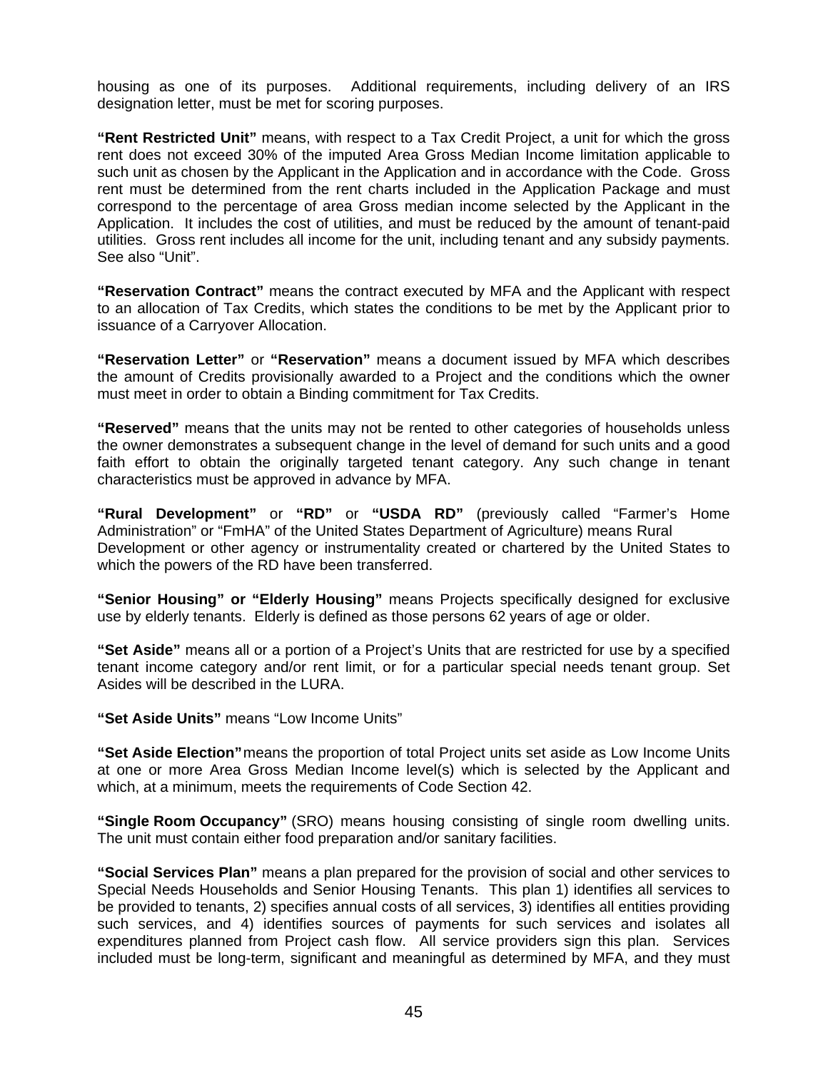housing as one of its purposes. Additional requirements, including delivery of an IRS designation letter, must be met for scoring purposes.

**"Rent Restricted Unit"** means, with respect to a Tax Credit Project, a unit for which the gross rent does not exceed 30% of the imputed Area Gross Median Income limitation applicable to such unit as chosen by the Applicant in the Application and in accordance with the Code. Gross rent must be determined from the rent charts included in the Application Package and must correspond to the percentage of area Gross median income selected by the Applicant in the Application. It includes the cost of utilities, and must be reduced by the amount of tenant-paid utilities. Gross rent includes all income for the unit, including tenant and any subsidy payments. See also "Unit".

**"Reservation Contract"** means the contract executed by MFA and the Applicant with respect to an allocation of Tax Credits, which states the conditions to be met by the Applicant prior to issuance of a Carryover Allocation.

**"Reservation Letter"** or **"Reservation"** means a document issued by MFA which describes the amount of Credits provisionally awarded to a Project and the conditions which the owner must meet in order to obtain a Binding commitment for Tax Credits.

**"Reserved"** means that the units may not be rented to other categories of households unless the owner demonstrates a subsequent change in the level of demand for such units and a good faith effort to obtain the originally targeted tenant category. Any such change in tenant characteristics must be approved in advance by MFA.

**"Rural Development"** or **"RD"** or **"USDA RD"** (previously called "Farmer's Home Administration" or "FmHA" of the United States Department of Agriculture) means Rural Development or other agency or instrumentality created or chartered by the United States to which the powers of the RD have been transferred.

**"Senior Housing" or "Elderly Housing"** means Projects specifically designed for exclusive use by elderly tenants. Elderly is defined as those persons 62 years of age or older.

**"Set Aside"** means all or a portion of a Project's Units that are restricted for use by a specified tenant income category and/or rent limit, or for a particular special needs tenant group. Set Asides will be described in the LURA.

**"Set Aside Units"** means "Low Income Units"

**"Set Aside Election"** means the proportion of total Project units set aside as Low Income Units at one or more Area Gross Median Income level(s) which is selected by the Applicant and which, at a minimum, meets the requirements of Code Section 42.

**"Single Room Occupancy"** (SRO) means housing consisting of single room dwelling units. The unit must contain either food preparation and/or sanitary facilities.

**"Social Services Plan"** means a plan prepared for the provision of social and other services to Special Needs Households and Senior Housing Tenants. This plan 1) identifies all services to be provided to tenants, 2) specifies annual costs of all services, 3) identifies all entities providing such services, and 4) identifies sources of payments for such services and isolates all expenditures planned from Project cash flow. All service providers sign this plan. Services included must be long-term, significant and meaningful as determined by MFA, and they must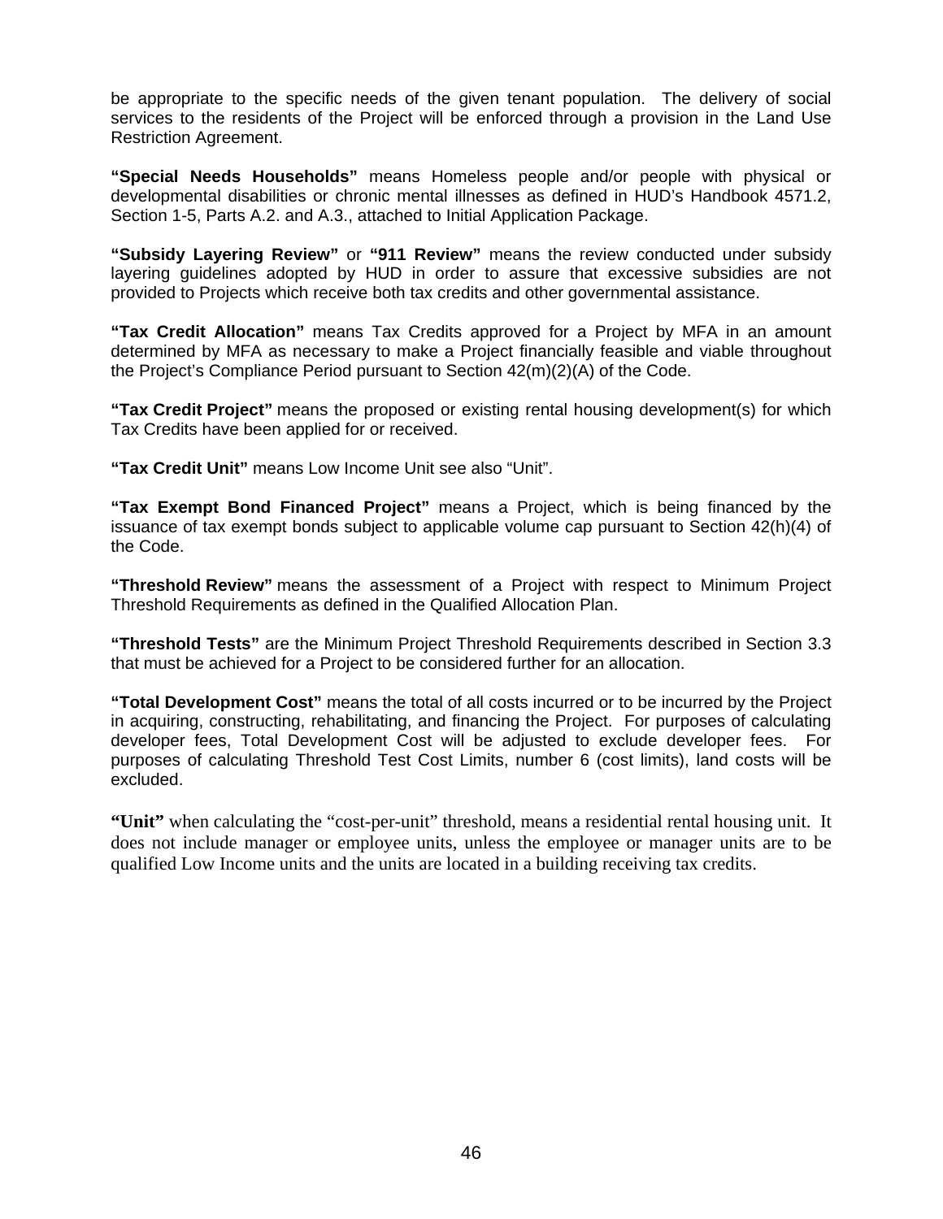be appropriate to the specific needs of the given tenant population. The delivery of social services to the residents of the Project will be enforced through a provision in the Land Use Restriction Agreement.

**"Special Needs Households"** means Homeless people and/or people with physical or developmental disabilities or chronic mental illnesses as defined in HUD's Handbook 4571.2, Section 1-5, Parts A.2. and A.3., attached to Initial Application Package.

**"Subsidy Layering Review"** or **"911 Review"** means the review conducted under subsidy layering guidelines adopted by HUD in order to assure that excessive subsidies are not provided to Projects which receive both tax credits and other governmental assistance.

**"Tax Credit Allocation"** means Tax Credits approved for a Project by MFA in an amount determined by MFA as necessary to make a Project financially feasible and viable throughout the Project's Compliance Period pursuant to Section 42(m)(2)(A) of the Code.

**"Tax Credit Project"** means the proposed or existing rental housing development(s) for which Tax Credits have been applied for or received.

**"Tax Credit Unit"** means Low Income Unit see also "Unit".

**"Tax Exempt Bond Financed Project"** means a Project, which is being financed by the issuance of tax exempt bonds subject to applicable volume cap pursuant to Section 42(h)(4) of the Code.

**"Threshold Review"** means the assessment of a Project with respect to Minimum Project Threshold Requirements as defined in the Qualified Allocation Plan.

**"Threshold Tests"** are the Minimum Project Threshold Requirements described in Section 3.3 that must be achieved for a Project to be considered further for an allocation.

**"Total Development Cost"** means the total of all costs incurred or to be incurred by the Project in acquiring, constructing, rehabilitating, and financing the Project. For purposes of calculating developer fees, Total Development Cost will be adjusted to exclude developer fees. For purposes of calculating Threshold Test Cost Limits, number 6 (cost limits), land costs will be excluded.

**"Unit"** when calculating the "cost-per-unit" threshold, means a residential rental housing unit. It does not include manager or employee units, unless the employee or manager units are to be qualified Low Income units and the units are located in a building receiving tax credits.